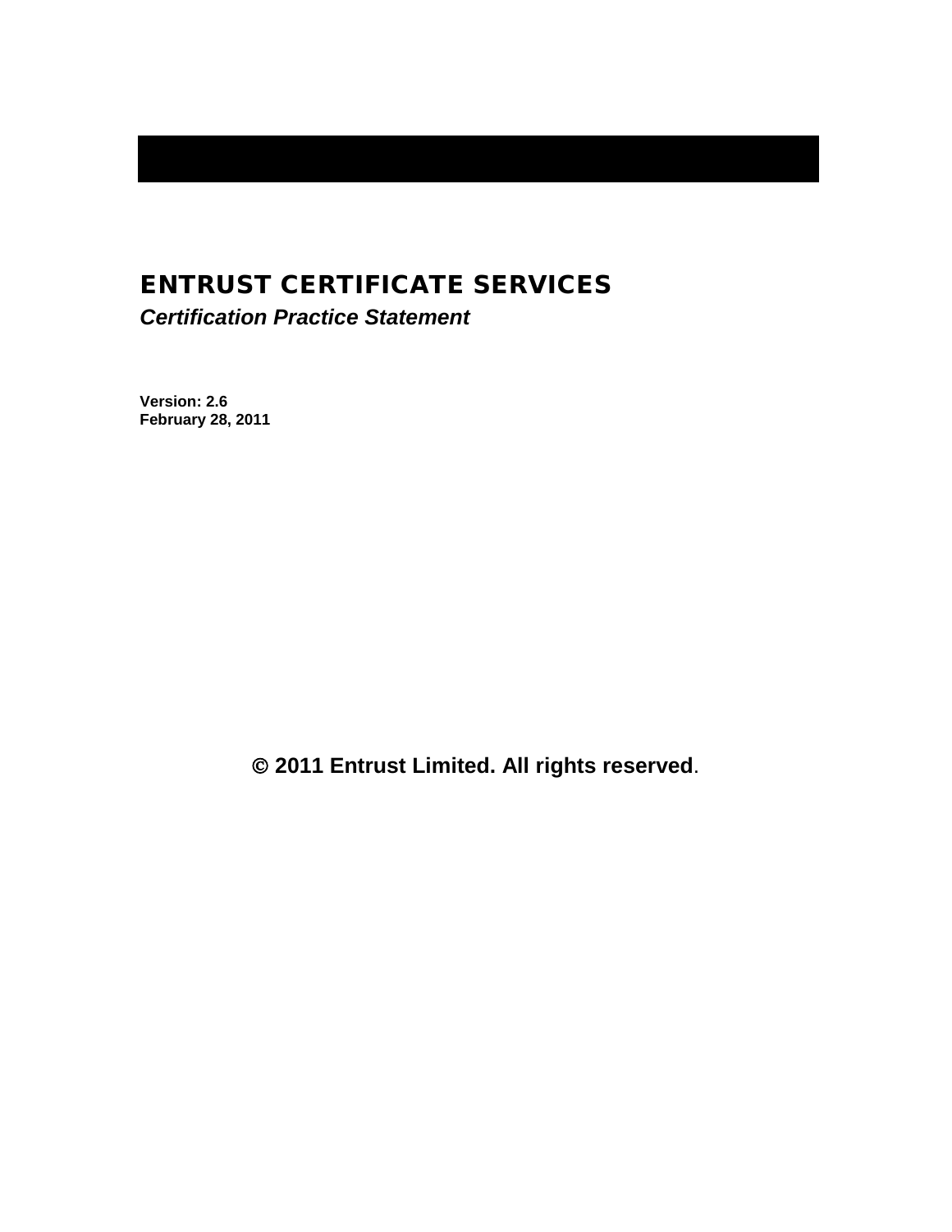# ENTRUST CERTIFICATE SERVICES

***Certification Practice Statement***

**Version: 2.6**
**February 28, 2011**

**© 2011 Entrust Limited. All rights reserved**.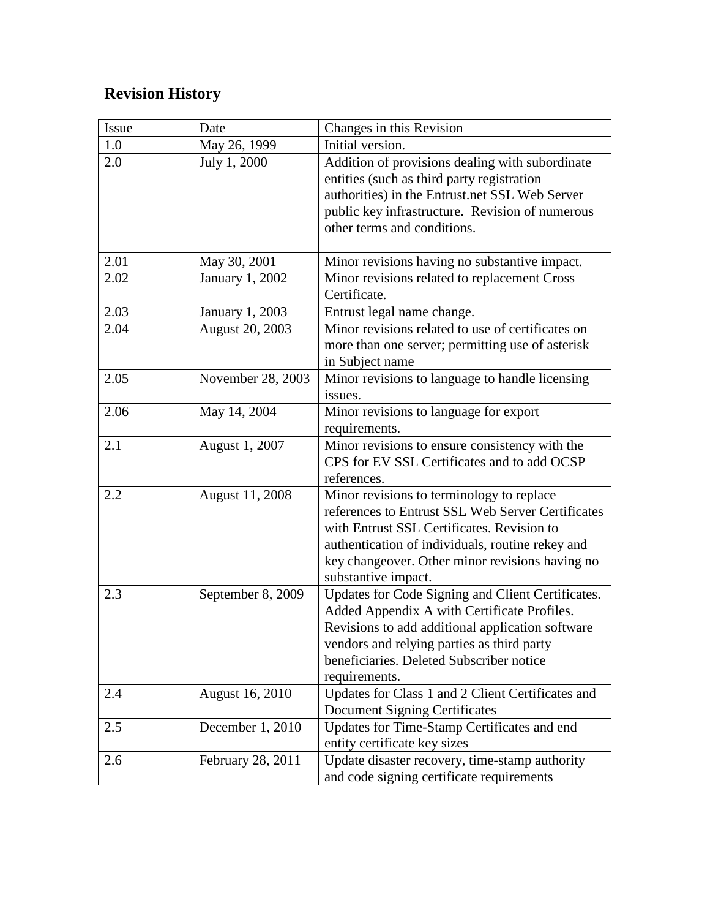## Revision History

| Issue | Date | Changes in this Revision |
|---|---|---|
| 1.0 | May 26, 1999 | Initial version. |
| 2.0 | July 1, 2000 | Addition of provisions dealing with subordinate entities (such as third party registration authorities) in the Entrust.net SSL Web Server public key infrastructure. Revision of numerous other terms and conditions. |
| 2.01 | May 30, 2001 | Minor revisions having no substantive impact. |
| 2.02 | January 1, 2002 | Minor revisions related to replacement Cross Certificate. |
| 2.03 | January 1, 2003 | Entrust legal name change. |
| 2.04 | August 20, 2003 | Minor revisions related to use of certificates on more than one server; permitting use of asterisk in Subject name |
| 2.05 | November 28, 2003 | Minor revisions to language to handle licensing issues. |
| 2.06 | May 14, 2004 | Minor revisions to language for export requirements. |
| 2.1 | August 1, 2007 | Minor revisions to ensure consistency with the CPS for EV SSL Certificates and to add OCSP references. |
| 2.2 | August 11, 2008 | Minor revisions to terminology to replace references to Entrust SSL Web Server Certificates with Entrust SSL Certificates. Revision to authentication of individuals, routine rekey and key changeover. Other minor revisions having no substantive impact. |
| 2.3 | September 8, 2009 | Updates for Code Signing and Client Certificates. Added Appendix A with Certificate Profiles. Revisions to add additional application software vendors and relying parties as third party beneficiaries. Deleted Subscriber notice requirements. |
| 2.4 | August 16, 2010 | Updates for Class 1 and 2 Client Certificates and Document Signing Certificates |
| 2.5 | December 1, 2010 | Updates for Time-Stamp Certificates and end entity certificate key sizes |
| 2.6 | February 28, 2011 | Update disaster recovery, time-stamp authority and code signing certificate requirements |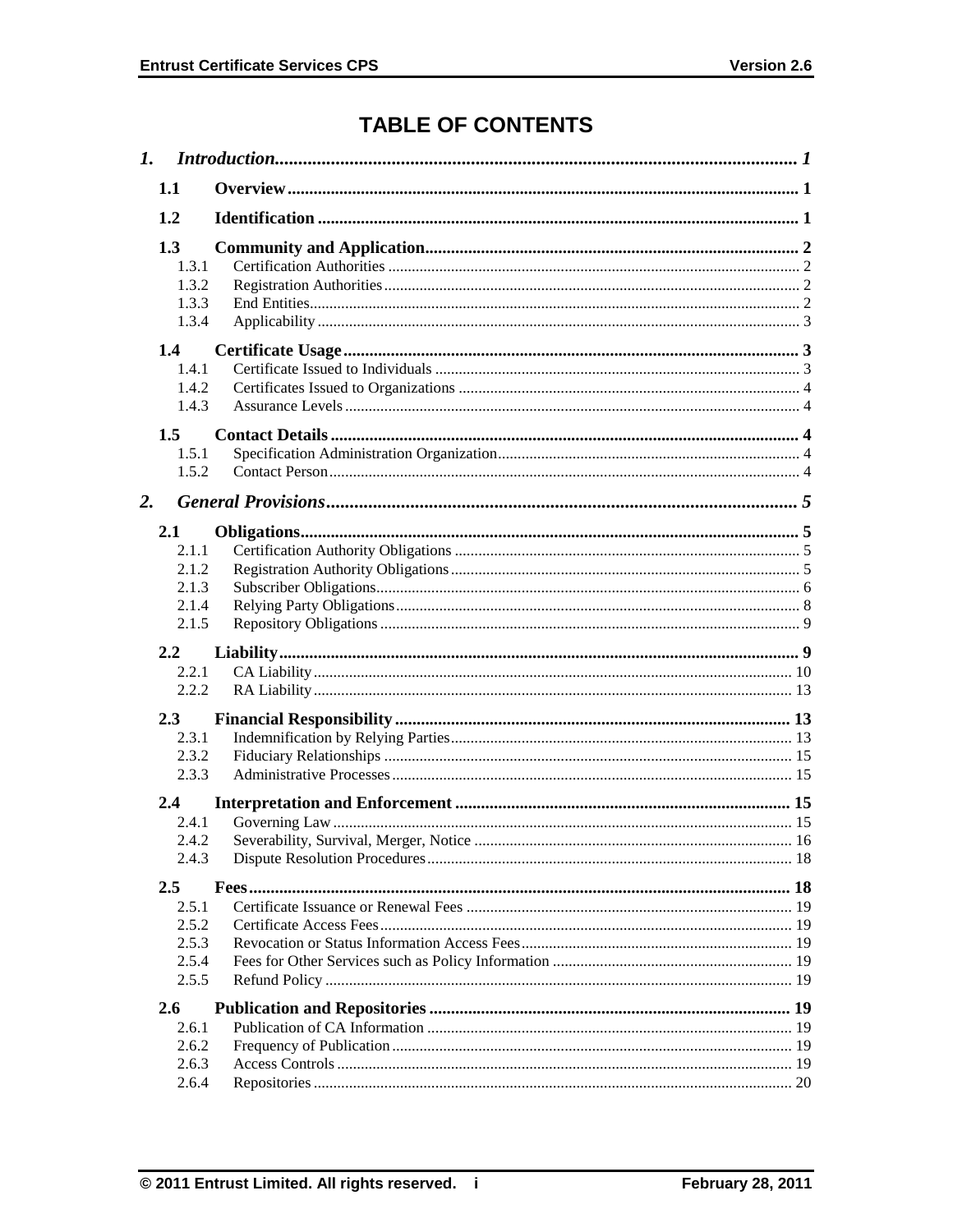# TABLE OF CONTENTS

1. *Introduction* ........ 1
   - 1.1 **Overview** ........ 1
   - 1.2 **Identification** ........ 1
   - 1.3 **Community and Application** ........ 2
     - 1.3.1 Certification Authorities ........ 2
     - 1.3.2 Registration Authorities ........ 2
     - 1.3.3 End Entities ........ 2
     - 1.3.4 Applicability ........ 3
   - 1.4 **Certificate Usage** ........ 3
     - 1.4.1 Certificate Issued to Individuals ........ 3
     - 1.4.2 Certificates Issued to Organizations ........ 4
     - 1.4.3 Assurance Levels ........ 4
   - 1.5 **Contact Details** ........ 4
     - 1.5.1 Specification Administration Organization ........ 4
     - 1.5.2 Contact Person ........ 4
2. *General Provisions* ........ 5
   - 2.1 **Obligations** ........ 5
     - 2.1.1 Certification Authority Obligations ........ 5
     - 2.1.2 Registration Authority Obligations ........ 5
     - 2.1.3 Subscriber Obligations ........ 6
     - 2.1.4 Relying Party Obligations ........ 8
     - 2.1.5 Repository Obligations ........ 9
   - 2.2 **Liability** ........ 9
     - 2.2.1 CA Liability ........ 10
     - 2.2.2 RA Liability ........ 13
   - 2.3 **Financial Responsibility** ........ 13
     - 2.3.1 Indemnification by Relying Parties ........ 13
     - 2.3.2 Fiduciary Relationships ........ 15
     - 2.3.3 Administrative Processes ........ 15
   - 2.4 **Interpretation and Enforcement** ........ 15
     - 2.4.1 Governing Law ........ 15
     - 2.4.2 Severability, Survival, Merger, Notice ........ 16
     - 2.4.3 Dispute Resolution Procedures ........ 18
   - 2.5 **Fees** ........ 18
     - 2.5.1 Certificate Issuance or Renewal Fees ........ 19
     - 2.5.2 Certificate Access Fees ........ 19
     - 2.5.3 Revocation or Status Information Access Fees ........ 19
     - 2.5.4 Fees for Other Services such as Policy Information ........ 19
     - 2.5.5 Refund Policy ........ 19
   - 2.6 **Publication and Repositories** ........ 19
     - 2.6.1 Publication of CA Information ........ 19
     - 2.6.2 Frequency of Publication ........ 19
     - 2.6.3 Access Controls ........ 19
     - 2.6.4 Repositories ........ 20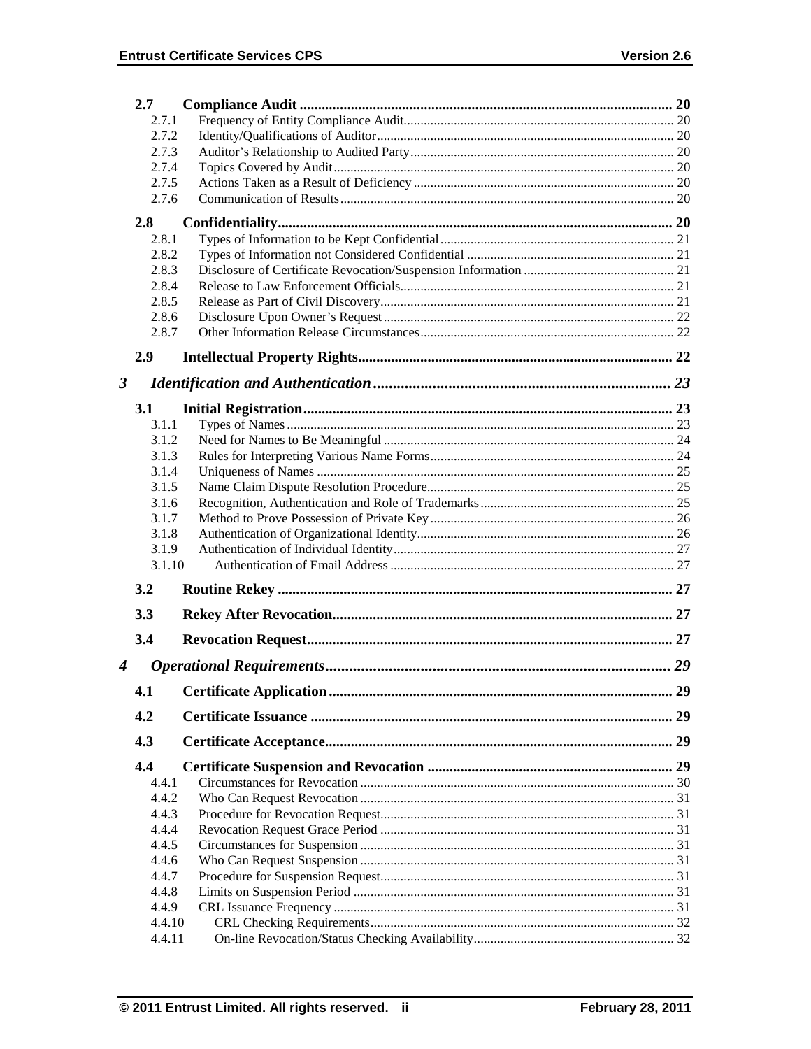**2.7 Compliance Audit** ........ 20

- 2.7.1 Frequency of Entity Compliance Audit ........ 20
- 2.7.2 Identity/Qualifications of Auditor ........ 20
- 2.7.3 Auditor's Relationship to Audited Party ........ 20
- 2.7.4 Topics Covered by Audit ........ 20
- 2.7.5 Actions Taken as a Result of Deficiency ........ 20
- 2.7.6 Communication of Results ........ 20

**2.8 Confidentiality** ........ 20

- 2.8.1 Types of Information to be Kept Confidential ........ 21
- 2.8.2 Types of Information not Considered Confidential ........ 21
- 2.8.3 Disclosure of Certificate Revocation/Suspension Information ........ 21
- 2.8.4 Release to Law Enforcement Officials ........ 21
- 2.8.5 Release as Part of Civil Discovery ........ 21
- 2.8.6 Disclosure Upon Owner's Request ........ 22
- 2.8.7 Other Information Release Circumstances ........ 22

**2.9 Intellectual Property Rights** ........ 22

***3 Identification and Authentication*** ........ 23

**3.1 Initial Registration** ........ 23

- 3.1.1 Types of Names ........ 23
- 3.1.2 Need for Names to Be Meaningful ........ 24
- 3.1.3 Rules for Interpreting Various Name Forms ........ 24
- 3.1.4 Uniqueness of Names ........ 25
- 3.1.5 Name Claim Dispute Resolution Procedure ........ 25
- 3.1.6 Recognition, Authentication and Role of Trademarks ........ 25
- 3.1.7 Method to Prove Possession of Private Key ........ 26
- 3.1.8 Authentication of Organizational Identity ........ 26
- 3.1.9 Authentication of Individual Identity ........ 27
- 3.1.10 Authentication of Email Address ........ 27

**3.2 Routine Rekey** ........ 27

**3.3 Rekey After Revocation** ........ 27

**3.4 Revocation Request** ........ 27

***4 Operational Requirements*** ........ 29

**4.1 Certificate Application** ........ 29

**4.2 Certificate Issuance** ........ 29

**4.3 Certificate Acceptance** ........ 29

**4.4 Certificate Suspension and Revocation** ........ 29

- 4.4.1 Circumstances for Revocation ........ 30
- 4.4.2 Who Can Request Revocation ........ 31
- 4.4.3 Procedure for Revocation Request ........ 31
- 4.4.4 Revocation Request Grace Period ........ 31
- 4.4.5 Circumstances for Suspension ........ 31
- 4.4.6 Who Can Request Suspension ........ 31
- 4.4.7 Procedure for Suspension Request ........ 31
- 4.4.8 Limits on Suspension Period ........ 31
- 4.4.9 CRL Issuance Frequency ........ 31
- 4.4.10 CRL Checking Requirements ........ 32
- 4.4.11 On-line Revocation/Status Checking Availability ........ 32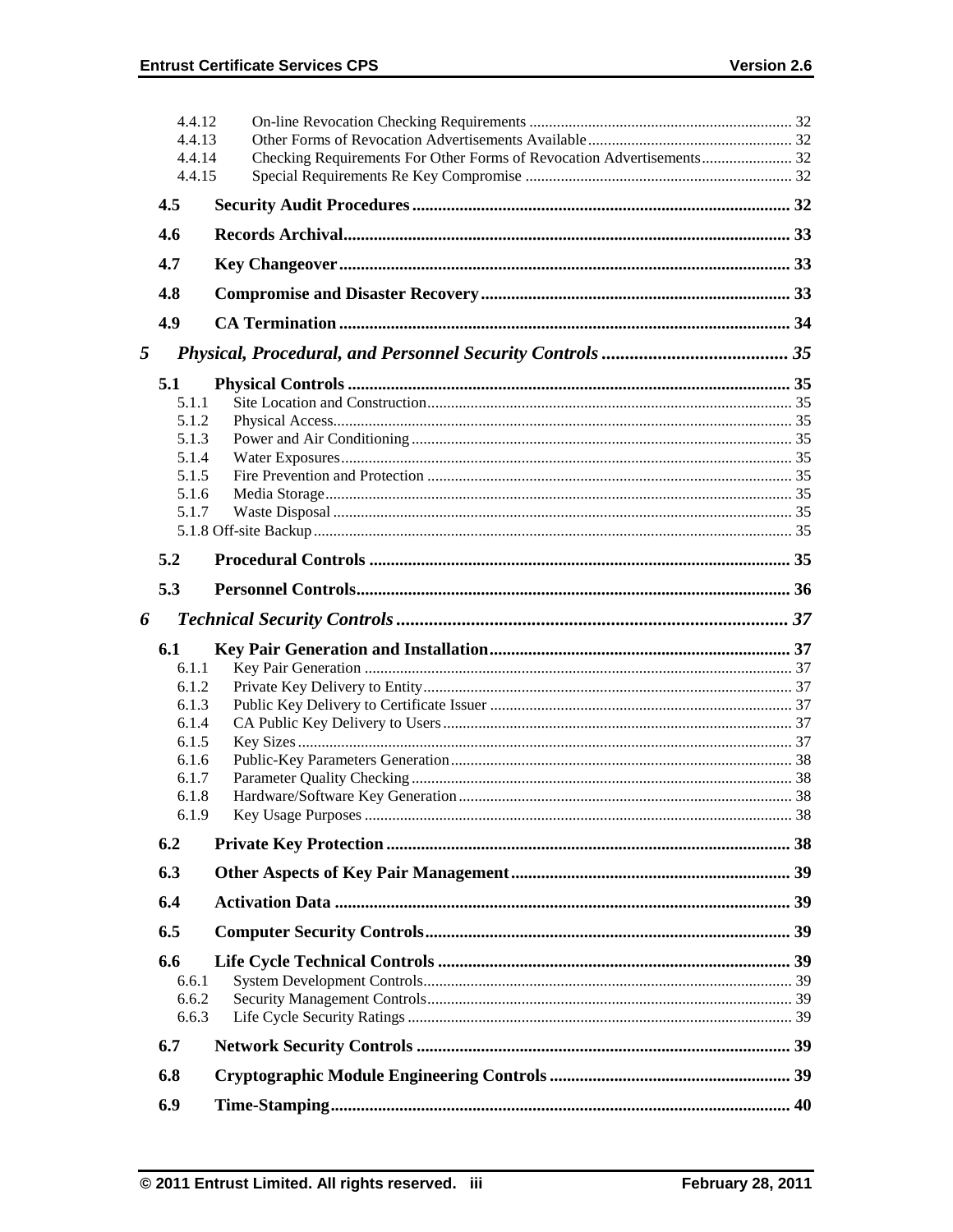4.4.12 On-line Revocation Checking Requirements .... 32
4.4.13 Other Forms of Revocation Advertisements Available .... 32
4.4.14 Checking Requirements For Other Forms of Revocation Advertisements .... 32
4.4.15 Special Requirements Re Key Compromise .... 32

**4.5 Security Audit Procedures .... 32**

**4.6 Records Archival .... 33**

**4.7 Key Changeover .... 33**

**4.8 Compromise and Disaster Recovery .... 33**

**4.9 CA Termination .... 34**

***5 Physical, Procedural, and Personnel Security Controls .... 35***

**5.1 Physical Controls .... 35**

5.1.1 Site Location and Construction .... 35
5.1.2 Physical Access .... 35
5.1.3 Power and Air Conditioning .... 35
5.1.4 Water Exposures .... 35
5.1.5 Fire Prevention and Protection .... 35
5.1.6 Media Storage .... 35
5.1.7 Waste Disposal .... 35
5.1.8 Off-site Backup .... 35

**5.2 Procedural Controls .... 35**

**5.3 Personnel Controls .... 36**

***6 Technical Security Controls .... 37***

**6.1 Key Pair Generation and Installation .... 37**

6.1.1 Key Pair Generation .... 37
6.1.2 Private Key Delivery to Entity .... 37
6.1.3 Public Key Delivery to Certificate Issuer .... 37
6.1.4 CA Public Key Delivery to Users .... 37
6.1.5 Key Sizes .... 37
6.1.6 Public-Key Parameters Generation .... 38
6.1.7 Parameter Quality Checking .... 38
6.1.8 Hardware/Software Key Generation .... 38
6.1.9 Key Usage Purposes .... 38

**6.2 Private Key Protection .... 38**

**6.3 Other Aspects of Key Pair Management .... 39**

**6.4 Activation Data .... 39**

**6.5 Computer Security Controls .... 39**

**6.6 Life Cycle Technical Controls .... 39**

6.6.1 System Development Controls .... 39
6.6.2 Security Management Controls .... 39
6.6.3 Life Cycle Security Ratings .... 39

**6.7 Network Security Controls .... 39**

**6.8 Cryptographic Module Engineering Controls .... 39**

**6.9 Time-Stamping .... 40**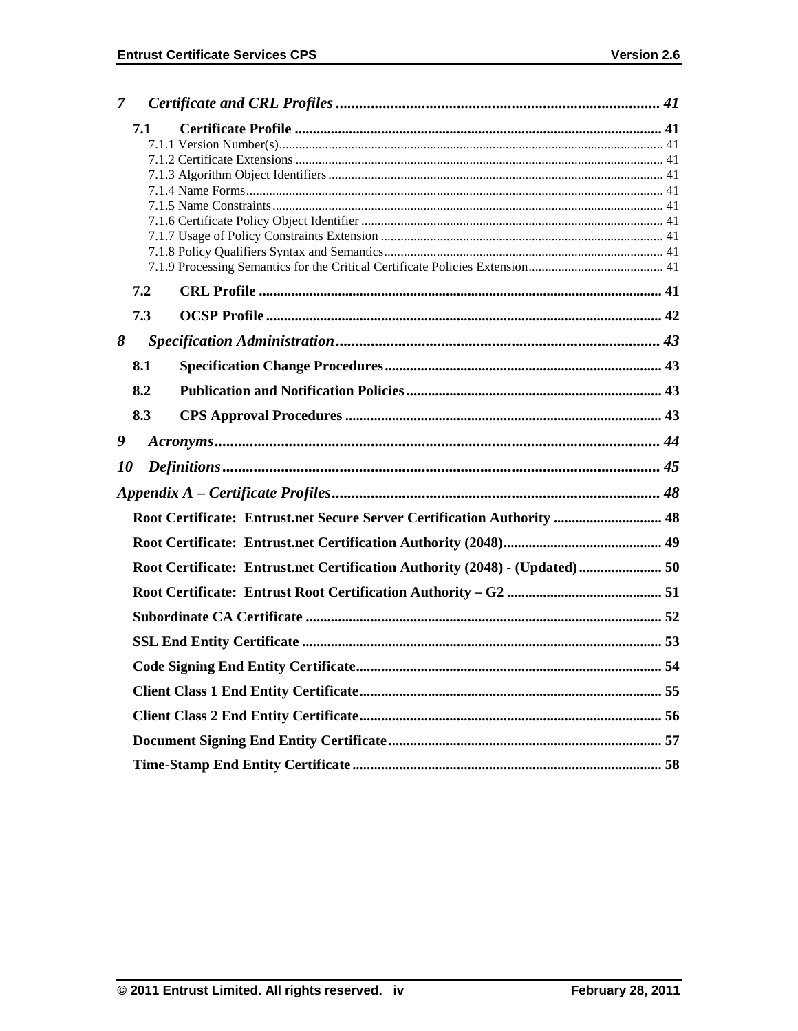*7 Certificate and CRL Profiles* ..... *41*

**7.1 Certificate Profile** ..... 41

7.1.1 Version Number(s) ..... 41
7.1.2 Certificate Extensions ..... 41
7.1.3 Algorithm Object Identifiers ..... 41
7.1.4 Name Forms ..... 41
7.1.5 Name Constraints ..... 41
7.1.6 Certificate Policy Object Identifier ..... 41
7.1.7 Usage of Policy Constraints Extension ..... 41
7.1.8 Policy Qualifiers Syntax and Semantics ..... 41
7.1.9 Processing Semantics for the Critical Certificate Policies Extension ..... 41

**7.2 CRL Profile** ..... 41

**7.3 OCSP Profile** ..... 42

*8 Specification Administration* ..... *43*

**8.1 Specification Change Procedures** ..... 43

**8.2 Publication and Notification Policies** ..... 43

**8.3 CPS Approval Procedures** ..... 43

*9 Acronyms* ..... *44*

*10 Definitions* ..... *45*

*Appendix A – Certificate Profiles* ..... *48*

**Root Certificate: Entrust.net Secure Server Certification Authority** ..... 48

**Root Certificate: Entrust.net Certification Authority (2048)** ..... 49

**Root Certificate: Entrust.net Certification Authority (2048) - (Updated)** ..... 50

**Root Certificate: Entrust Root Certification Authority – G2** ..... 51

**Subordinate CA Certificate** ..... 52

**SSL End Entity Certificate** ..... 53

**Code Signing End Entity Certificate** ..... 54

**Client Class 1 End Entity Certificate** ..... 55

**Client Class 2 End Entity Certificate** ..... 56

**Document Signing End Entity Certificate** ..... 57

**Time-Stamp End Entity Certificate** ..... 58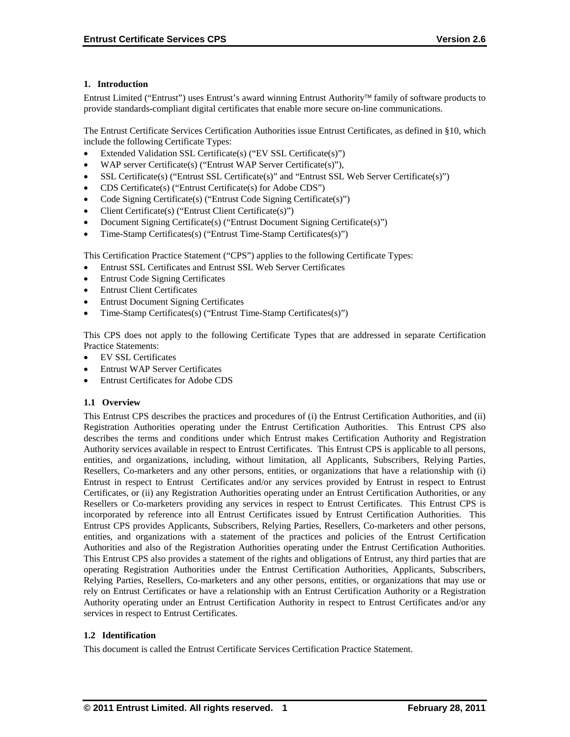# 1. Introduction

Entrust Limited ("Entrust") uses Entrust's award winning Entrust Authority™ family of software products to provide standards-compliant digital certificates that enable more secure on-line communications.

The Entrust Certificate Services Certification Authorities issue Entrust Certificates, as defined in §10, which include the following Certificate Types:

- Extended Validation SSL Certificate(s) ("EV SSL Certificate(s)")
- WAP server Certificate(s) ("Entrust WAP Server Certificate(s)"),
- SSL Certificate(s) ("Entrust SSL Certificate(s)" and "Entrust SSL Web Server Certificate(s)")
- CDS Certificate(s) ("Entrust Certificate(s) for Adobe CDS")
- Code Signing Certificate(s) ("Entrust Code Signing Certificate(s)")
- Client Certificate(s) ("Entrust Client Certificate(s)")
- Document Signing Certificate(s) ("Entrust Document Signing Certificate(s)")
- Time-Stamp Certificates(s) ("Entrust Time-Stamp Certificates(s)")

This Certification Practice Statement ("CPS") applies to the following Certificate Types:

- Entrust SSL Certificates and Entrust SSL Web Server Certificates
- Entrust Code Signing Certificates
- Entrust Client Certificates
- Entrust Document Signing Certificates
- Time-Stamp Certificates(s) ("Entrust Time-Stamp Certificates(s)")

This CPS does not apply to the following Certificate Types that are addressed in separate Certification Practice Statements:

- EV SSL Certificates
- Entrust WAP Server Certificates
- Entrust Certificates for Adobe CDS

## 1.1 Overview

This Entrust CPS describes the practices and procedures of (i) the Entrust Certification Authorities, and (ii) Registration Authorities operating under the Entrust Certification Authorities. This Entrust CPS also describes the terms and conditions under which Entrust makes Certification Authority and Registration Authority services available in respect to Entrust Certificates. This Entrust CPS is applicable to all persons, entities, and organizations, including, without limitation, all Applicants, Subscribers, Relying Parties, Resellers, Co-marketers and any other persons, entities, or organizations that have a relationship with (i) Entrust in respect to Entrust Certificates and/or any services provided by Entrust in respect to Entrust Certificates, or (ii) any Registration Authorities operating under an Entrust Certification Authorities, or any Resellers or Co-marketers providing any services in respect to Entrust Certificates. This Entrust CPS is incorporated by reference into all Entrust Certificates issued by Entrust Certification Authorities. This Entrust CPS provides Applicants, Subscribers, Relying Parties, Resellers, Co-marketers and other persons, entities, and organizations with a statement of the practices and policies of the Entrust Certification Authorities and also of the Registration Authorities operating under the Entrust Certification Authorities. This Entrust CPS also provides a statement of the rights and obligations of Entrust, any third parties that are operating Registration Authorities under the Entrust Certification Authorities, Applicants, Subscribers, Relying Parties, Resellers, Co-marketers and any other persons, entities, or organizations that may use or rely on Entrust Certificates or have a relationship with an Entrust Certification Authority or a Registration Authority operating under an Entrust Certification Authority in respect to Entrust Certificates and/or any services in respect to Entrust Certificates.

## 1.2 Identification

This document is called the Entrust Certificate Services Certification Practice Statement.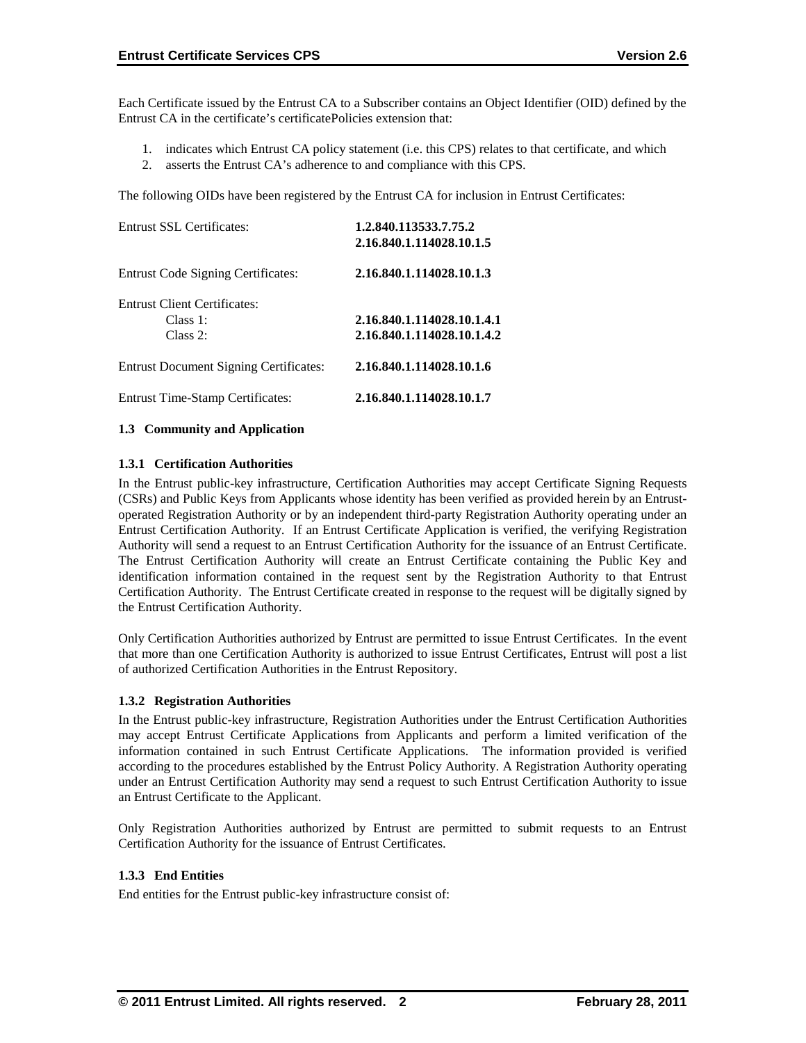Each Certificate issued by the Entrust CA to a Subscriber contains an Object Identifier (OID) defined by the Entrust CA in the certificate's certificatePolicies extension that:

1. indicates which Entrust CA policy statement (i.e. this CPS) relates to that certificate, and which
2. asserts the Entrust CA's adherence to and compliance with this CPS.

The following OIDs have been registered by the Entrust CA for inclusion in Entrust Certificates:

| | |
|---|---|
| Entrust SSL Certificates: | **1.2.840.113533.7.75.2**<br>**2.16.840.1.114028.10.1.5** |
| Entrust Code Signing Certificates: | **2.16.840.1.114028.10.1.3** |
| Entrust Client Certificates: | |
| Class 1: | **2.16.840.1.114028.10.1.4.1** |
| Class 2: | **2.16.840.1.114028.10.1.4.2** |
| Entrust Document Signing Certificates: | **2.16.840.1.114028.10.1.6** |
| Entrust Time-Stamp Certificates: | **2.16.840.1.114028.10.1.7** |

### 1.3 Community and Application

#### 1.3.1 Certification Authorities

In the Entrust public-key infrastructure, Certification Authorities may accept Certificate Signing Requests (CSRs) and Public Keys from Applicants whose identity has been verified as provided herein by an Entrust-operated Registration Authority or by an independent third-party Registration Authority operating under an Entrust Certification Authority. If an Entrust Certificate Application is verified, the verifying Registration Authority will send a request to an Entrust Certification Authority for the issuance of an Entrust Certificate. The Entrust Certification Authority will create an Entrust Certificate containing the Public Key and identification information contained in the request sent by the Registration Authority to that Entrust Certification Authority. The Entrust Certificate created in response to the request will be digitally signed by the Entrust Certification Authority.

Only Certification Authorities authorized by Entrust are permitted to issue Entrust Certificates. In the event that more than one Certification Authority is authorized to issue Entrust Certificates, Entrust will post a list of authorized Certification Authorities in the Entrust Repository.

#### 1.3.2 Registration Authorities

In the Entrust public-key infrastructure, Registration Authorities under the Entrust Certification Authorities may accept Entrust Certificate Applications from Applicants and perform a limited verification of the information contained in such Entrust Certificate Applications. The information provided is verified according to the procedures established by the Entrust Policy Authority. A Registration Authority operating under an Entrust Certification Authority may send a request to such Entrust Certification Authority to issue an Entrust Certificate to the Applicant.

Only Registration Authorities authorized by Entrust are permitted to submit requests to an Entrust Certification Authority for the issuance of Entrust Certificates.

#### 1.3.3 End Entities

End entities for the Entrust public-key infrastructure consist of: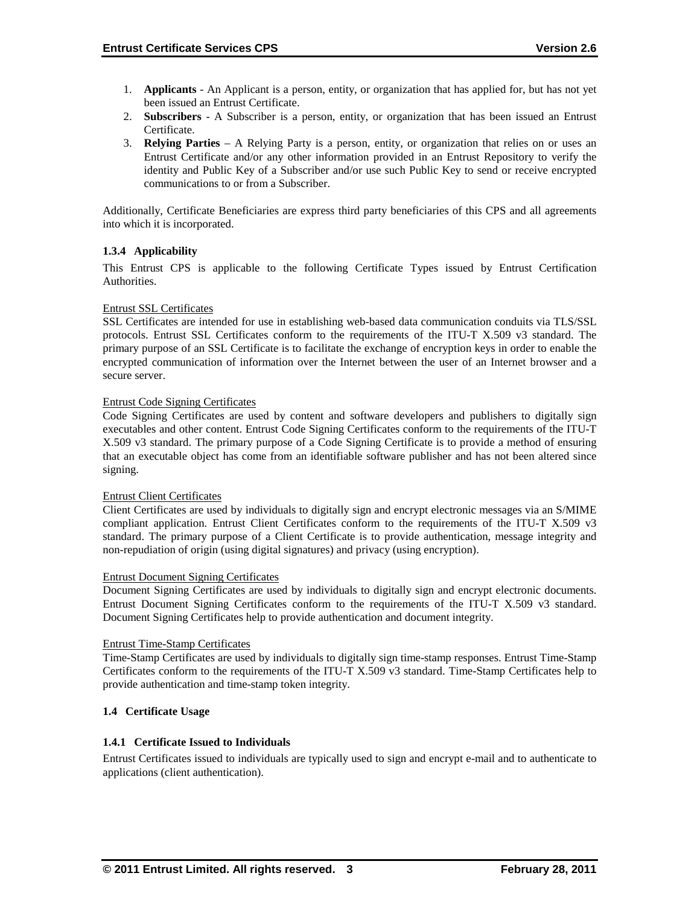1. **Applicants** - An Applicant is a person, entity, or organization that has applied for, but has not yet been issued an Entrust Certificate.
2. **Subscribers** - A Subscriber is a person, entity, or organization that has been issued an Entrust Certificate.
3. **Relying Parties** – A Relying Party is a person, entity, or organization that relies on or uses an Entrust Certificate and/or any other information provided in an Entrust Repository to verify the identity and Public Key of a Subscriber and/or use such Public Key to send or receive encrypted communications to or from a Subscriber.

Additionally, Certificate Beneficiaries are express third party beneficiaries of this CPS and all agreements into which it is incorporated.

### 1.3.4 Applicability

This Entrust CPS is applicable to the following Certificate Types issued by Entrust Certification Authorities.

Entrust SSL Certificates
SSL Certificates are intended for use in establishing web-based data communication conduits via TLS/SSL protocols. Entrust SSL Certificates conform to the requirements of the ITU-T X.509 v3 standard. The primary purpose of an SSL Certificate is to facilitate the exchange of encryption keys in order to enable the encrypted communication of information over the Internet between the user of an Internet browser and a secure server.

Entrust Code Signing Certificates
Code Signing Certificates are used by content and software developers and publishers to digitally sign executables and other content. Entrust Code Signing Certificates conform to the requirements of the ITU-T X.509 v3 standard. The primary purpose of a Code Signing Certificate is to provide a method of ensuring that an executable object has come from an identifiable software publisher and has not been altered since signing.

Entrust Client Certificates
Client Certificates are used by individuals to digitally sign and encrypt electronic messages via an S/MIME compliant application. Entrust Client Certificates conform to the requirements of the ITU-T X.509 v3 standard. The primary purpose of a Client Certificate is to provide authentication, message integrity and non-repudiation of origin (using digital signatures) and privacy (using encryption).

Entrust Document Signing Certificates
Document Signing Certificates are used by individuals to digitally sign and encrypt electronic documents. Entrust Document Signing Certificates conform to the requirements of the ITU-T X.509 v3 standard. Document Signing Certificates help to provide authentication and document integrity.

Entrust Time-Stamp Certificates
Time-Stamp Certificates are used by individuals to digitally sign time-stamp responses. Entrust Time-Stamp Certificates conform to the requirements of the ITU-T X.509 v3 standard. Time-Stamp Certificates help to provide authentication and time-stamp token integrity.

## 1.4 Certificate Usage

### 1.4.1 Certificate Issued to Individuals

Entrust Certificates issued to individuals are typically used to sign and encrypt e-mail and to authenticate to applications (client authentication).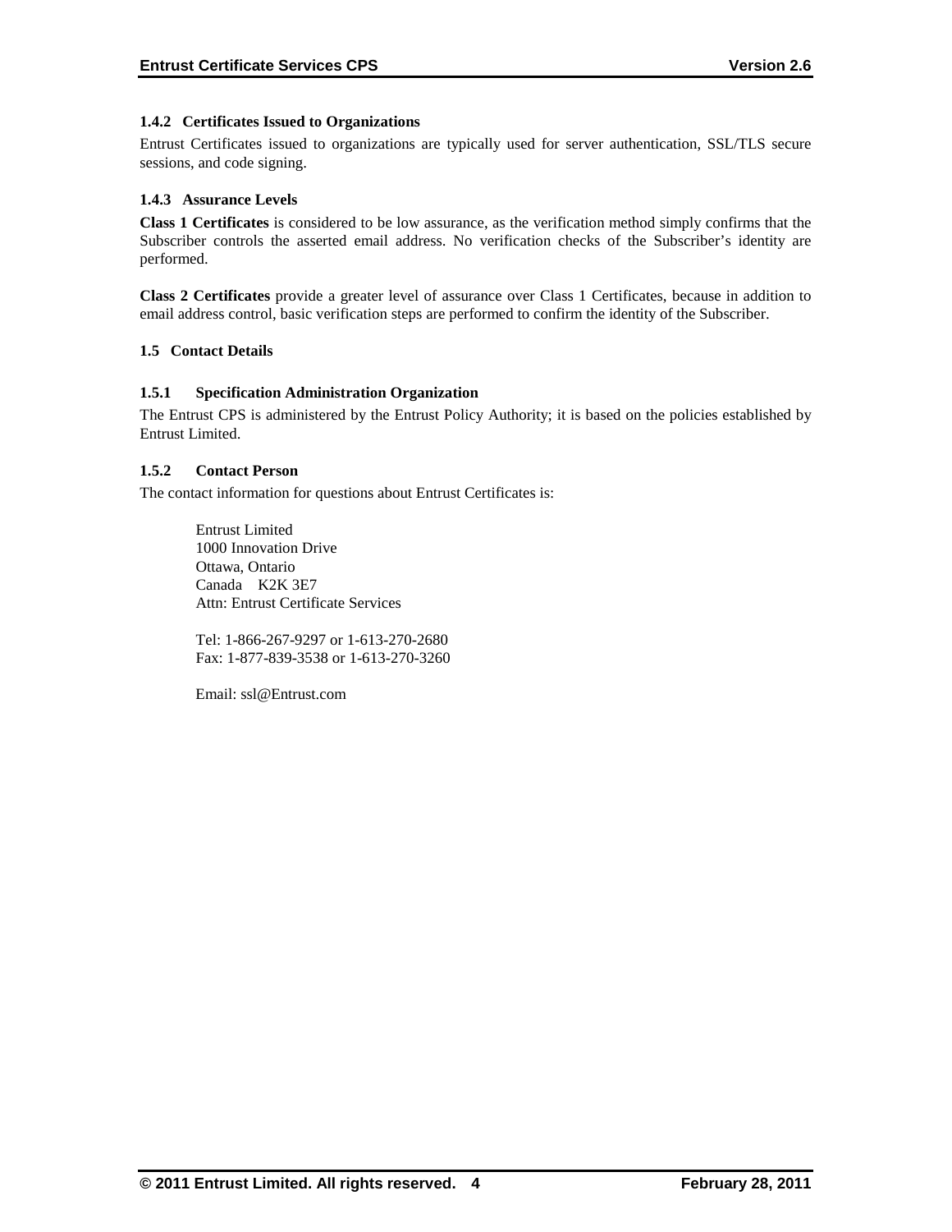### 1.4.2 Certificates Issued to Organizations

Entrust Certificates issued to organizations are typically used for server authentication, SSL/TLS secure sessions, and code signing.

### 1.4.3 Assurance Levels

**Class 1 Certificates** is considered to be low assurance, as the verification method simply confirms that the Subscriber controls the asserted email address. No verification checks of the Subscriber's identity are performed.

**Class 2 Certificates** provide a greater level of assurance over Class 1 Certificates, because in addition to email address control, basic verification steps are performed to confirm the identity of the Subscriber.

## 1.5 Contact Details

### 1.5.1 Specification Administration Organization

The Entrust CPS is administered by the Entrust Policy Authority; it is based on the policies established by Entrust Limited.

### 1.5.2 Contact Person

The contact information for questions about Entrust Certificates is:

Entrust Limited
1000 Innovation Drive
Ottawa, Ontario
Canada K2K 3E7
Attn: Entrust Certificate Services

Tel: 1-866-267-9297 or 1-613-270-2680
Fax: 1-877-839-3538 or 1-613-270-3260

Email: ssl@Entrust.com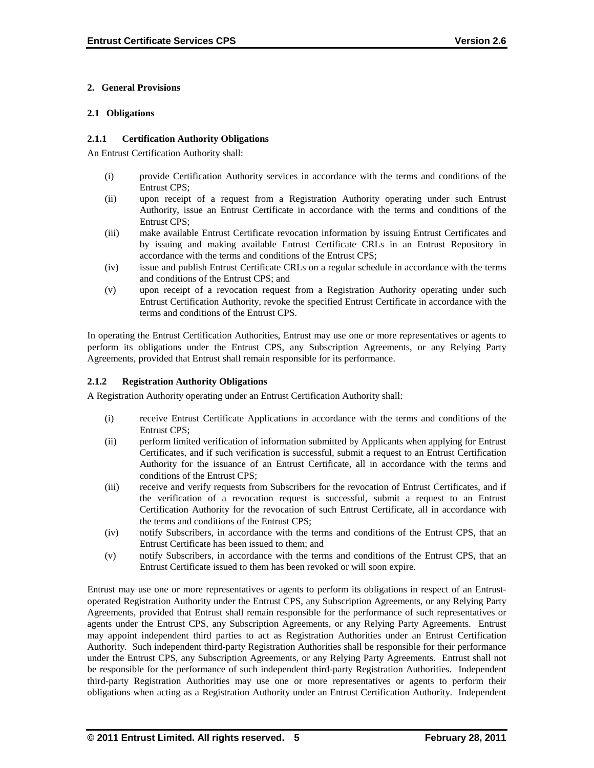## 2. General Provisions

### 2.1 Obligations

#### 2.1.1 Certification Authority Obligations

An Entrust Certification Authority shall:

(i) provide Certification Authority services in accordance with the terms and conditions of the Entrust CPS;

(ii) upon receipt of a request from a Registration Authority operating under such Entrust Authority, issue an Entrust Certificate in accordance with the terms and conditions of the Entrust CPS;

(iii) make available Entrust Certificate revocation information by issuing Entrust Certificates and by issuing and making available Entrust Certificate CRLs in an Entrust Repository in accordance with the terms and conditions of the Entrust CPS;

(iv) issue and publish Entrust Certificate CRLs on a regular schedule in accordance with the terms and conditions of the Entrust CPS; and

(v) upon receipt of a revocation request from a Registration Authority operating under such Entrust Certification Authority, revoke the specified Entrust Certificate in accordance with the terms and conditions of the Entrust CPS.

In operating the Entrust Certification Authorities, Entrust may use one or more representatives or agents to perform its obligations under the Entrust CPS, any Subscription Agreements, or any Relying Party Agreements, provided that Entrust shall remain responsible for its performance.

#### 2.1.2 Registration Authority Obligations

A Registration Authority operating under an Entrust Certification Authority shall:

(i) receive Entrust Certificate Applications in accordance with the terms and conditions of the Entrust CPS;

(ii) perform limited verification of information submitted by Applicants when applying for Entrust Certificates, and if such verification is successful, submit a request to an Entrust Certification Authority for the issuance of an Entrust Certificate, all in accordance with the terms and conditions of the Entrust CPS;

(iii) receive and verify requests from Subscribers for the revocation of Entrust Certificates, and if the verification of a revocation request is successful, submit a request to an Entrust Certification Authority for the revocation of such Entrust Certificate, all in accordance with the terms and conditions of the Entrust CPS;

(iv) notify Subscribers, in accordance with the terms and conditions of the Entrust CPS, that an Entrust Certificate has been issued to them; and

(v) notify Subscribers, in accordance with the terms and conditions of the Entrust CPS, that an Entrust Certificate issued to them has been revoked or will soon expire.

Entrust may use one or more representatives or agents to perform its obligations in respect of an Entrust-operated Registration Authority under the Entrust CPS, any Subscription Agreements, or any Relying Party Agreements, provided that Entrust shall remain responsible for the performance of such representatives or agents under the Entrust CPS, any Subscription Agreements, or any Relying Party Agreements. Entrust may appoint independent third parties to act as Registration Authorities under an Entrust Certification Authority. Such independent third-party Registration Authorities shall be responsible for their performance under the Entrust CPS, any Subscription Agreements, or any Relying Party Agreements. Entrust shall not be responsible for the performance of such independent third-party Registration Authorities. Independent third-party Registration Authorities may use one or more representatives or agents to perform their obligations when acting as a Registration Authority under an Entrust Certification Authority. Independent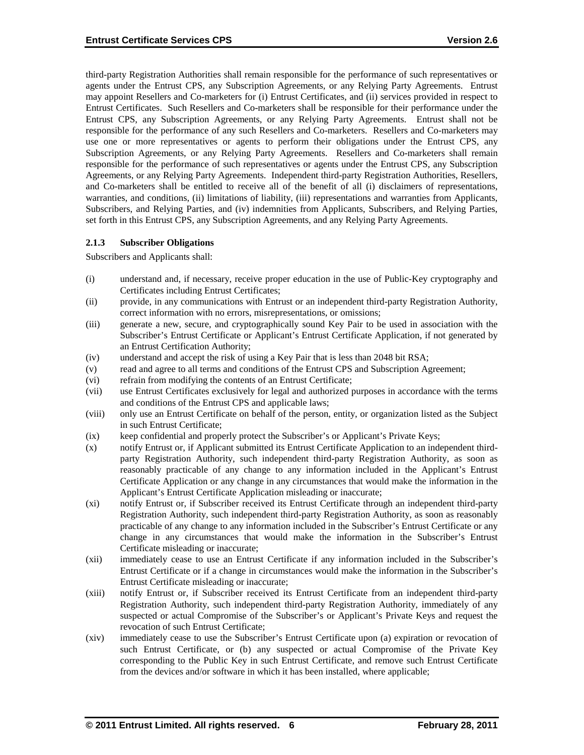third-party Registration Authorities shall remain responsible for the performance of such representatives or agents under the Entrust CPS, any Subscription Agreements, or any Relying Party Agreements. Entrust may appoint Resellers and Co-marketers for (i) Entrust Certificates, and (ii) services provided in respect to Entrust Certificates. Such Resellers and Co-marketers shall be responsible for their performance under the Entrust CPS, any Subscription Agreements, or any Relying Party Agreements. Entrust shall not be responsible for the performance of any such Resellers and Co-marketers. Resellers and Co-marketers may use one or more representatives or agents to perform their obligations under the Entrust CPS, any Subscription Agreements, or any Relying Party Agreements. Resellers and Co-marketers shall remain responsible for the performance of such representatives or agents under the Entrust CPS, any Subscription Agreements, or any Relying Party Agreements. Independent third-party Registration Authorities, Resellers, and Co-marketers shall be entitled to receive all of the benefit of all (i) disclaimers of representations, warranties, and conditions, (ii) limitations of liability, (iii) representations and warranties from Applicants, Subscribers, and Relying Parties, and (iv) indemnities from Applicants, Subscribers, and Relying Parties, set forth in this Entrust CPS, any Subscription Agreements, and any Relying Party Agreements.

### 2.1.3 Subscriber Obligations

Subscribers and Applicants shall:

(i) understand and, if necessary, receive proper education in the use of Public-Key cryptography and Certificates including Entrust Certificates;

(ii) provide, in any communications with Entrust or an independent third-party Registration Authority, correct information with no errors, misrepresentations, or omissions;

(iii) generate a new, secure, and cryptographically sound Key Pair to be used in association with the Subscriber's Entrust Certificate or Applicant's Entrust Certificate Application, if not generated by an Entrust Certification Authority;

(iv) understand and accept the risk of using a Key Pair that is less than 2048 bit RSA;

(v) read and agree to all terms and conditions of the Entrust CPS and Subscription Agreement;

(vi) refrain from modifying the contents of an Entrust Certificate;

(vii) use Entrust Certificates exclusively for legal and authorized purposes in accordance with the terms and conditions of the Entrust CPS and applicable laws;

(viii) only use an Entrust Certificate on behalf of the person, entity, or organization listed as the Subject in such Entrust Certificate;

(ix) keep confidential and properly protect the Subscriber's or Applicant's Private Keys;

(x) notify Entrust or, if Applicant submitted its Entrust Certificate Application to an independent third-party Registration Authority, such independent third-party Registration Authority, as soon as reasonably practicable of any change to any information included in the Applicant's Entrust Certificate Application or any change in any circumstances that would make the information in the Applicant's Entrust Certificate Application misleading or inaccurate;

(xi) notify Entrust or, if Subscriber received its Entrust Certificate through an independent third-party Registration Authority, such independent third-party Registration Authority, as soon as reasonably practicable of any change to any information included in the Subscriber's Entrust Certificate or any change in any circumstances that would make the information in the Subscriber's Entrust Certificate misleading or inaccurate;

(xii) immediately cease to use an Entrust Certificate if any information included in the Subscriber's Entrust Certificate or if a change in circumstances would make the information in the Subscriber's Entrust Certificate misleading or inaccurate;

(xiii) notify Entrust or, if Subscriber received its Entrust Certificate from an independent third-party Registration Authority, such independent third-party Registration Authority, immediately of any suspected or actual Compromise of the Subscriber's or Applicant's Private Keys and request the revocation of such Entrust Certificate;

(xiv) immediately cease to use the Subscriber's Entrust Certificate upon (a) expiration or revocation of such Entrust Certificate, or (b) any suspected or actual Compromise of the Private Key corresponding to the Public Key in such Entrust Certificate, and remove such Entrust Certificate from the devices and/or software in which it has been installed, where applicable;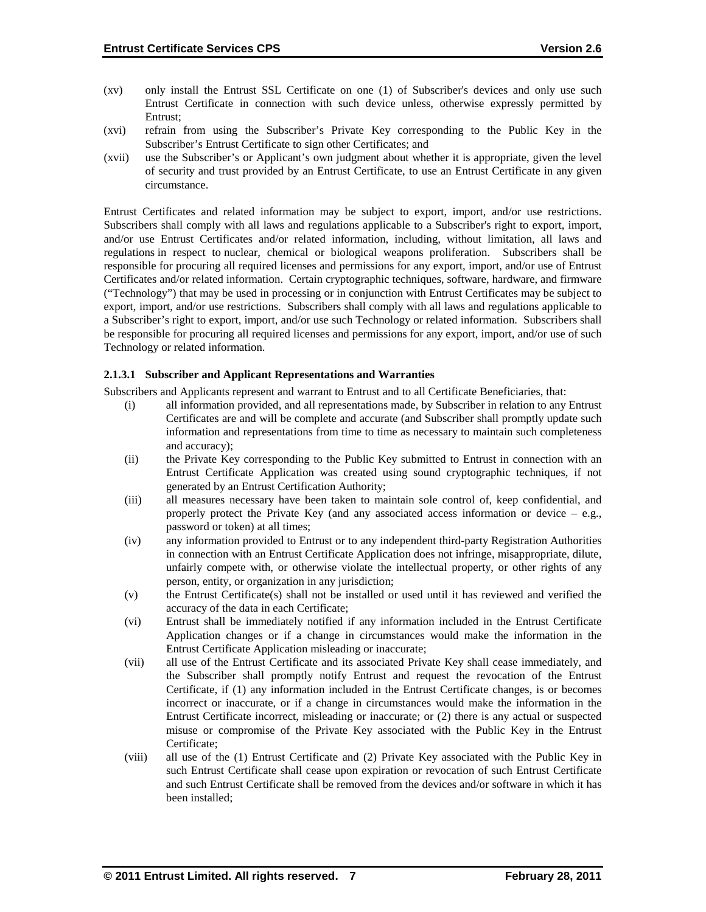(xv) only install the Entrust SSL Certificate on one (1) of Subscriber's devices and only use such Entrust Certificate in connection with such device unless, otherwise expressly permitted by Entrust;

(xvi) refrain from using the Subscriber's Private Key corresponding to the Public Key in the Subscriber's Entrust Certificate to sign other Certificates; and

(xvii) use the Subscriber's or Applicant's own judgment about whether it is appropriate, given the level of security and trust provided by an Entrust Certificate, to use an Entrust Certificate in any given circumstance.

Entrust Certificates and related information may be subject to export, import, and/or use restrictions. Subscribers shall comply with all laws and regulations applicable to a Subscriber's right to export, import, and/or use Entrust Certificates and/or related information, including, without limitation, all laws and regulations in respect to nuclear, chemical or biological weapons proliferation. Subscribers shall be responsible for procuring all required licenses and permissions for any export, import, and/or use of Entrust Certificates and/or related information. Certain cryptographic techniques, software, hardware, and firmware ("Technology") that may be used in processing or in conjunction with Entrust Certificates may be subject to export, import, and/or use restrictions. Subscribers shall comply with all laws and regulations applicable to a Subscriber's right to export, import, and/or use such Technology or related information. Subscribers shall be responsible for procuring all required licenses and permissions for any export, import, and/or use of such Technology or related information.

#### 2.1.3.1 Subscriber and Applicant Representations and Warranties

Subscribers and Applicants represent and warrant to Entrust and to all Certificate Beneficiaries, that:

(i) all information provided, and all representations made, by Subscriber in relation to any Entrust Certificates are and will be complete and accurate (and Subscriber shall promptly update such information and representations from time to time as necessary to maintain such completeness and accuracy);

(ii) the Private Key corresponding to the Public Key submitted to Entrust in connection with an Entrust Certificate Application was created using sound cryptographic techniques, if not generated by an Entrust Certification Authority;

(iii) all measures necessary have been taken to maintain sole control of, keep confidential, and properly protect the Private Key (and any associated access information or device – e.g., password or token) at all times;

(iv) any information provided to Entrust or to any independent third-party Registration Authorities in connection with an Entrust Certificate Application does not infringe, misappropriate, dilute, unfairly compete with, or otherwise violate the intellectual property, or other rights of any person, entity, or organization in any jurisdiction;

(v) the Entrust Certificate(s) shall not be installed or used until it has reviewed and verified the accuracy of the data in each Certificate;

(vi) Entrust shall be immediately notified if any information included in the Entrust Certificate Application changes or if a change in circumstances would make the information in the Entrust Certificate Application misleading or inaccurate;

(vii) all use of the Entrust Certificate and its associated Private Key shall cease immediately, and the Subscriber shall promptly notify Entrust and request the revocation of the Entrust Certificate, if (1) any information included in the Entrust Certificate changes, is or becomes incorrect or inaccurate, or if a change in circumstances would make the information in the Entrust Certificate incorrect, misleading or inaccurate; or (2) there is any actual or suspected misuse or compromise of the Private Key associated with the Public Key in the Entrust Certificate;

(viii) all use of the (1) Entrust Certificate and (2) Private Key associated with the Public Key in such Entrust Certificate shall cease upon expiration or revocation of such Entrust Certificate and such Entrust Certificate shall be removed from the devices and/or software in which it has been installed;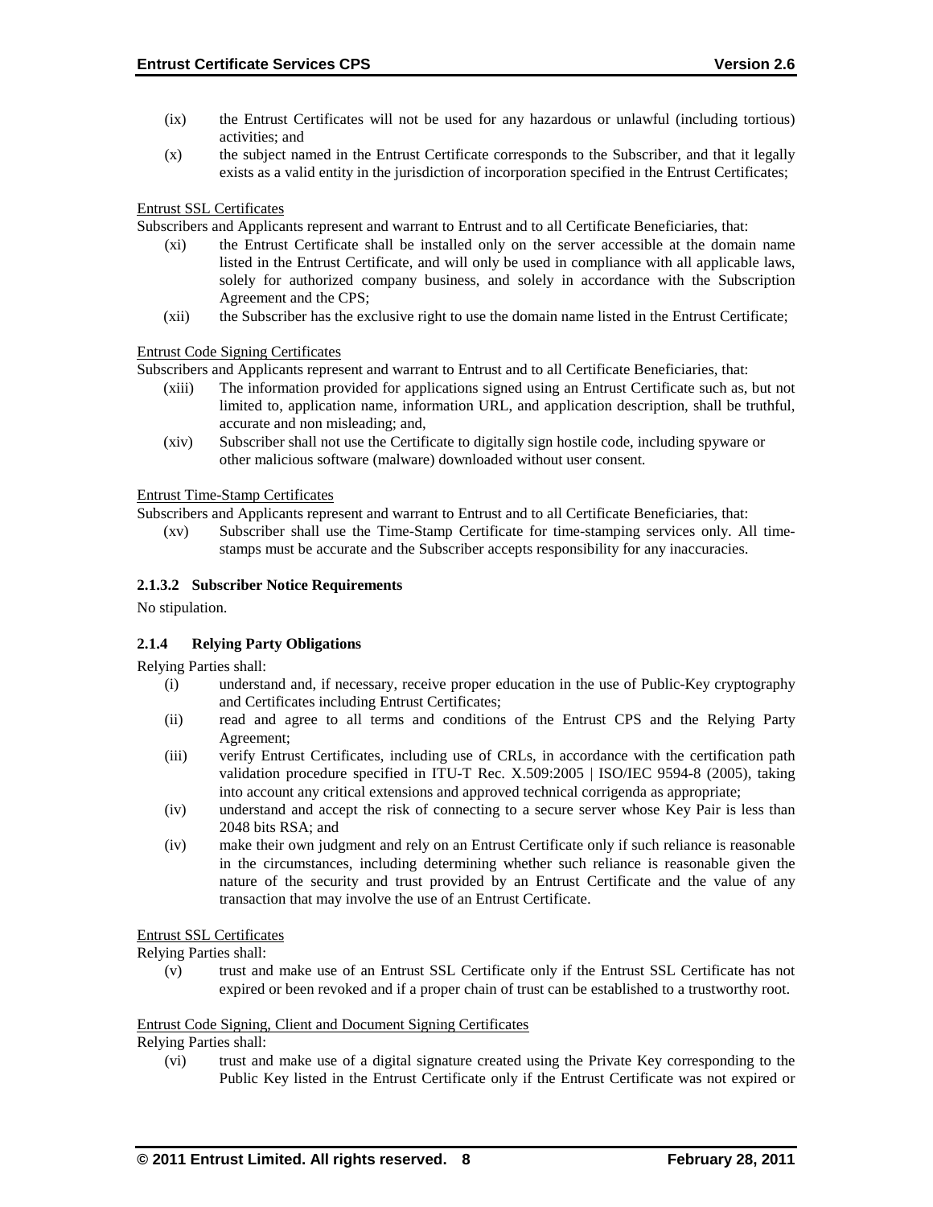(ix) the Entrust Certificates will not be used for any hazardous or unlawful (including tortious) activities; and

(x) the subject named in the Entrust Certificate corresponds to the Subscriber, and that it legally exists as a valid entity in the jurisdiction of incorporation specified in the Entrust Certificates;

Entrust SSL Certificates

Subscribers and Applicants represent and warrant to Entrust and to all Certificate Beneficiaries, that:

(xi) the Entrust Certificate shall be installed only on the server accessible at the domain name listed in the Entrust Certificate, and will only be used in compliance with all applicable laws, solely for authorized company business, and solely in accordance with the Subscription Agreement and the CPS;

(xii) the Subscriber has the exclusive right to use the domain name listed in the Entrust Certificate;

Entrust Code Signing Certificates

Subscribers and Applicants represent and warrant to Entrust and to all Certificate Beneficiaries, that:

(xiii) The information provided for applications signed using an Entrust Certificate such as, but not limited to, application name, information URL, and application description, shall be truthful, accurate and non misleading; and,

(xiv) Subscriber shall not use the Certificate to digitally sign hostile code, including spyware or other malicious software (malware) downloaded without user consent.

Entrust Time-Stamp Certificates

Subscribers and Applicants represent and warrant to Entrust and to all Certificate Beneficiaries, that:

(xv) Subscriber shall use the Time-Stamp Certificate for time-stamping services only. All time-stamps must be accurate and the Subscriber accepts responsibility for any inaccuracies.

#### 2.1.3.2 Subscriber Notice Requirements

No stipulation.

### 2.1.4 Relying Party Obligations

Relying Parties shall:

(i) understand and, if necessary, receive proper education in the use of Public-Key cryptography and Certificates including Entrust Certificates;

(ii) read and agree to all terms and conditions of the Entrust CPS and the Relying Party Agreement;

(iii) verify Entrust Certificates, including use of CRLs, in accordance with the certification path validation procedure specified in ITU-T Rec. X.509:2005 | ISO/IEC 9594-8 (2005), taking into account any critical extensions and approved technical corrigenda as appropriate;

(iv) understand and accept the risk of connecting to a secure server whose Key Pair is less than 2048 bits RSA; and

(iv) make their own judgment and rely on an Entrust Certificate only if such reliance is reasonable in the circumstances, including determining whether such reliance is reasonable given the nature of the security and trust provided by an Entrust Certificate and the value of any transaction that may involve the use of an Entrust Certificate.

Entrust SSL Certificates

Relying Parties shall:

(v) trust and make use of an Entrust SSL Certificate only if the Entrust SSL Certificate has not expired or been revoked and if a proper chain of trust can be established to a trustworthy root.

Entrust Code Signing, Client and Document Signing Certificates

Relying Parties shall:

(vi) trust and make use of a digital signature created using the Private Key corresponding to the Public Key listed in the Entrust Certificate only if the Entrust Certificate was not expired or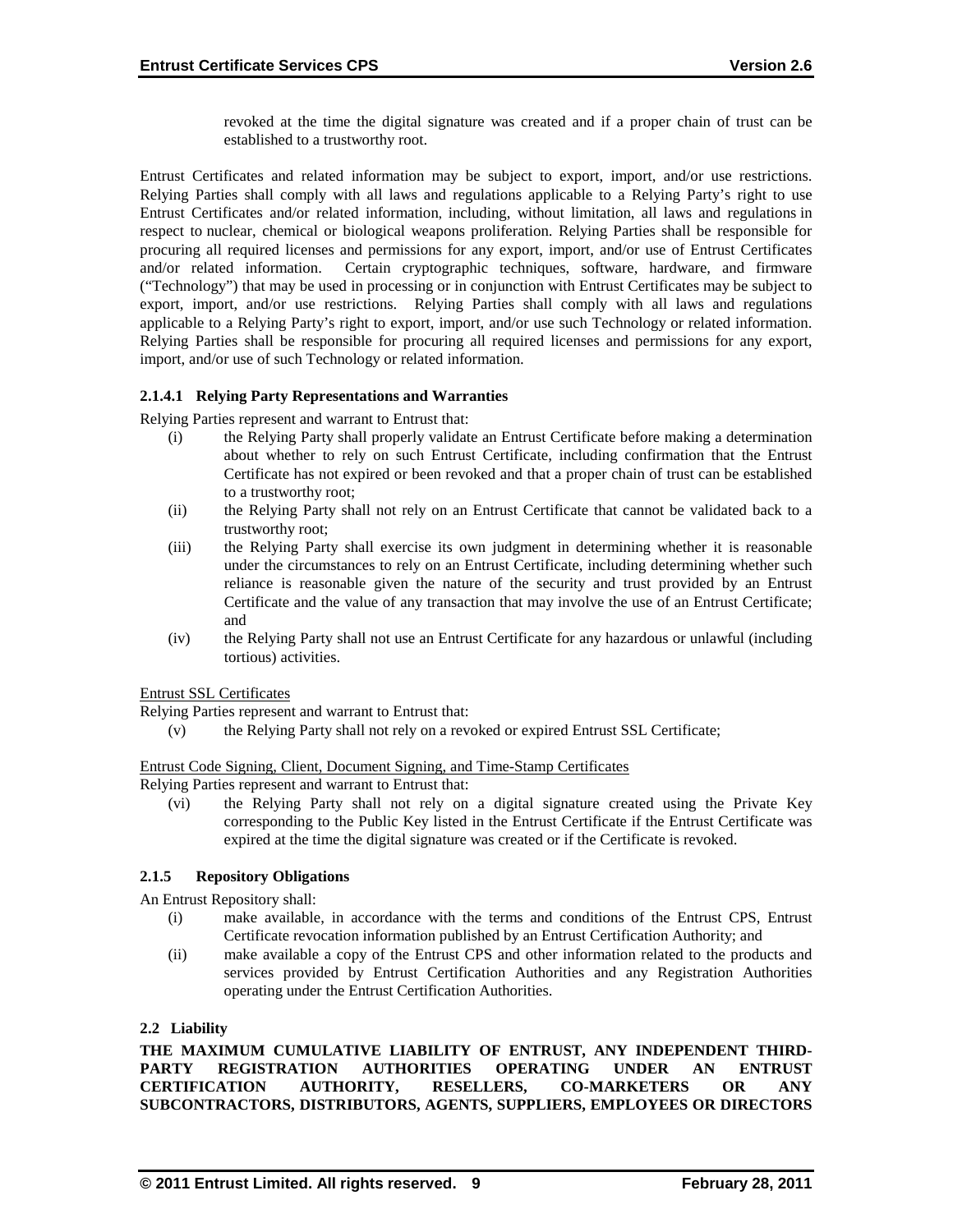revoked at the time the digital signature was created and if a proper chain of trust can be established to a trustworthy root.

Entrust Certificates and related information may be subject to export, import, and/or use restrictions. Relying Parties shall comply with all laws and regulations applicable to a Relying Party's right to use Entrust Certificates and/or related information, including, without limitation, all laws and regulations in respect to nuclear, chemical or biological weapons proliferation. Relying Parties shall be responsible for procuring all required licenses and permissions for any export, import, and/or use of Entrust Certificates and/or related information. Certain cryptographic techniques, software, hardware, and firmware ("Technology") that may be used in processing or in conjunction with Entrust Certificates may be subject to export, import, and/or use restrictions. Relying Parties shall comply with all laws and regulations applicable to a Relying Party's right to export, import, and/or use such Technology or related information. Relying Parties shall be responsible for procuring all required licenses and permissions for any export, import, and/or use of such Technology or related information.

#### 2.1.4.1 Relying Party Representations and Warranties

Relying Parties represent and warrant to Entrust that:

(i) the Relying Party shall properly validate an Entrust Certificate before making a determination about whether to rely on such Entrust Certificate, including confirmation that the Entrust Certificate has not expired or been revoked and that a proper chain of trust can be established to a trustworthy root;

(ii) the Relying Party shall not rely on an Entrust Certificate that cannot be validated back to a trustworthy root;

(iii) the Relying Party shall exercise its own judgment in determining whether it is reasonable under the circumstances to rely on an Entrust Certificate, including determining whether such reliance is reasonable given the nature of the security and trust provided by an Entrust Certificate and the value of any transaction that may involve the use of an Entrust Certificate; and

(iv) the Relying Party shall not use an Entrust Certificate for any hazardous or unlawful (including tortious) activities.

<u>Entrust SSL Certificates</u>

Relying Parties represent and warrant to Entrust that:

(v) the Relying Party shall not rely on a revoked or expired Entrust SSL Certificate;

<u>Entrust Code Signing, Client, Document Signing, and Time-Stamp Certificates</u>

Relying Parties represent and warrant to Entrust that:

(vi) the Relying Party shall not rely on a digital signature created using the Private Key corresponding to the Public Key listed in the Entrust Certificate if the Entrust Certificate was expired at the time the digital signature was created or if the Certificate is revoked.

### 2.1.5 Repository Obligations

An Entrust Repository shall:

(i) make available, in accordance with the terms and conditions of the Entrust CPS, Entrust Certificate revocation information published by an Entrust Certification Authority; and

(ii) make available a copy of the Entrust CPS and other information related to the products and services provided by Entrust Certification Authorities and any Registration Authorities operating under the Entrust Certification Authorities.

## 2.2 Liability

**THE MAXIMUM CUMULATIVE LIABILITY OF ENTRUST, ANY INDEPENDENT THIRD-PARTY REGISTRATION AUTHORITIES OPERATING UNDER AN ENTRUST CERTIFICATION AUTHORITY, RESELLERS, CO-MARKETERS OR ANY SUBCONTRACTORS, DISTRIBUTORS, AGENTS, SUPPLIERS, EMPLOYEES OR DIRECTORS**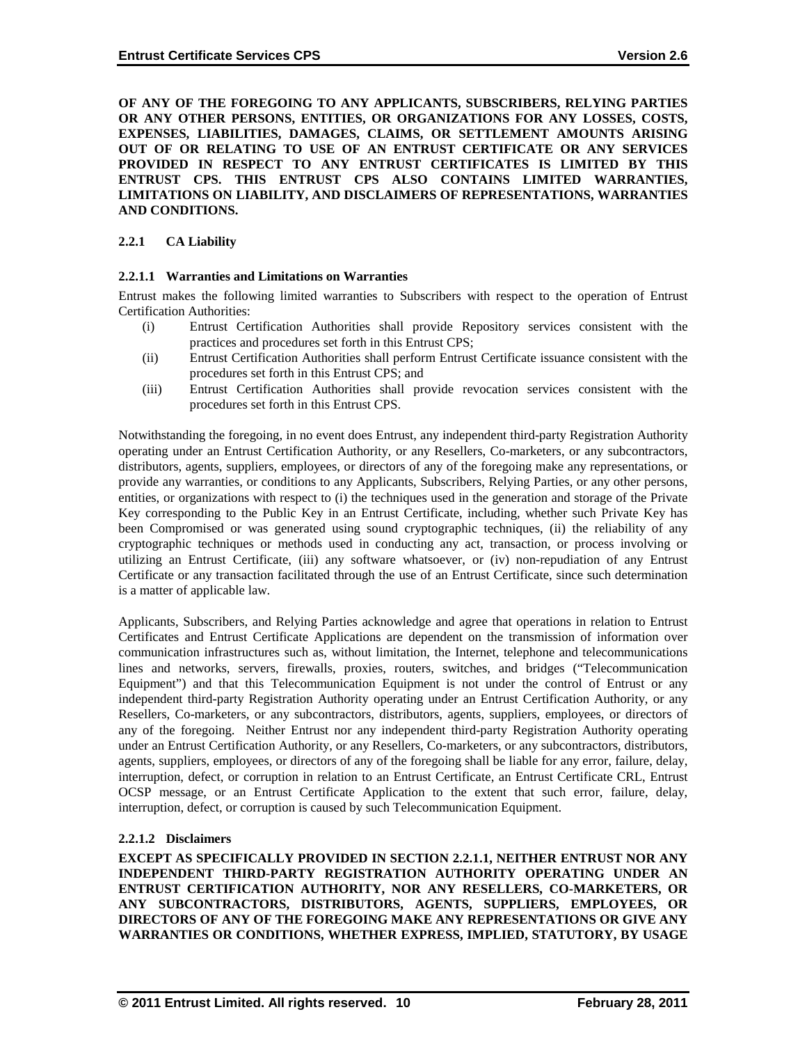**OF ANY OF THE FOREGOING TO ANY APPLICANTS, SUBSCRIBERS, RELYING PARTIES OR ANY OTHER PERSONS, ENTITIES, OR ORGANIZATIONS FOR ANY LOSSES, COSTS, EXPENSES, LIABILITIES, DAMAGES, CLAIMS, OR SETTLEMENT AMOUNTS ARISING OUT OF OR RELATING TO USE OF AN ENTRUST CERTIFICATE OR ANY SERVICES PROVIDED IN RESPECT TO ANY ENTRUST CERTIFICATES IS LIMITED BY THIS ENTRUST CPS. THIS ENTRUST CPS ALSO CONTAINS LIMITED WARRANTIES, LIMITATIONS ON LIABILITY, AND DISCLAIMERS OF REPRESENTATIONS, WARRANTIES AND CONDITIONS.**

### 2.2.1 CA Liability

#### 2.2.1.1 Warranties and Limitations on Warranties

Entrust makes the following limited warranties to Subscribers with respect to the operation of Entrust Certification Authorities:

(i) Entrust Certification Authorities shall provide Repository services consistent with the practices and procedures set forth in this Entrust CPS;

(ii) Entrust Certification Authorities shall perform Entrust Certificate issuance consistent with the procedures set forth in this Entrust CPS; and

(iii) Entrust Certification Authorities shall provide revocation services consistent with the procedures set forth in this Entrust CPS.

Notwithstanding the foregoing, in no event does Entrust, any independent third-party Registration Authority operating under an Entrust Certification Authority, or any Resellers, Co-marketers, or any subcontractors, distributors, agents, suppliers, employees, or directors of any of the foregoing make any representations, or provide any warranties, or conditions to any Applicants, Subscribers, Relying Parties, or any other persons, entities, or organizations with respect to (i) the techniques used in the generation and storage of the Private Key corresponding to the Public Key in an Entrust Certificate, including, whether such Private Key has been Compromised or was generated using sound cryptographic techniques, (ii) the reliability of any cryptographic techniques or methods used in conducting any act, transaction, or process involving or utilizing an Entrust Certificate, (iii) any software whatsoever, or (iv) non-repudiation of any Entrust Certificate or any transaction facilitated through the use of an Entrust Certificate, since such determination is a matter of applicable law.

Applicants, Subscribers, and Relying Parties acknowledge and agree that operations in relation to Entrust Certificates and Entrust Certificate Applications are dependent on the transmission of information over communication infrastructures such as, without limitation, the Internet, telephone and telecommunications lines and networks, servers, firewalls, proxies, routers, switches, and bridges ("Telecommunication Equipment") and that this Telecommunication Equipment is not under the control of Entrust or any independent third-party Registration Authority operating under an Entrust Certification Authority, or any Resellers, Co-marketers, or any subcontractors, distributors, agents, suppliers, employees, or directors of any of the foregoing. Neither Entrust nor any independent third-party Registration Authority operating under an Entrust Certification Authority, or any Resellers, Co-marketers, or any subcontractors, distributors, agents, suppliers, employees, or directors of any of the foregoing shall be liable for any error, failure, delay, interruption, defect, or corruption in relation to an Entrust Certificate, an Entrust Certificate CRL, Entrust OCSP message, or an Entrust Certificate Application to the extent that such error, failure, delay, interruption, defect, or corruption is caused by such Telecommunication Equipment.

#### 2.2.1.2 Disclaimers

**EXCEPT AS SPECIFICALLY PROVIDED IN SECTION 2.2.1.1, NEITHER ENTRUST NOR ANY INDEPENDENT THIRD-PARTY REGISTRATION AUTHORITY OPERATING UNDER AN ENTRUST CERTIFICATION AUTHORITY, NOR ANY RESELLERS, CO-MARKETERS, OR ANY SUBCONTRACTORS, DISTRIBUTORS, AGENTS, SUPPLIERS, EMPLOYEES, OR DIRECTORS OF ANY OF THE FOREGOING MAKE ANY REPRESENTATIONS OR GIVE ANY WARRANTIES OR CONDITIONS, WHETHER EXPRESS, IMPLIED, STATUTORY, BY USAGE**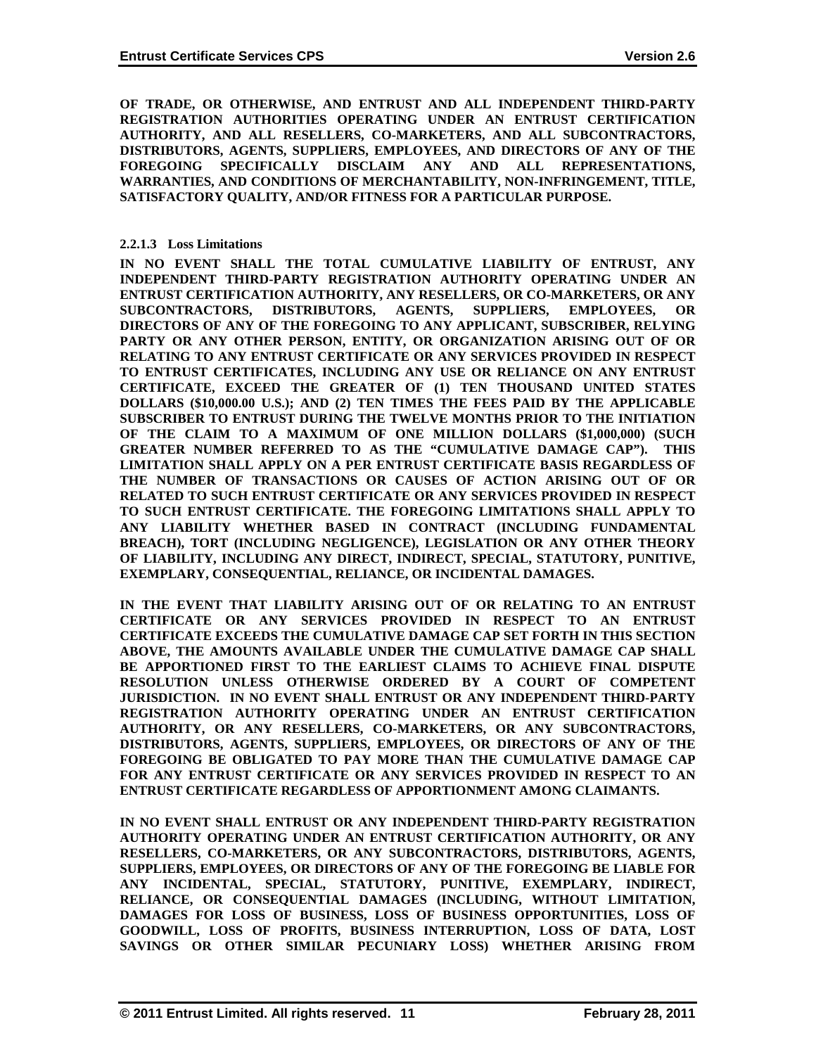**OF TRADE, OR OTHERWISE, AND ENTRUST AND ALL INDEPENDENT THIRD-PARTY REGISTRATION AUTHORITIES OPERATING UNDER AN ENTRUST CERTIFICATION AUTHORITY, AND ALL RESELLERS, CO-MARKETERS, AND ALL SUBCONTRACTORS, DISTRIBUTORS, AGENTS, SUPPLIERS, EMPLOYEES, AND DIRECTORS OF ANY OF THE FOREGOING SPECIFICALLY DISCLAIM ANY AND ALL REPRESENTATIONS, WARRANTIES, AND CONDITIONS OF MERCHANTABILITY, NON-INFRINGEMENT, TITLE, SATISFACTORY QUALITY, AND/OR FITNESS FOR A PARTICULAR PURPOSE.**

#### 2.2.1.3 Loss Limitations

**IN NO EVENT SHALL THE TOTAL CUMULATIVE LIABILITY OF ENTRUST, ANY INDEPENDENT THIRD-PARTY REGISTRATION AUTHORITY OPERATING UNDER AN ENTRUST CERTIFICATION AUTHORITY, ANY RESELLERS, OR CO-MARKETERS, OR ANY SUBCONTRACTORS, DISTRIBUTORS, AGENTS, SUPPLIERS, EMPLOYEES, OR DIRECTORS OF ANY OF THE FOREGOING TO ANY APPLICANT, SUBSCRIBER, RELYING PARTY OR ANY OTHER PERSON, ENTITY, OR ORGANIZATION ARISING OUT OF OR RELATING TO ANY ENTRUST CERTIFICATE OR ANY SERVICES PROVIDED IN RESPECT TO ENTRUST CERTIFICATES, INCLUDING ANY USE OR RELIANCE ON ANY ENTRUST CERTIFICATE, EXCEED THE GREATER OF (1) TEN THOUSAND UNITED STATES DOLLARS ($10,000.00 U.S.); AND (2) TEN TIMES THE FEES PAID BY THE APPLICABLE SUBSCRIBER TO ENTRUST DURING THE TWELVE MONTHS PRIOR TO THE INITIATION OF THE CLAIM TO A MAXIMUM OF ONE MILLION DOLLARS ($1,000,000) (SUCH GREATER NUMBER REFERRED TO AS THE "CUMULATIVE DAMAGE CAP"). THIS LIMITATION SHALL APPLY ON A PER ENTRUST CERTIFICATE BASIS REGARDLESS OF THE NUMBER OF TRANSACTIONS OR CAUSES OF ACTION ARISING OUT OF OR RELATED TO SUCH ENTRUST CERTIFICATE OR ANY SERVICES PROVIDED IN RESPECT TO SUCH ENTRUST CERTIFICATE. THE FOREGOING LIMITATIONS SHALL APPLY TO ANY LIABILITY WHETHER BASED IN CONTRACT (INCLUDING FUNDAMENTAL BREACH), TORT (INCLUDING NEGLIGENCE), LEGISLATION OR ANY OTHER THEORY OF LIABILITY, INCLUDING ANY DIRECT, INDIRECT, SPECIAL, STATUTORY, PUNITIVE, EXEMPLARY, CONSEQUENTIAL, RELIANCE, OR INCIDENTAL DAMAGES.**

**IN THE EVENT THAT LIABILITY ARISING OUT OF OR RELATING TO AN ENTRUST CERTIFICATE OR ANY SERVICES PROVIDED IN RESPECT TO AN ENTRUST CERTIFICATE EXCEEDS THE CUMULATIVE DAMAGE CAP SET FORTH IN THIS SECTION ABOVE, THE AMOUNTS AVAILABLE UNDER THE CUMULATIVE DAMAGE CAP SHALL BE APPORTIONED FIRST TO THE EARLIEST CLAIMS TO ACHIEVE FINAL DISPUTE RESOLUTION UNLESS OTHERWISE ORDERED BY A COURT OF COMPETENT JURISDICTION. IN NO EVENT SHALL ENTRUST OR ANY INDEPENDENT THIRD-PARTY REGISTRATION AUTHORITY OPERATING UNDER AN ENTRUST CERTIFICATION AUTHORITY, OR ANY RESELLERS, CO-MARKETERS, OR ANY SUBCONTRACTORS, DISTRIBUTORS, AGENTS, SUPPLIERS, EMPLOYEES, OR DIRECTORS OF ANY OF THE FOREGOING BE OBLIGATED TO PAY MORE THAN THE CUMULATIVE DAMAGE CAP FOR ANY ENTRUST CERTIFICATE OR ANY SERVICES PROVIDED IN RESPECT TO AN ENTRUST CERTIFICATE REGARDLESS OF APPORTIONMENT AMONG CLAIMANTS.**

**IN NO EVENT SHALL ENTRUST OR ANY INDEPENDENT THIRD-PARTY REGISTRATION AUTHORITY OPERATING UNDER AN ENTRUST CERTIFICATION AUTHORITY, OR ANY RESELLERS, CO-MARKETERS, OR ANY SUBCONTRACTORS, DISTRIBUTORS, AGENTS, SUPPLIERS, EMPLOYEES, OR DIRECTORS OF ANY OF THE FOREGOING BE LIABLE FOR ANY INCIDENTAL, SPECIAL, STATUTORY, PUNITIVE, EXEMPLARY, INDIRECT, RELIANCE, OR CONSEQUENTIAL DAMAGES (INCLUDING, WITHOUT LIMITATION, DAMAGES FOR LOSS OF BUSINESS, LOSS OF BUSINESS OPPORTUNITIES, LOSS OF GOODWILL, LOSS OF PROFITS, BUSINESS INTERRUPTION, LOSS OF DATA, LOST SAVINGS OR OTHER SIMILAR PECUNIARY LOSS) WHETHER ARISING FROM**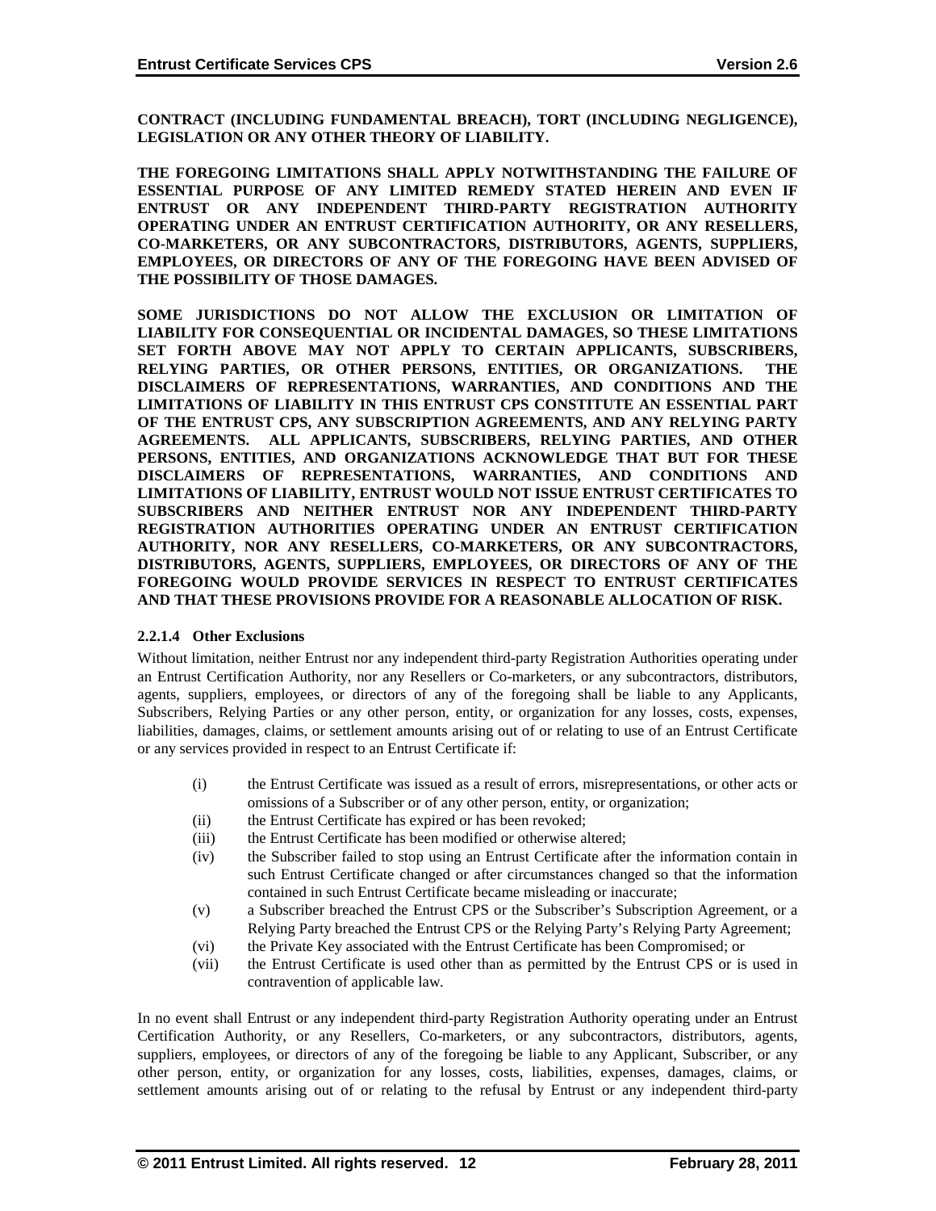**CONTRACT (INCLUDING FUNDAMENTAL BREACH), TORT (INCLUDING NEGLIGENCE), LEGISLATION OR ANY OTHER THEORY OF LIABILITY.**

**THE FOREGOING LIMITATIONS SHALL APPLY NOTWITHSTANDING THE FAILURE OF ESSENTIAL PURPOSE OF ANY LIMITED REMEDY STATED HEREIN AND EVEN IF ENTRUST OR ANY INDEPENDENT THIRD-PARTY REGISTRATION AUTHORITY OPERATING UNDER AN ENTRUST CERTIFICATION AUTHORITY, OR ANY RESELLERS, CO-MARKETERS, OR ANY SUBCONTRACTORS, DISTRIBUTORS, AGENTS, SUPPLIERS, EMPLOYEES, OR DIRECTORS OF ANY OF THE FOREGOING HAVE BEEN ADVISED OF THE POSSIBILITY OF THOSE DAMAGES.**

**SOME JURISDICTIONS DO NOT ALLOW THE EXCLUSION OR LIMITATION OF LIABILITY FOR CONSEQUENTIAL OR INCIDENTAL DAMAGES, SO THESE LIMITATIONS SET FORTH ABOVE MAY NOT APPLY TO CERTAIN APPLICANTS, SUBSCRIBERS, RELYING PARTIES, OR OTHER PERSONS, ENTITIES, OR ORGANIZATIONS. THE DISCLAIMERS OF REPRESENTATIONS, WARRANTIES, AND CONDITIONS AND THE LIMITATIONS OF LIABILITY IN THIS ENTRUST CPS CONSTITUTE AN ESSENTIAL PART OF THE ENTRUST CPS, ANY SUBSCRIPTION AGREEMENTS, AND ANY RELYING PARTY AGREEMENTS. ALL APPLICANTS, SUBSCRIBERS, RELYING PARTIES, AND OTHER PERSONS, ENTITIES, AND ORGANIZATIONS ACKNOWLEDGE THAT BUT FOR THESE DISCLAIMERS OF REPRESENTATIONS, WARRANTIES, AND CONDITIONS AND LIMITATIONS OF LIABILITY, ENTRUST WOULD NOT ISSUE ENTRUST CERTIFICATES TO SUBSCRIBERS AND NEITHER ENTRUST NOR ANY INDEPENDENT THIRD-PARTY REGISTRATION AUTHORITIES OPERATING UNDER AN ENTRUST CERTIFICATION AUTHORITY, NOR ANY RESELLERS, CO-MARKETERS, OR ANY SUBCONTRACTORS, DISTRIBUTORS, AGENTS, SUPPLIERS, EMPLOYEES, OR DIRECTORS OF ANY OF THE FOREGOING WOULD PROVIDE SERVICES IN RESPECT TO ENTRUST CERTIFICATES AND THAT THESE PROVISIONS PROVIDE FOR A REASONABLE ALLOCATION OF RISK.**

#### 2.2.1.4 Other Exclusions

Without limitation, neither Entrust nor any independent third-party Registration Authorities operating under an Entrust Certification Authority, nor any Resellers or Co-marketers, or any subcontractors, distributors, agents, suppliers, employees, or directors of any of the foregoing shall be liable to any Applicants, Subscribers, Relying Parties or any other person, entity, or organization for any losses, costs, expenses, liabilities, damages, claims, or settlement amounts arising out of or relating to use of an Entrust Certificate or any services provided in respect to an Entrust Certificate if:

- (i) the Entrust Certificate was issued as a result of errors, misrepresentations, or other acts or omissions of a Subscriber or of any other person, entity, or organization;
- (ii) the Entrust Certificate has expired or has been revoked;
- (iii) the Entrust Certificate has been modified or otherwise altered;
- (iv) the Subscriber failed to stop using an Entrust Certificate after the information contain in such Entrust Certificate changed or after circumstances changed so that the information contained in such Entrust Certificate became misleading or inaccurate;
- (v) a Subscriber breached the Entrust CPS or the Subscriber's Subscription Agreement, or a Relying Party breached the Entrust CPS or the Relying Party's Relying Party Agreement;
- (vi) the Private Key associated with the Entrust Certificate has been Compromised; or
- (vii) the Entrust Certificate is used other than as permitted by the Entrust CPS or is used in contravention of applicable law.

In no event shall Entrust or any independent third-party Registration Authority operating under an Entrust Certification Authority, or any Resellers, Co-marketers, or any subcontractors, distributors, agents, suppliers, employees, or directors of any of the foregoing be liable to any Applicant, Subscriber, or any other person, entity, or organization for any losses, costs, liabilities, expenses, damages, claims, or settlement amounts arising out of or relating to the refusal by Entrust or any independent third-party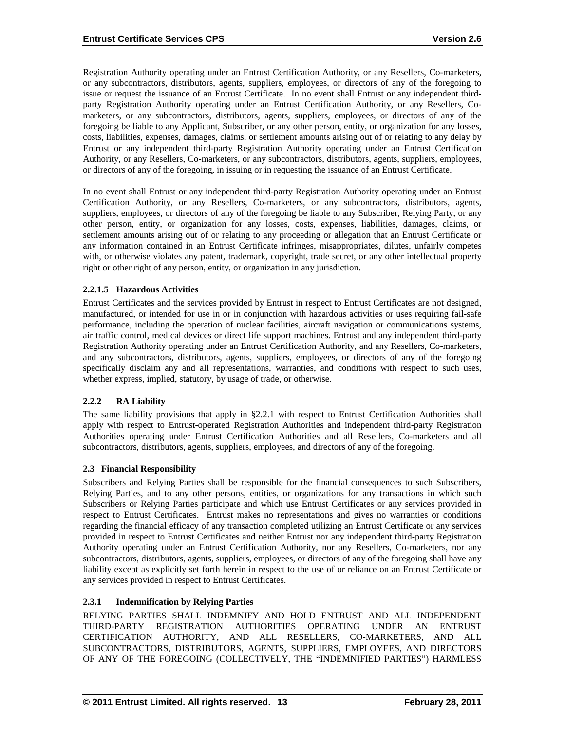Registration Authority operating under an Entrust Certification Authority, or any Resellers, Co-marketers, or any subcontractors, distributors, agents, suppliers, employees, or directors of any of the foregoing to issue or request the issuance of an Entrust Certificate. In no event shall Entrust or any independent third-party Registration Authority operating under an Entrust Certification Authority, or any Resellers, Co-marketers, or any subcontractors, distributors, agents, suppliers, employees, or directors of any of the foregoing be liable to any Applicant, Subscriber, or any other person, entity, or organization for any losses, costs, liabilities, expenses, damages, claims, or settlement amounts arising out of or relating to any delay by Entrust or any independent third-party Registration Authority operating under an Entrust Certification Authority, or any Resellers, Co-marketers, or any subcontractors, distributors, agents, suppliers, employees, or directors of any of the foregoing, in issuing or in requesting the issuance of an Entrust Certificate.

In no event shall Entrust or any independent third-party Registration Authority operating under an Entrust Certification Authority, or any Resellers, Co-marketers, or any subcontractors, distributors, agents, suppliers, employees, or directors of any of the foregoing be liable to any Subscriber, Relying Party, or any other person, entity, or organization for any losses, costs, expenses, liabilities, damages, claims, or settlement amounts arising out of or relating to any proceeding or allegation that an Entrust Certificate or any information contained in an Entrust Certificate infringes, misappropriates, dilutes, unfairly competes with, or otherwise violates any patent, trademark, copyright, trade secret, or any other intellectual property right or other right of any person, entity, or organization in any jurisdiction.

#### 2.2.1.5 Hazardous Activities

Entrust Certificates and the services provided by Entrust in respect to Entrust Certificates are not designed, manufactured, or intended for use in or in conjunction with hazardous activities or uses requiring fail-safe performance, including the operation of nuclear facilities, aircraft navigation or communications systems, air traffic control, medical devices or direct life support machines. Entrust and any independent third-party Registration Authority operating under an Entrust Certification Authority, and any Resellers, Co-marketers, and any subcontractors, distributors, agents, suppliers, employees, or directors of any of the foregoing specifically disclaim any and all representations, warranties, and conditions with respect to such uses, whether express, implied, statutory, by usage of trade, or otherwise.

### 2.2.2 RA Liability

The same liability provisions that apply in §2.2.1 with respect to Entrust Certification Authorities shall apply with respect to Entrust-operated Registration Authorities and independent third-party Registration Authorities operating under Entrust Certification Authorities and all Resellers, Co-marketers and all subcontractors, distributors, agents, suppliers, employees, and directors of any of the foregoing.

## 2.3 Financial Responsibility

Subscribers and Relying Parties shall be responsible for the financial consequences to such Subscribers, Relying Parties, and to any other persons, entities, or organizations for any transactions in which such Subscribers or Relying Parties participate and which use Entrust Certificates or any services provided in respect to Entrust Certificates. Entrust makes no representations and gives no warranties or conditions regarding the financial efficacy of any transaction completed utilizing an Entrust Certificate or any services provided in respect to Entrust Certificates and neither Entrust nor any independent third-party Registration Authority operating under an Entrust Certification Authority, nor any Resellers, Co-marketers, nor any subcontractors, distributors, agents, suppliers, employees, or directors of any of the foregoing shall have any liability except as explicitly set forth herein in respect to the use of or reliance on an Entrust Certificate or any services provided in respect to Entrust Certificates.

### 2.3.1 Indemnification by Relying Parties

RELYING PARTIES SHALL INDEMNIFY AND HOLD ENTRUST AND ALL INDEPENDENT THIRD-PARTY REGISTRATION AUTHORITIES OPERATING UNDER AN ENTRUST CERTIFICATION AUTHORITY, AND ALL RESELLERS, CO-MARKETERS, AND ALL SUBCONTRACTORS, DISTRIBUTORS, AGENTS, SUPPLIERS, EMPLOYEES, AND DIRECTORS OF ANY OF THE FOREGOING (COLLECTIVELY, THE "INDEMNIFIED PARTIES") HARMLESS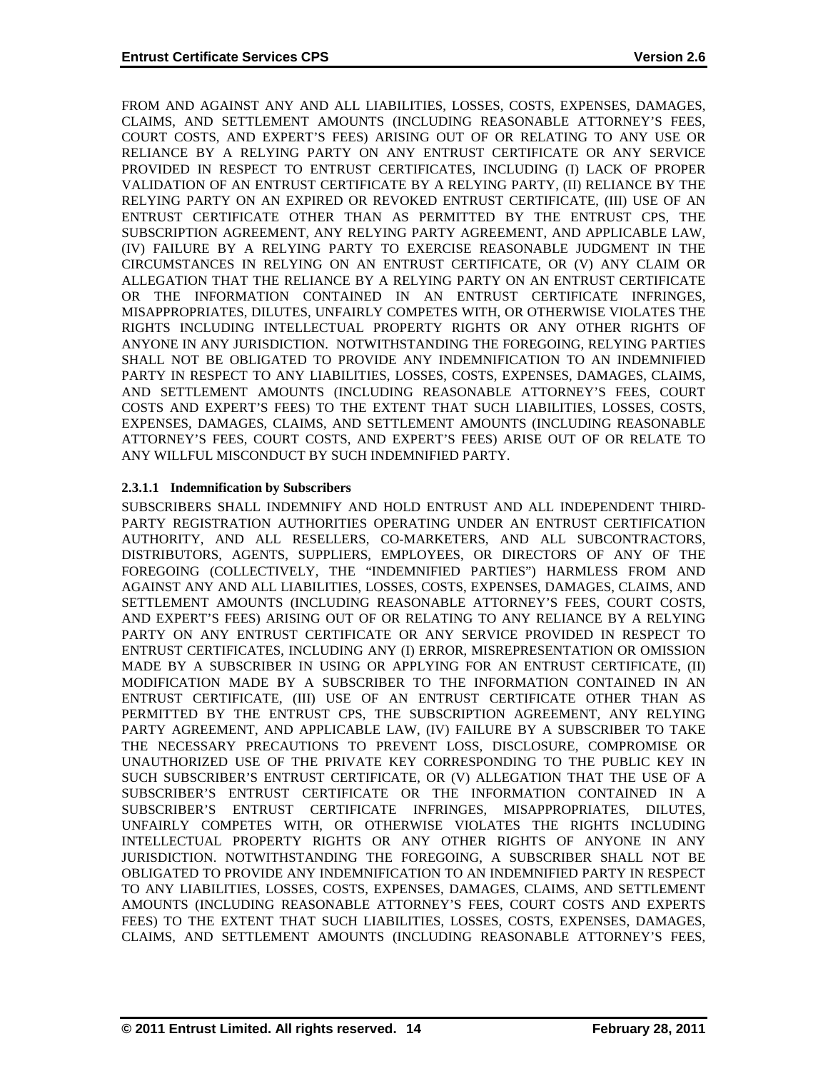FROM AND AGAINST ANY AND ALL LIABILITIES, LOSSES, COSTS, EXPENSES, DAMAGES, CLAIMS, AND SETTLEMENT AMOUNTS (INCLUDING REASONABLE ATTORNEY'S FEES, COURT COSTS, AND EXPERT'S FEES) ARISING OUT OF OR RELATING TO ANY USE OR RELIANCE BY A RELYING PARTY ON ANY ENTRUST CERTIFICATE OR ANY SERVICE PROVIDED IN RESPECT TO ENTRUST CERTIFICATES, INCLUDING (I) LACK OF PROPER VALIDATION OF AN ENTRUST CERTIFICATE BY A RELYING PARTY, (II) RELIANCE BY THE RELYING PARTY ON AN EXPIRED OR REVOKED ENTRUST CERTIFICATE, (III) USE OF AN ENTRUST CERTIFICATE OTHER THAN AS PERMITTED BY THE ENTRUST CPS, THE SUBSCRIPTION AGREEMENT, ANY RELYING PARTY AGREEMENT, AND APPLICABLE LAW, (IV) FAILURE BY A RELYING PARTY TO EXERCISE REASONABLE JUDGMENT IN THE CIRCUMSTANCES IN RELYING ON AN ENTRUST CERTIFICATE, OR (V) ANY CLAIM OR ALLEGATION THAT THE RELIANCE BY A RELYING PARTY ON AN ENTRUST CERTIFICATE OR THE INFORMATION CONTAINED IN AN ENTRUST CERTIFICATE INFRINGES, MISAPPROPRIATES, DILUTES, UNFAIRLY COMPETES WITH, OR OTHERWISE VIOLATES THE RIGHTS INCLUDING INTELLECTUAL PROPERTY RIGHTS OR ANY OTHER RIGHTS OF ANYONE IN ANY JURISDICTION. NOTWITHSTANDING THE FOREGOING, RELYING PARTIES SHALL NOT BE OBLIGATED TO PROVIDE ANY INDEMNIFICATION TO AN INDEMNIFIED PARTY IN RESPECT TO ANY LIABILITIES, LOSSES, COSTS, EXPENSES, DAMAGES, CLAIMS, AND SETTLEMENT AMOUNTS (INCLUDING REASONABLE ATTORNEY'S FEES, COURT COSTS AND EXPERT'S FEES) TO THE EXTENT THAT SUCH LIABILITIES, LOSSES, COSTS, EXPENSES, DAMAGES, CLAIMS, AND SETTLEMENT AMOUNTS (INCLUDING REASONABLE ATTORNEY'S FEES, COURT COSTS, AND EXPERT'S FEES) ARISE OUT OF OR RELATE TO ANY WILLFUL MISCONDUCT BY SUCH INDEMNIFIED PARTY.

#### 2.3.1.1 Indemnification by Subscribers

SUBSCRIBERS SHALL INDEMNIFY AND HOLD ENTRUST AND ALL INDEPENDENT THIRD-PARTY REGISTRATION AUTHORITIES OPERATING UNDER AN ENTRUST CERTIFICATION AUTHORITY, AND ALL RESELLERS, CO-MARKETERS, AND ALL SUBCONTRACTORS, DISTRIBUTORS, AGENTS, SUPPLIERS, EMPLOYEES, OR DIRECTORS OF ANY OF THE FOREGOING (COLLECTIVELY, THE "INDEMNIFIED PARTIES") HARMLESS FROM AND AGAINST ANY AND ALL LIABILITIES, LOSSES, COSTS, EXPENSES, DAMAGES, CLAIMS, AND SETTLEMENT AMOUNTS (INCLUDING REASONABLE ATTORNEY'S FEES, COURT COSTS, AND EXPERT'S FEES) ARISING OUT OF OR RELATING TO ANY RELIANCE BY A RELYING PARTY ON ANY ENTRUST CERTIFICATE OR ANY SERVICE PROVIDED IN RESPECT TO ENTRUST CERTIFICATES, INCLUDING ANY (I) ERROR, MISREPRESENTATION OR OMISSION MADE BY A SUBSCRIBER IN USING OR APPLYING FOR AN ENTRUST CERTIFICATE, (II) MODIFICATION MADE BY A SUBSCRIBER TO THE INFORMATION CONTAINED IN AN ENTRUST CERTIFICATE, (III) USE OF AN ENTRUST CERTIFICATE OTHER THAN AS PERMITTED BY THE ENTRUST CPS, THE SUBSCRIPTION AGREEMENT, ANY RELYING PARTY AGREEMENT, AND APPLICABLE LAW, (IV) FAILURE BY A SUBSCRIBER TO TAKE THE NECESSARY PRECAUTIONS TO PREVENT LOSS, DISCLOSURE, COMPROMISE OR UNAUTHORIZED USE OF THE PRIVATE KEY CORRESPONDING TO THE PUBLIC KEY IN SUCH SUBSCRIBER'S ENTRUST CERTIFICATE, OR (V) ALLEGATION THAT THE USE OF A SUBSCRIBER'S ENTRUST CERTIFICATE OR THE INFORMATION CONTAINED IN A SUBSCRIBER'S ENTRUST CERTIFICATE INFRINGES, MISAPPROPRIATES, DILUTES, UNFAIRLY COMPETES WITH, OR OTHERWISE VIOLATES THE RIGHTS INCLUDING INTELLECTUAL PROPERTY RIGHTS OR ANY OTHER RIGHTS OF ANYONE IN ANY JURISDICTION. NOTWITHSTANDING THE FOREGOING, A SUBSCRIBER SHALL NOT BE OBLIGATED TO PROVIDE ANY INDEMNIFICATION TO AN INDEMNIFIED PARTY IN RESPECT TO ANY LIABILITIES, LOSSES, COSTS, EXPENSES, DAMAGES, CLAIMS, AND SETTLEMENT AMOUNTS (INCLUDING REASONABLE ATTORNEY'S FEES, COURT COSTS AND EXPERTS FEES) TO THE EXTENT THAT SUCH LIABILITIES, LOSSES, COSTS, EXPENSES, DAMAGES, CLAIMS, AND SETTLEMENT AMOUNTS (INCLUDING REASONABLE ATTORNEY'S FEES,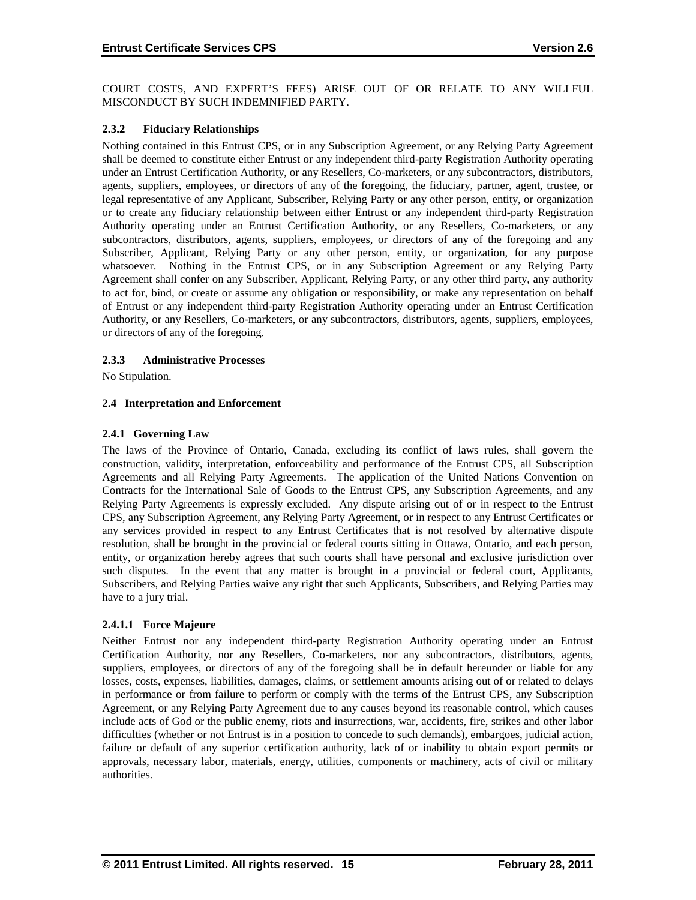COURT COSTS, AND EXPERT'S FEES) ARISE OUT OF OR RELATE TO ANY WILLFUL MISCONDUCT BY SUCH INDEMNIFIED PARTY.

### 2.3.2 Fiduciary Relationships

Nothing contained in this Entrust CPS, or in any Subscription Agreement, or any Relying Party Agreement shall be deemed to constitute either Entrust or any independent third-party Registration Authority operating under an Entrust Certification Authority, or any Resellers, Co-marketers, or any subcontractors, distributors, agents, suppliers, employees, or directors of any of the foregoing, the fiduciary, partner, agent, trustee, or legal representative of any Applicant, Subscriber, Relying Party or any other person, entity, or organization or to create any fiduciary relationship between either Entrust or any independent third-party Registration Authority operating under an Entrust Certification Authority, or any Resellers, Co-marketers, or any subcontractors, distributors, agents, suppliers, employees, or directors of any of the foregoing and any Subscriber, Applicant, Relying Party or any other person, entity, or organization, for any purpose whatsoever. Nothing in the Entrust CPS, or in any Subscription Agreement or any Relying Party Agreement shall confer on any Subscriber, Applicant, Relying Party, or any other third party, any authority to act for, bind, or create or assume any obligation or responsibility, or make any representation on behalf of Entrust or any independent third-party Registration Authority operating under an Entrust Certification Authority, or any Resellers, Co-marketers, or any subcontractors, distributors, agents, suppliers, employees, or directors of any of the foregoing.

### 2.3.3 Administrative Processes

No Stipulation.

## 2.4 Interpretation and Enforcement

### 2.4.1 Governing Law

The laws of the Province of Ontario, Canada, excluding its conflict of laws rules, shall govern the construction, validity, interpretation, enforceability and performance of the Entrust CPS, all Subscription Agreements and all Relying Party Agreements. The application of the United Nations Convention on Contracts for the International Sale of Goods to the Entrust CPS, any Subscription Agreements, and any Relying Party Agreements is expressly excluded. Any dispute arising out of or in respect to the Entrust CPS, any Subscription Agreement, any Relying Party Agreement, or in respect to any Entrust Certificates or any services provided in respect to any Entrust Certificates that is not resolved by alternative dispute resolution, shall be brought in the provincial or federal courts sitting in Ottawa, Ontario, and each person, entity, or organization hereby agrees that such courts shall have personal and exclusive jurisdiction over such disputes. In the event that any matter is brought in a provincial or federal court, Applicants, Subscribers, and Relying Parties waive any right that such Applicants, Subscribers, and Relying Parties may have to a jury trial.

#### 2.4.1.1 Force Majeure

Neither Entrust nor any independent third-party Registration Authority operating under an Entrust Certification Authority, nor any Resellers, Co-marketers, nor any subcontractors, distributors, agents, suppliers, employees, or directors of any of the foregoing shall be in default hereunder or liable for any losses, costs, expenses, liabilities, damages, claims, or settlement amounts arising out of or related to delays in performance or from failure to perform or comply with the terms of the Entrust CPS, any Subscription Agreement, or any Relying Party Agreement due to any causes beyond its reasonable control, which causes include acts of God or the public enemy, riots and insurrections, war, accidents, fire, strikes and other labor difficulties (whether or not Entrust is in a position to concede to such demands), embargoes, judicial action, failure or default of any superior certification authority, lack of or inability to obtain export permits or approvals, necessary labor, materials, energy, utilities, components or machinery, acts of civil or military authorities.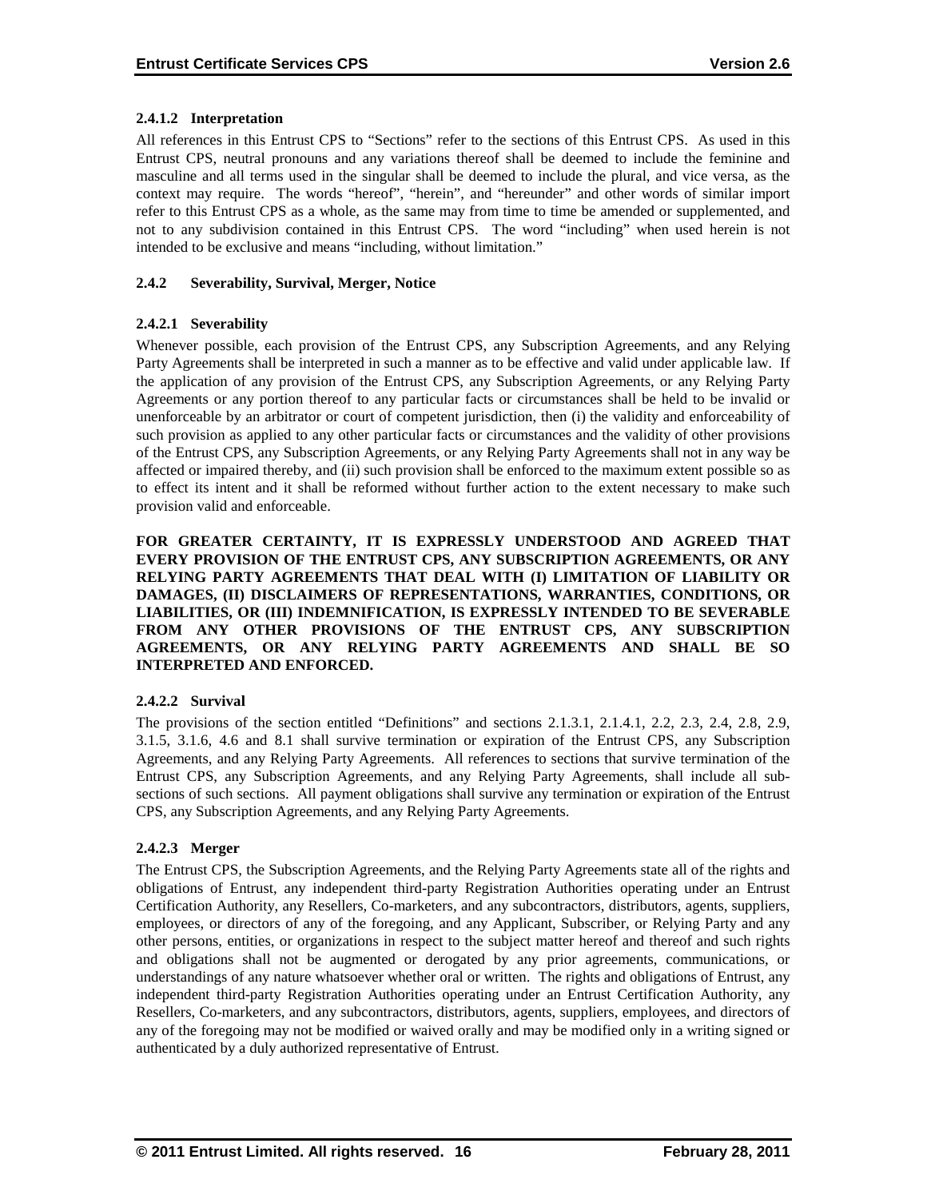#### 2.4.1.2 Interpretation

All references in this Entrust CPS to "Sections" refer to the sections of this Entrust CPS. As used in this Entrust CPS, neutral pronouns and any variations thereof shall be deemed to include the feminine and masculine and all terms used in the singular shall be deemed to include the plural, and vice versa, as the context may require. The words "hereof", "herein", and "hereunder" and other words of similar import refer to this Entrust CPS as a whole, as the same may from time to time be amended or supplemented, and not to any subdivision contained in this Entrust CPS. The word "including" when used herein is not intended to be exclusive and means "including, without limitation."

### 2.4.2 Severability, Survival, Merger, Notice

#### 2.4.2.1 Severability

Whenever possible, each provision of the Entrust CPS, any Subscription Agreements, and any Relying Party Agreements shall be interpreted in such a manner as to be effective and valid under applicable law. If the application of any provision of the Entrust CPS, any Subscription Agreements, or any Relying Party Agreements or any portion thereof to any particular facts or circumstances shall be held to be invalid or unenforceable by an arbitrator or court of competent jurisdiction, then (i) the validity and enforceability of such provision as applied to any other particular facts or circumstances and the validity of other provisions of the Entrust CPS, any Subscription Agreements, or any Relying Party Agreements shall not in any way be affected or impaired thereby, and (ii) such provision shall be enforced to the maximum extent possible so as to effect its intent and it shall be reformed without further action to the extent necessary to make such provision valid and enforceable.

**FOR GREATER CERTAINTY, IT IS EXPRESSLY UNDERSTOOD AND AGREED THAT EVERY PROVISION OF THE ENTRUST CPS, ANY SUBSCRIPTION AGREEMENTS, OR ANY RELYING PARTY AGREEMENTS THAT DEAL WITH (I) LIMITATION OF LIABILITY OR DAMAGES, (II) DISCLAIMERS OF REPRESENTATIONS, WARRANTIES, CONDITIONS, OR LIABILITIES, OR (III) INDEMNIFICATION, IS EXPRESSLY INTENDED TO BE SEVERABLE FROM ANY OTHER PROVISIONS OF THE ENTRUST CPS, ANY SUBSCRIPTION AGREEMENTS, OR ANY RELYING PARTY AGREEMENTS AND SHALL BE SO INTERPRETED AND ENFORCED.**

#### 2.4.2.2 Survival

The provisions of the section entitled "Definitions" and sections 2.1.3.1, 2.1.4.1, 2.2, 2.3, 2.4, 2.8, 2.9, 3.1.5, 3.1.6, 4.6 and 8.1 shall survive termination or expiration of the Entrust CPS, any Subscription Agreements, and any Relying Party Agreements. All references to sections that survive termination of the Entrust CPS, any Subscription Agreements, and any Relying Party Agreements, shall include all sub-sections of such sections. All payment obligations shall survive any termination or expiration of the Entrust CPS, any Subscription Agreements, and any Relying Party Agreements.

#### 2.4.2.3 Merger

The Entrust CPS, the Subscription Agreements, and the Relying Party Agreements state all of the rights and obligations of Entrust, any independent third-party Registration Authorities operating under an Entrust Certification Authority, any Resellers, Co-marketers, and any subcontractors, distributors, agents, suppliers, employees, or directors of any of the foregoing, and any Applicant, Subscriber, or Relying Party and any other persons, entities, or organizations in respect to the subject matter hereof and thereof and such rights and obligations shall not be augmented or derogated by any prior agreements, communications, or understandings of any nature whatsoever whether oral or written. The rights and obligations of Entrust, any independent third-party Registration Authorities operating under an Entrust Certification Authority, any Resellers, Co-marketers, and any subcontractors, distributors, agents, suppliers, employees, and directors of any of the foregoing may not be modified or waived orally and may be modified only in a writing signed or authenticated by a duly authorized representative of Entrust.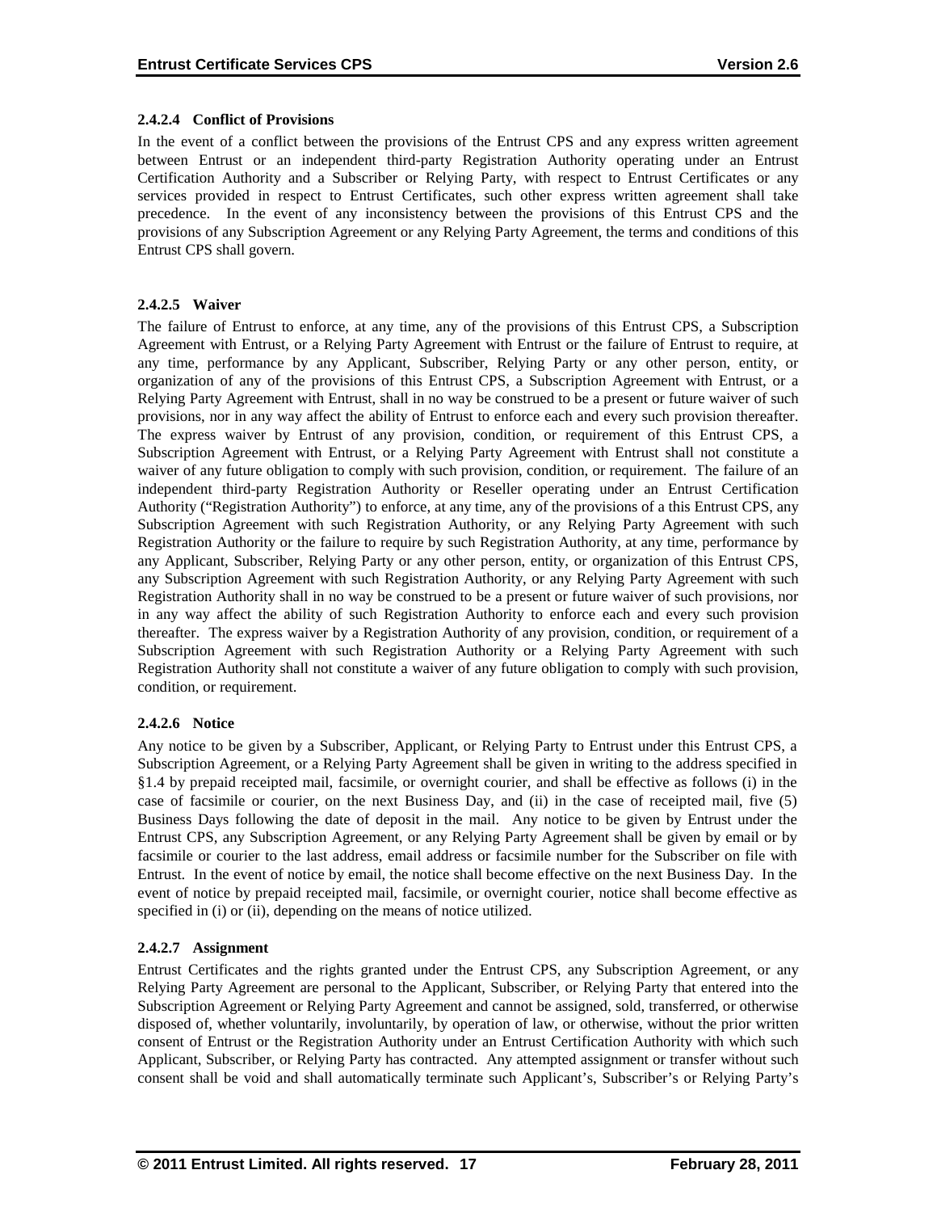#### 2.4.2.4 Conflict of Provisions

In the event of a conflict between the provisions of the Entrust CPS and any express written agreement between Entrust or an independent third-party Registration Authority operating under an Entrust Certification Authority and a Subscriber or Relying Party, with respect to Entrust Certificates or any services provided in respect to Entrust Certificates, such other express written agreement shall take precedence. In the event of any inconsistency between the provisions of this Entrust CPS and the provisions of any Subscription Agreement or any Relying Party Agreement, the terms and conditions of this Entrust CPS shall govern.

#### 2.4.2.5 Waiver

The failure of Entrust to enforce, at any time, any of the provisions of this Entrust CPS, a Subscription Agreement with Entrust, or a Relying Party Agreement with Entrust or the failure of Entrust to require, at any time, performance by any Applicant, Subscriber, Relying Party or any other person, entity, or organization of any of the provisions of this Entrust CPS, a Subscription Agreement with Entrust, or a Relying Party Agreement with Entrust, shall in no way be construed to be a present or future waiver of such provisions, nor in any way affect the ability of Entrust to enforce each and every such provision thereafter. The express waiver by Entrust of any provision, condition, or requirement of this Entrust CPS, a Subscription Agreement with Entrust, or a Relying Party Agreement with Entrust shall not constitute a waiver of any future obligation to comply with such provision, condition, or requirement. The failure of an independent third-party Registration Authority or Reseller operating under an Entrust Certification Authority ("Registration Authority") to enforce, at any time, any of the provisions of a this Entrust CPS, any Subscription Agreement with such Registration Authority, or any Relying Party Agreement with such Registration Authority or the failure to require by such Registration Authority, at any time, performance by any Applicant, Subscriber, Relying Party or any other person, entity, or organization of this Entrust CPS, any Subscription Agreement with such Registration Authority, or any Relying Party Agreement with such Registration Authority shall in no way be construed to be a present or future waiver of such provisions, nor in any way affect the ability of such Registration Authority to enforce each and every such provision thereafter. The express waiver by a Registration Authority of any provision, condition, or requirement of a Subscription Agreement with such Registration Authority or a Relying Party Agreement with such Registration Authority shall not constitute a waiver of any future obligation to comply with such provision, condition, or requirement.

#### 2.4.2.6 Notice

Any notice to be given by a Subscriber, Applicant, or Relying Party to Entrust under this Entrust CPS, a Subscription Agreement, or a Relying Party Agreement shall be given in writing to the address specified in §1.4 by prepaid receipted mail, facsimile, or overnight courier, and shall be effective as follows (i) in the case of facsimile or courier, on the next Business Day, and (ii) in the case of receipted mail, five (5) Business Days following the date of deposit in the mail. Any notice to be given by Entrust under the Entrust CPS, any Subscription Agreement, or any Relying Party Agreement shall be given by email or by facsimile or courier to the last address, email address or facsimile number for the Subscriber on file with Entrust. In the event of notice by email, the notice shall become effective on the next Business Day. In the event of notice by prepaid receipted mail, facsimile, or overnight courier, notice shall become effective as specified in (i) or (ii), depending on the means of notice utilized.

#### 2.4.2.7 Assignment

Entrust Certificates and the rights granted under the Entrust CPS, any Subscription Agreement, or any Relying Party Agreement are personal to the Applicant, Subscriber, or Relying Party that entered into the Subscription Agreement or Relying Party Agreement and cannot be assigned, sold, transferred, or otherwise disposed of, whether voluntarily, involuntarily, by operation of law, or otherwise, without the prior written consent of Entrust or the Registration Authority under an Entrust Certification Authority with which such Applicant, Subscriber, or Relying Party has contracted. Any attempted assignment or transfer without such consent shall be void and shall automatically terminate such Applicant's, Subscriber's or Relying Party's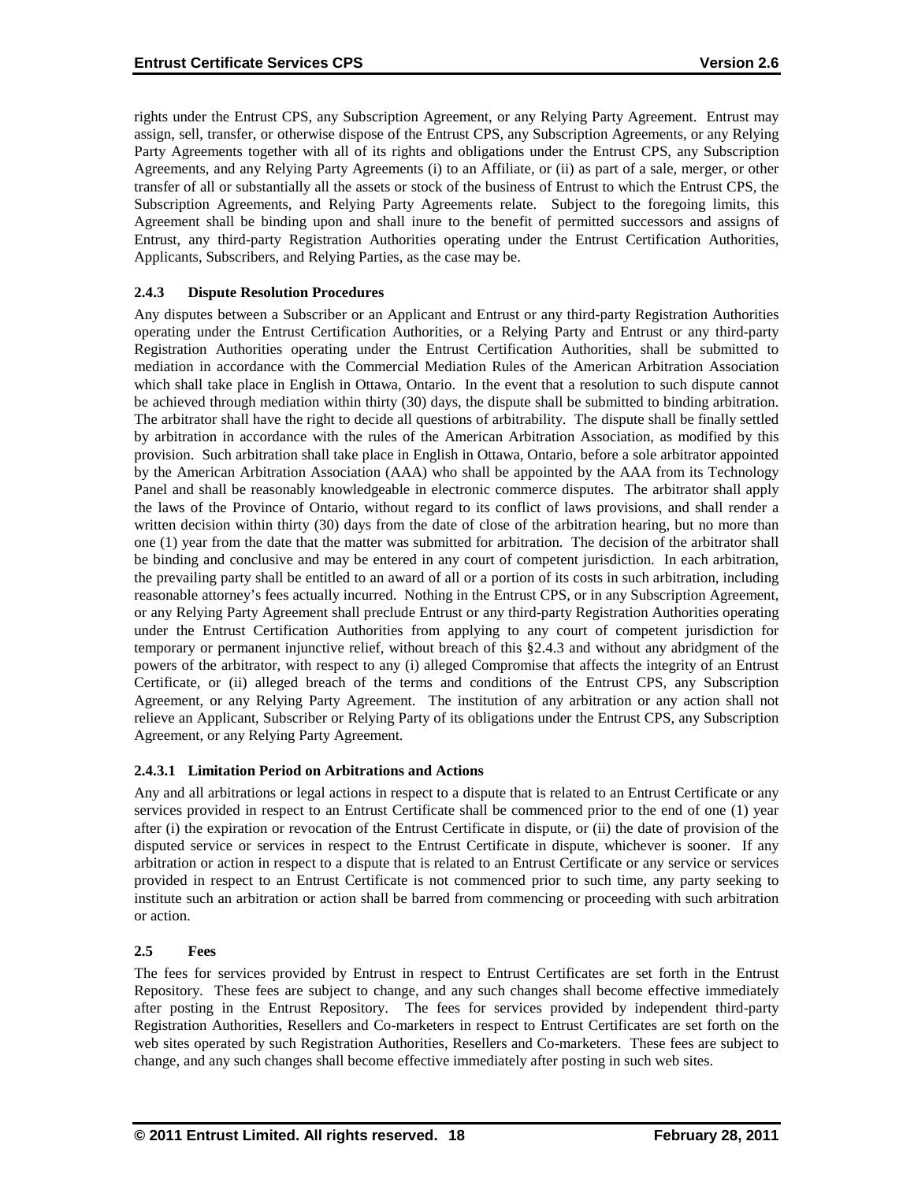rights under the Entrust CPS, any Subscription Agreement, or any Relying Party Agreement. Entrust may assign, sell, transfer, or otherwise dispose of the Entrust CPS, any Subscription Agreements, or any Relying Party Agreements together with all of its rights and obligations under the Entrust CPS, any Subscription Agreements, and any Relying Party Agreements (i) to an Affiliate, or (ii) as part of a sale, merger, or other transfer of all or substantially all the assets or stock of the business of Entrust to which the Entrust CPS, the Subscription Agreements, and Relying Party Agreements relate. Subject to the foregoing limits, this Agreement shall be binding upon and shall inure to the benefit of permitted successors and assigns of Entrust, any third-party Registration Authorities operating under the Entrust Certification Authorities, Applicants, Subscribers, and Relying Parties, as the case may be.

### 2.4.3 Dispute Resolution Procedures

Any disputes between a Subscriber or an Applicant and Entrust or any third-party Registration Authorities operating under the Entrust Certification Authorities, or a Relying Party and Entrust or any third-party Registration Authorities operating under the Entrust Certification Authorities, shall be submitted to mediation in accordance with the Commercial Mediation Rules of the American Arbitration Association which shall take place in English in Ottawa, Ontario. In the event that a resolution to such dispute cannot be achieved through mediation within thirty (30) days, the dispute shall be submitted to binding arbitration. The arbitrator shall have the right to decide all questions of arbitrability. The dispute shall be finally settled by arbitration in accordance with the rules of the American Arbitration Association, as modified by this provision. Such arbitration shall take place in English in Ottawa, Ontario, before a sole arbitrator appointed by the American Arbitration Association (AAA) who shall be appointed by the AAA from its Technology Panel and shall be reasonably knowledgeable in electronic commerce disputes. The arbitrator shall apply the laws of the Province of Ontario, without regard to its conflict of laws provisions, and shall render a written decision within thirty (30) days from the date of close of the arbitration hearing, but no more than one (1) year from the date that the matter was submitted for arbitration. The decision of the arbitrator shall be binding and conclusive and may be entered in any court of competent jurisdiction. In each arbitration, the prevailing party shall be entitled to an award of all or a portion of its costs in such arbitration, including reasonable attorney's fees actually incurred. Nothing in the Entrust CPS, or in any Subscription Agreement, or any Relying Party Agreement shall preclude Entrust or any third-party Registration Authorities operating under the Entrust Certification Authorities from applying to any court of competent jurisdiction for temporary or permanent injunctive relief, without breach of this §2.4.3 and without any abridgment of the powers of the arbitrator, with respect to any (i) alleged Compromise that affects the integrity of an Entrust Certificate, or (ii) alleged breach of the terms and conditions of the Entrust CPS, any Subscription Agreement, or any Relying Party Agreement. The institution of any arbitration or any action shall not relieve an Applicant, Subscriber or Relying Party of its obligations under the Entrust CPS, any Subscription Agreement, or any Relying Party Agreement.

#### 2.4.3.1 Limitation Period on Arbitrations and Actions

Any and all arbitrations or legal actions in respect to a dispute that is related to an Entrust Certificate or any services provided in respect to an Entrust Certificate shall be commenced prior to the end of one (1) year after (i) the expiration or revocation of the Entrust Certificate in dispute, or (ii) the date of provision of the disputed service or services in respect to the Entrust Certificate in dispute, whichever is sooner. If any arbitration or action in respect to a dispute that is related to an Entrust Certificate or any service or services provided in respect to an Entrust Certificate is not commenced prior to such time, any party seeking to institute such an arbitration or action shall be barred from commencing or proceeding with such arbitration or action.

## 2.5 Fees

The fees for services provided by Entrust in respect to Entrust Certificates are set forth in the Entrust Repository. These fees are subject to change, and any such changes shall become effective immediately after posting in the Entrust Repository. The fees for services provided by independent third-party Registration Authorities, Resellers and Co-marketers in respect to Entrust Certificates are set forth on the web sites operated by such Registration Authorities, Resellers and Co-marketers. These fees are subject to change, and any such changes shall become effective immediately after posting in such web sites.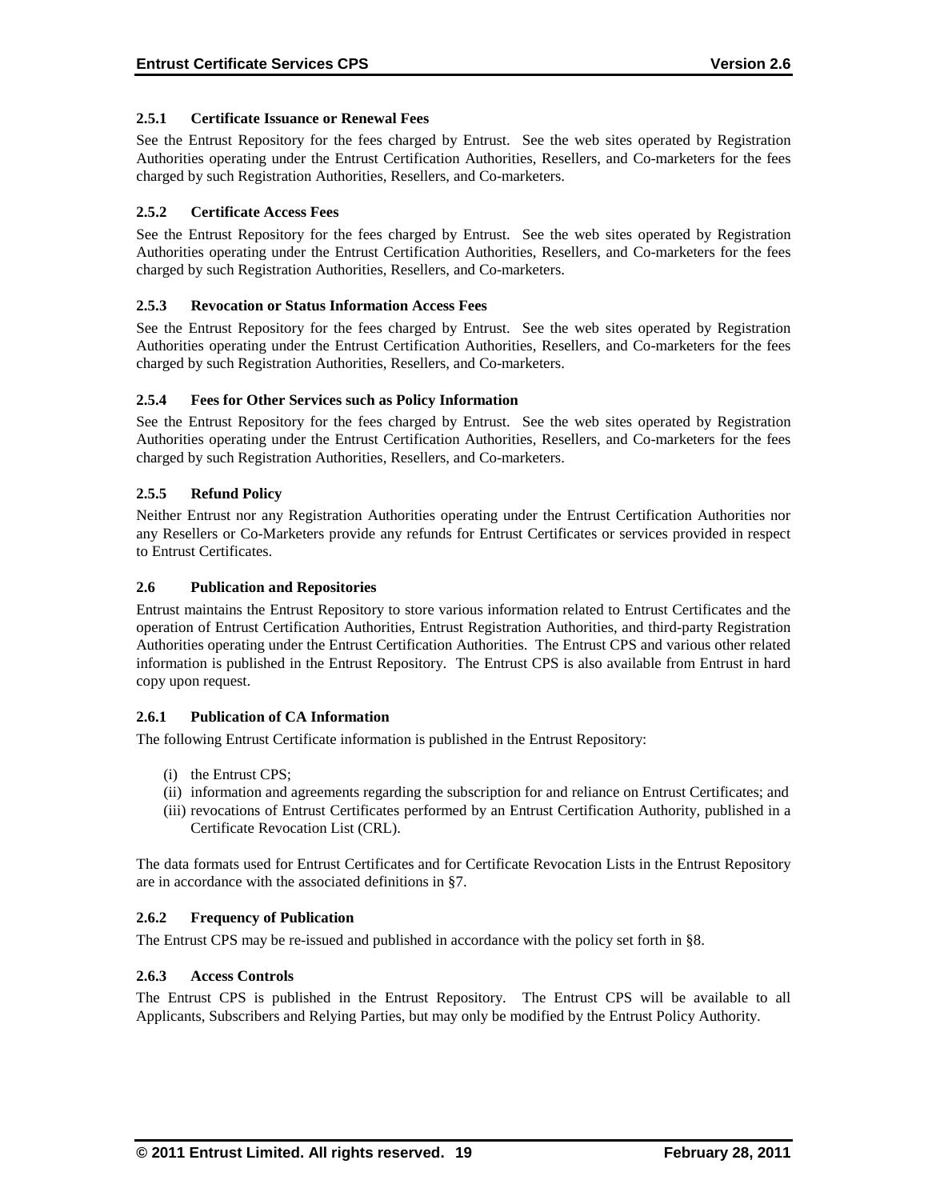### 2.5.1 Certificate Issuance or Renewal Fees

See the Entrust Repository for the fees charged by Entrust. See the web sites operated by Registration Authorities operating under the Entrust Certification Authorities, Resellers, and Co-marketers for the fees charged by such Registration Authorities, Resellers, and Co-marketers.

### 2.5.2 Certificate Access Fees

See the Entrust Repository for the fees charged by Entrust. See the web sites operated by Registration Authorities operating under the Entrust Certification Authorities, Resellers, and Co-marketers for the fees charged by such Registration Authorities, Resellers, and Co-marketers.

### 2.5.3 Revocation or Status Information Access Fees

See the Entrust Repository for the fees charged by Entrust. See the web sites operated by Registration Authorities operating under the Entrust Certification Authorities, Resellers, and Co-marketers for the fees charged by such Registration Authorities, Resellers, and Co-marketers.

### 2.5.4 Fees for Other Services such as Policy Information

See the Entrust Repository for the fees charged by Entrust. See the web sites operated by Registration Authorities operating under the Entrust Certification Authorities, Resellers, and Co-marketers for the fees charged by such Registration Authorities, Resellers, and Co-marketers.

### 2.5.5 Refund Policy

Neither Entrust nor any Registration Authorities operating under the Entrust Certification Authorities nor any Resellers or Co-Marketers provide any refunds for Entrust Certificates or services provided in respect to Entrust Certificates.

## 2.6 Publication and Repositories

Entrust maintains the Entrust Repository to store various information related to Entrust Certificates and the operation of Entrust Certification Authorities, Entrust Registration Authorities, and third-party Registration Authorities operating under the Entrust Certification Authorities. The Entrust CPS and various other related information is published in the Entrust Repository. The Entrust CPS is also available from Entrust in hard copy upon request.

### 2.6.1 Publication of CA Information

The following Entrust Certificate information is published in the Entrust Repository:

(i) the Entrust CPS;
(ii) information and agreements regarding the subscription for and reliance on Entrust Certificates; and
(iii) revocations of Entrust Certificates performed by an Entrust Certification Authority, published in a Certificate Revocation List (CRL).

The data formats used for Entrust Certificates and for Certificate Revocation Lists in the Entrust Repository are in accordance with the associated definitions in §7.

### 2.6.2 Frequency of Publication

The Entrust CPS may be re-issued and published in accordance with the policy set forth in §8.

### 2.6.3 Access Controls

The Entrust CPS is published in the Entrust Repository. The Entrust CPS will be available to all Applicants, Subscribers and Relying Parties, but may only be modified by the Entrust Policy Authority.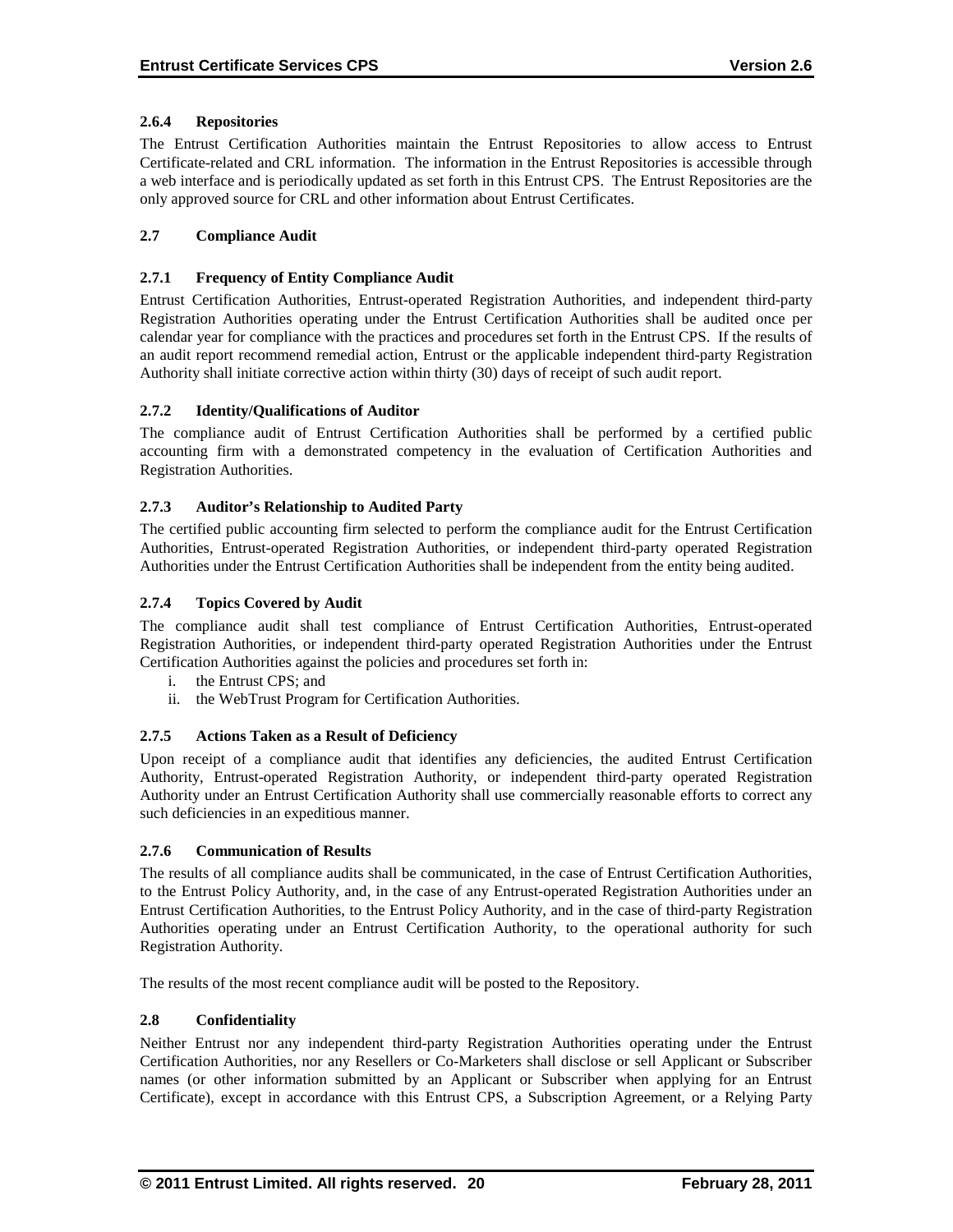### 2.6.4 Repositories

The Entrust Certification Authorities maintain the Entrust Repositories to allow access to Entrust Certificate-related and CRL information. The information in the Entrust Repositories is accessible through a web interface and is periodically updated as set forth in this Entrust CPS. The Entrust Repositories are the only approved source for CRL and other information about Entrust Certificates.

## 2.7 Compliance Audit

### 2.7.1 Frequency of Entity Compliance Audit

Entrust Certification Authorities, Entrust-operated Registration Authorities, and independent third-party Registration Authorities operating under the Entrust Certification Authorities shall be audited once per calendar year for compliance with the practices and procedures set forth in the Entrust CPS. If the results of an audit report recommend remedial action, Entrust or the applicable independent third-party Registration Authority shall initiate corrective action within thirty (30) days of receipt of such audit report.

### 2.7.2 Identity/Qualifications of Auditor

The compliance audit of Entrust Certification Authorities shall be performed by a certified public accounting firm with a demonstrated competency in the evaluation of Certification Authorities and Registration Authorities.

### 2.7.3 Auditor's Relationship to Audited Party

The certified public accounting firm selected to perform the compliance audit for the Entrust Certification Authorities, Entrust-operated Registration Authorities, or independent third-party operated Registration Authorities under the Entrust Certification Authorities shall be independent from the entity being audited.

### 2.7.4 Topics Covered by Audit

The compliance audit shall test compliance of Entrust Certification Authorities, Entrust-operated Registration Authorities, or independent third-party operated Registration Authorities under the Entrust Certification Authorities against the policies and procedures set forth in:

i. the Entrust CPS; and
ii. the WebTrust Program for Certification Authorities.

### 2.7.5 Actions Taken as a Result of Deficiency

Upon receipt of a compliance audit that identifies any deficiencies, the audited Entrust Certification Authority, Entrust-operated Registration Authority, or independent third-party operated Registration Authority under an Entrust Certification Authority shall use commercially reasonable efforts to correct any such deficiencies in an expeditious manner.

### 2.7.6 Communication of Results

The results of all compliance audits shall be communicated, in the case of Entrust Certification Authorities, to the Entrust Policy Authority, and, in the case of any Entrust-operated Registration Authorities under an Entrust Certification Authorities, to the Entrust Policy Authority, and in the case of third-party Registration Authorities operating under an Entrust Certification Authority, to the operational authority for such Registration Authority.

The results of the most recent compliance audit will be posted to the Repository.

## 2.8 Confidentiality

Neither Entrust nor any independent third-party Registration Authorities operating under the Entrust Certification Authorities, nor any Resellers or Co-Marketers shall disclose or sell Applicant or Subscriber names (or other information submitted by an Applicant or Subscriber when applying for an Entrust Certificate), except in accordance with this Entrust CPS, a Subscription Agreement, or a Relying Party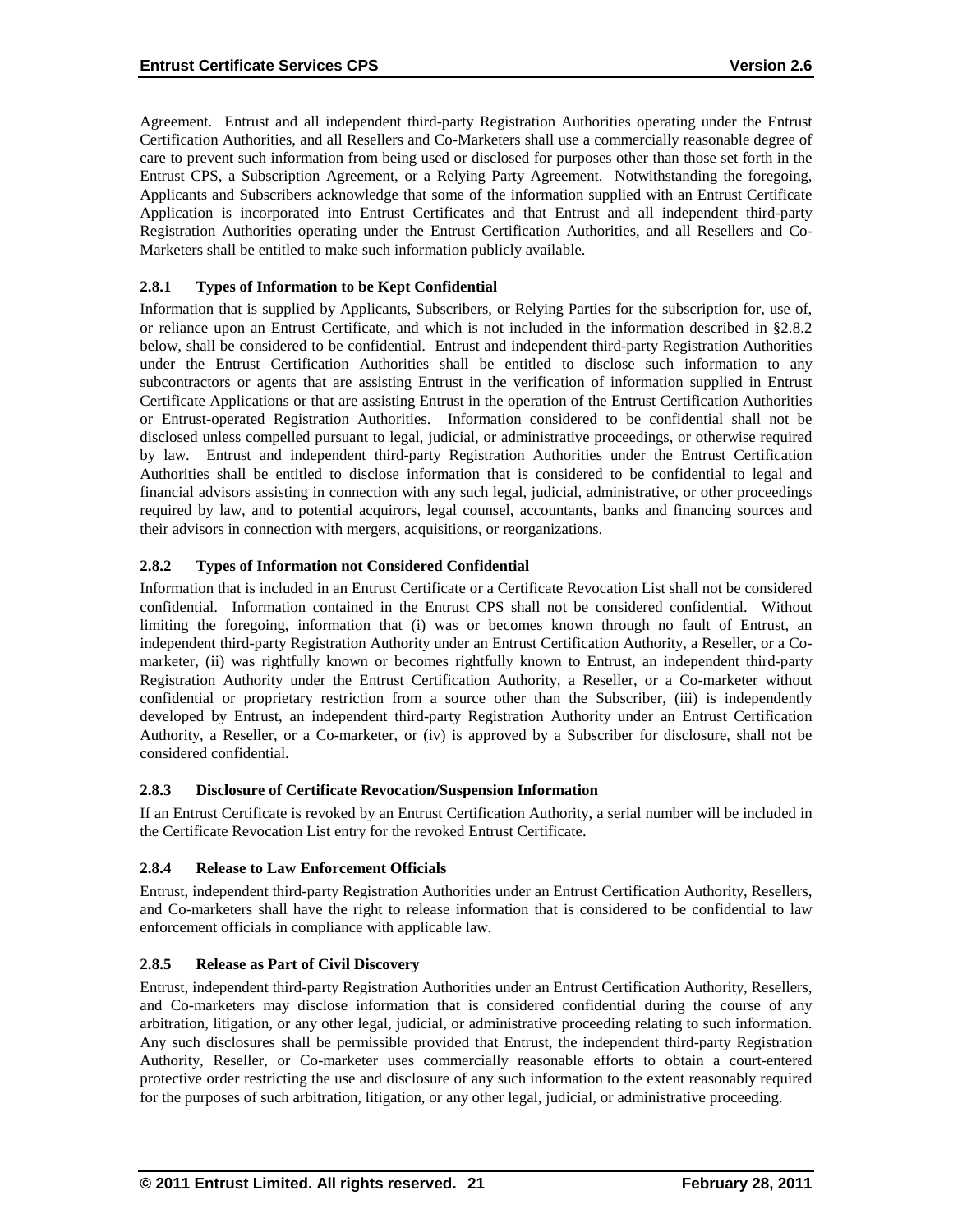Agreement. Entrust and all independent third-party Registration Authorities operating under the Entrust Certification Authorities, and all Resellers and Co-Marketers shall use a commercially reasonable degree of care to prevent such information from being used or disclosed for purposes other than those set forth in the Entrust CPS, a Subscription Agreement, or a Relying Party Agreement. Notwithstanding the foregoing, Applicants and Subscribers acknowledge that some of the information supplied with an Entrust Certificate Application is incorporated into Entrust Certificates and that Entrust and all independent third-party Registration Authorities operating under the Entrust Certification Authorities, and all Resellers and Co-Marketers shall be entitled to make such information publicly available.

### 2.8.1 Types of Information to be Kept Confidential

Information that is supplied by Applicants, Subscribers, or Relying Parties for the subscription for, use of, or reliance upon an Entrust Certificate, and which is not included in the information described in §2.8.2 below, shall be considered to be confidential. Entrust and independent third-party Registration Authorities under the Entrust Certification Authorities shall be entitled to disclose such information to any subcontractors or agents that are assisting Entrust in the verification of information supplied in Entrust Certificate Applications or that are assisting Entrust in the operation of the Entrust Certification Authorities or Entrust-operated Registration Authorities. Information considered to be confidential shall not be disclosed unless compelled pursuant to legal, judicial, or administrative proceedings, or otherwise required by law. Entrust and independent third-party Registration Authorities under the Entrust Certification Authorities shall be entitled to disclose information that is considered to be confidential to legal and financial advisors assisting in connection with any such legal, judicial, administrative, or other proceedings required by law, and to potential acquirors, legal counsel, accountants, banks and financing sources and their advisors in connection with mergers, acquisitions, or reorganizations.

### 2.8.2 Types of Information not Considered Confidential

Information that is included in an Entrust Certificate or a Certificate Revocation List shall not be considered confidential. Information contained in the Entrust CPS shall not be considered confidential. Without limiting the foregoing, information that (i) was or becomes known through no fault of Entrust, an independent third-party Registration Authority under an Entrust Certification Authority, a Reseller, or a Co-marketer, (ii) was rightfully known or becomes rightfully known to Entrust, an independent third-party Registration Authority under the Entrust Certification Authority, a Reseller, or a Co-marketer without confidential or proprietary restriction from a source other than the Subscriber, (iii) is independently developed by Entrust, an independent third-party Registration Authority under an Entrust Certification Authority, a Reseller, or a Co-marketer, or (iv) is approved by a Subscriber for disclosure, shall not be considered confidential.

### 2.8.3 Disclosure of Certificate Revocation/Suspension Information

If an Entrust Certificate is revoked by an Entrust Certification Authority, a serial number will be included in the Certificate Revocation List entry for the revoked Entrust Certificate.

### 2.8.4 Release to Law Enforcement Officials

Entrust, independent third-party Registration Authorities under an Entrust Certification Authority, Resellers, and Co-marketers shall have the right to release information that is considered to be confidential to law enforcement officials in compliance with applicable law.

### 2.8.5 Release as Part of Civil Discovery

Entrust, independent third-party Registration Authorities under an Entrust Certification Authority, Resellers, and Co-marketers may disclose information that is considered confidential during the course of any arbitration, litigation, or any other legal, judicial, or administrative proceeding relating to such information. Any such disclosures shall be permissible provided that Entrust, the independent third-party Registration Authority, Reseller, or Co-marketer uses commercially reasonable efforts to obtain a court-entered protective order restricting the use and disclosure of any such information to the extent reasonably required for the purposes of such arbitration, litigation, or any other legal, judicial, or administrative proceeding.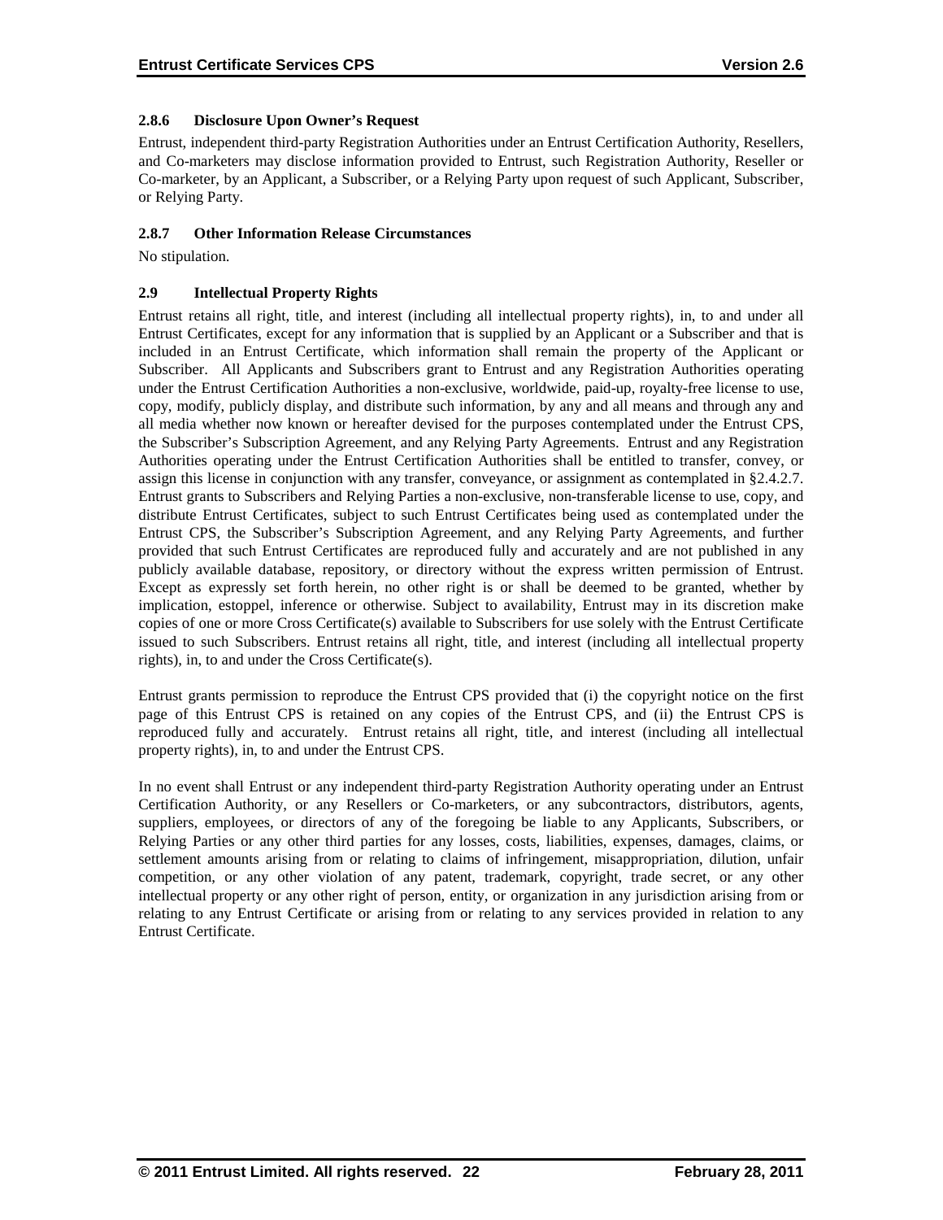### 2.8.6 Disclosure Upon Owner's Request

Entrust, independent third-party Registration Authorities under an Entrust Certification Authority, Resellers, and Co-marketers may disclose information provided to Entrust, such Registration Authority, Reseller or Co-marketer, by an Applicant, a Subscriber, or a Relying Party upon request of such Applicant, Subscriber, or Relying Party.

### 2.8.7 Other Information Release Circumstances

No stipulation.

## 2.9 Intellectual Property Rights

Entrust retains all right, title, and interest (including all intellectual property rights), in, to and under all Entrust Certificates, except for any information that is supplied by an Applicant or a Subscriber and that is included in an Entrust Certificate, which information shall remain the property of the Applicant or Subscriber. All Applicants and Subscribers grant to Entrust and any Registration Authorities operating under the Entrust Certification Authorities a non-exclusive, worldwide, paid-up, royalty-free license to use, copy, modify, publicly display, and distribute such information, by any and all means and through any and all media whether now known or hereafter devised for the purposes contemplated under the Entrust CPS, the Subscriber's Subscription Agreement, and any Relying Party Agreements. Entrust and any Registration Authorities operating under the Entrust Certification Authorities shall be entitled to transfer, convey, or assign this license in conjunction with any transfer, conveyance, or assignment as contemplated in §2.4.2.7. Entrust grants to Subscribers and Relying Parties a non-exclusive, non-transferable license to use, copy, and distribute Entrust Certificates, subject to such Entrust Certificates being used as contemplated under the Entrust CPS, the Subscriber's Subscription Agreement, and any Relying Party Agreements, and further provided that such Entrust Certificates are reproduced fully and accurately and are not published in any publicly available database, repository, or directory without the express written permission of Entrust. Except as expressly set forth herein, no other right is or shall be deemed to be granted, whether by implication, estoppel, inference or otherwise. Subject to availability, Entrust may in its discretion make copies of one or more Cross Certificate(s) available to Subscribers for use solely with the Entrust Certificate issued to such Subscribers. Entrust retains all right, title, and interest (including all intellectual property rights), in, to and under the Cross Certificate(s).

Entrust grants permission to reproduce the Entrust CPS provided that (i) the copyright notice on the first page of this Entrust CPS is retained on any copies of the Entrust CPS, and (ii) the Entrust CPS is reproduced fully and accurately. Entrust retains all right, title, and interest (including all intellectual property rights), in, to and under the Entrust CPS.

In no event shall Entrust or any independent third-party Registration Authority operating under an Entrust Certification Authority, or any Resellers or Co-marketers, or any subcontractors, distributors, agents, suppliers, employees, or directors of any of the foregoing be liable to any Applicants, Subscribers, or Relying Parties or any other third parties for any losses, costs, liabilities, expenses, damages, claims, or settlement amounts arising from or relating to claims of infringement, misappropriation, dilution, unfair competition, or any other violation of any patent, trademark, copyright, trade secret, or any other intellectual property or any other right of person, entity, or organization in any jurisdiction arising from or relating to any Entrust Certificate or arising from or relating to any services provided in relation to any Entrust Certificate.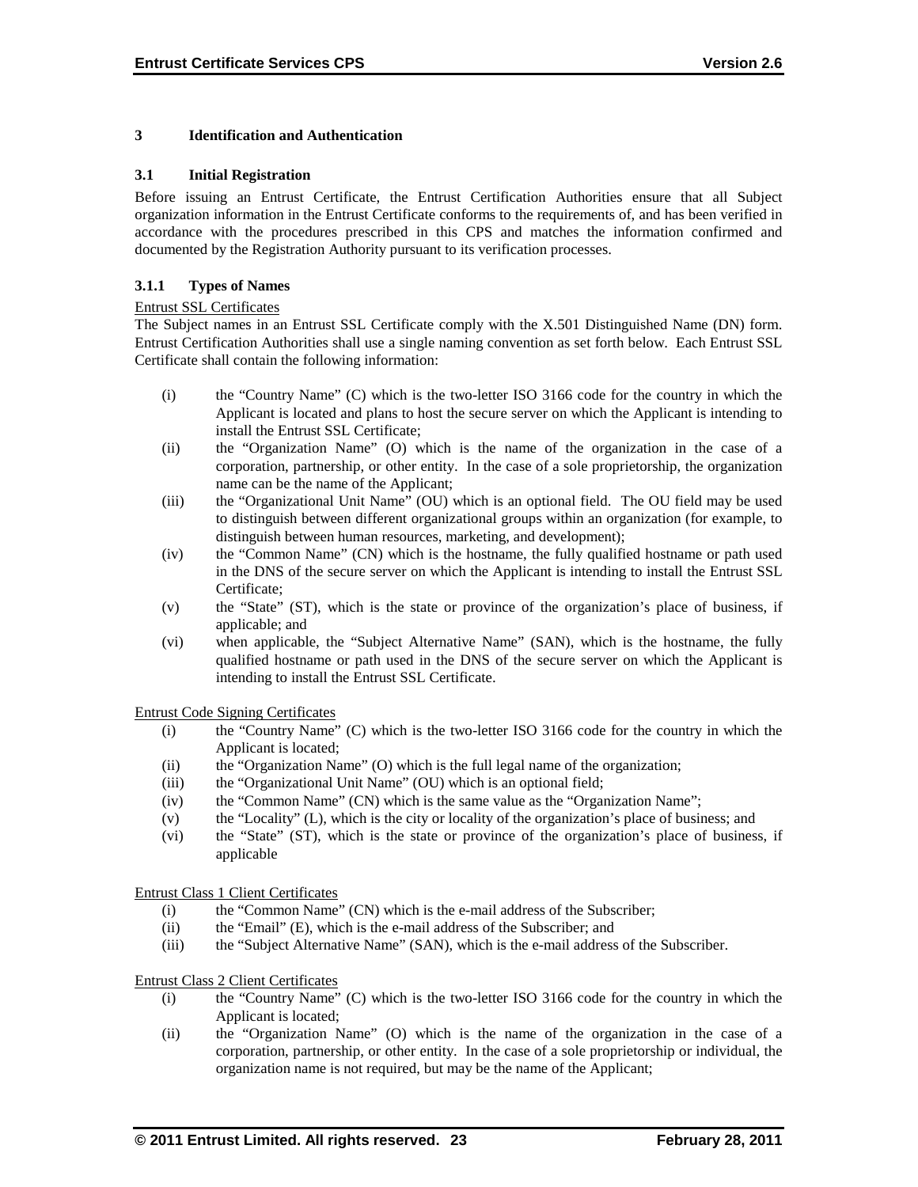# 3 Identification and Authentication

## 3.1 Initial Registration

Before issuing an Entrust Certificate, the Entrust Certification Authorities ensure that all Subject organization information in the Entrust Certificate conforms to the requirements of, and has been verified in accordance with the procedures prescribed in this CPS and matches the information confirmed and documented by the Registration Authority pursuant to its verification processes.

### 3.1.1 Types of Names

Entrust SSL Certificates

The Subject names in an Entrust SSL Certificate comply with the X.501 Distinguished Name (DN) form. Entrust Certification Authorities shall use a single naming convention as set forth below. Each Entrust SSL Certificate shall contain the following information:

(i) the "Country Name" (C) which is the two-letter ISO 3166 code for the country in which the Applicant is located and plans to host the secure server on which the Applicant is intending to install the Entrust SSL Certificate;

(ii) the "Organization Name" (O) which is the name of the organization in the case of a corporation, partnership, or other entity. In the case of a sole proprietorship, the organization name can be the name of the Applicant;

(iii) the "Organizational Unit Name" (OU) which is an optional field. The OU field may be used to distinguish between different organizational groups within an organization (for example, to distinguish between human resources, marketing, and development);

(iv) the "Common Name" (CN) which is the hostname, the fully qualified hostname or path used in the DNS of the secure server on which the Applicant is intending to install the Entrust SSL Certificate;

(v) the "State" (ST), which is the state or province of the organization's place of business, if applicable; and

(vi) when applicable, the "Subject Alternative Name" (SAN), which is the hostname, the fully qualified hostname or path used in the DNS of the secure server on which the Applicant is intending to install the Entrust SSL Certificate.

Entrust Code Signing Certificates

(i) the "Country Name" (C) which is the two-letter ISO 3166 code for the country in which the Applicant is located;

(ii) the "Organization Name" (O) which is the full legal name of the organization;

(iii) the "Organizational Unit Name" (OU) which is an optional field;

(iv) the "Common Name" (CN) which is the same value as the "Organization Name";

(v) the "Locality" (L), which is the city or locality of the organization's place of business; and

(vi) the "State" (ST), which is the state or province of the organization's place of business, if applicable

Entrust Class 1 Client Certificates

(i) the "Common Name" (CN) which is the e-mail address of the Subscriber;

(ii) the "Email" (E), which is the e-mail address of the Subscriber; and

(iii) the "Subject Alternative Name" (SAN), which is the e-mail address of the Subscriber.

Entrust Class 2 Client Certificates

(i) the "Country Name" (C) which is the two-letter ISO 3166 code for the country in which the Applicant is located;

(ii) the "Organization Name" (O) which is the name of the organization in the case of a corporation, partnership, or other entity. In the case of a sole proprietorship or individual, the organization name is not required, but may be the name of the Applicant;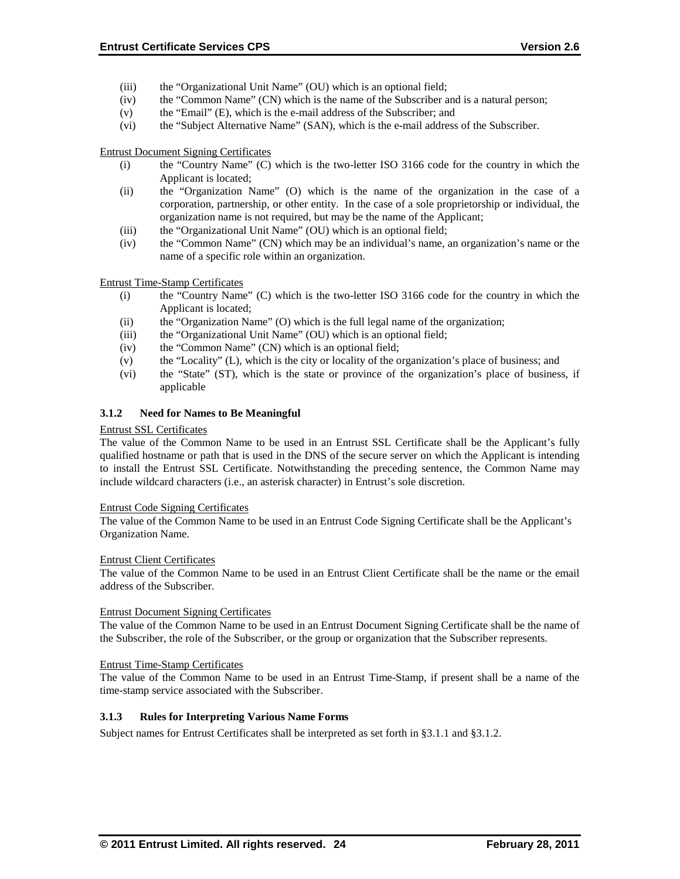(iii) the "Organizational Unit Name" (OU) which is an optional field;
(iv) the "Common Name" (CN) which is the name of the Subscriber and is a natural person;
(v) the "Email" (E), which is the e-mail address of the Subscriber; and
(vi) the "Subject Alternative Name" (SAN), which is the e-mail address of the Subscriber.

Entrust Document Signing Certificates

(i) the "Country Name" (C) which is the two-letter ISO 3166 code for the country in which the Applicant is located;
(ii) the "Organization Name" (O) which is the name of the organization in the case of a corporation, partnership, or other entity. In the case of a sole proprietorship or individual, the organization name is not required, but may be the name of the Applicant;
(iii) the "Organizational Unit Name" (OU) which is an optional field;
(iv) the "Common Name" (CN) which may be an individual's name, an organization's name or the name of a specific role within an organization.

Entrust Time-Stamp Certificates

(i) the "Country Name" (C) which is the two-letter ISO 3166 code for the country in which the Applicant is located;
(ii) the "Organization Name" (O) which is the full legal name of the organization;
(iii) the "Organizational Unit Name" (OU) which is an optional field;
(iv) the "Common Name" (CN) which is an optional field;
(v) the "Locality" (L), which is the city or locality of the organization's place of business; and
(vi) the "State" (ST), which is the state or province of the organization's place of business, if applicable

### 3.1.2 Need for Names to Be Meaningful

Entrust SSL Certificates

The value of the Common Name to be used in an Entrust SSL Certificate shall be the Applicant's fully qualified hostname or path that is used in the DNS of the secure server on which the Applicant is intending to install the Entrust SSL Certificate. Notwithstanding the preceding sentence, the Common Name may include wildcard characters (i.e., an asterisk character) in Entrust's sole discretion.

Entrust Code Signing Certificates

The value of the Common Name to be used in an Entrust Code Signing Certificate shall be the Applicant's Organization Name.

Entrust Client Certificates

The value of the Common Name to be used in an Entrust Client Certificate shall be the name or the email address of the Subscriber.

Entrust Document Signing Certificates

The value of the Common Name to be used in an Entrust Document Signing Certificate shall be the name of the Subscriber, the role of the Subscriber, or the group or organization that the Subscriber represents.

Entrust Time-Stamp Certificates

The value of the Common Name to be used in an Entrust Time-Stamp, if present shall be a name of the time-stamp service associated with the Subscriber.

### 3.1.3 Rules for Interpreting Various Name Forms

Subject names for Entrust Certificates shall be interpreted as set forth in §3.1.1 and §3.1.2.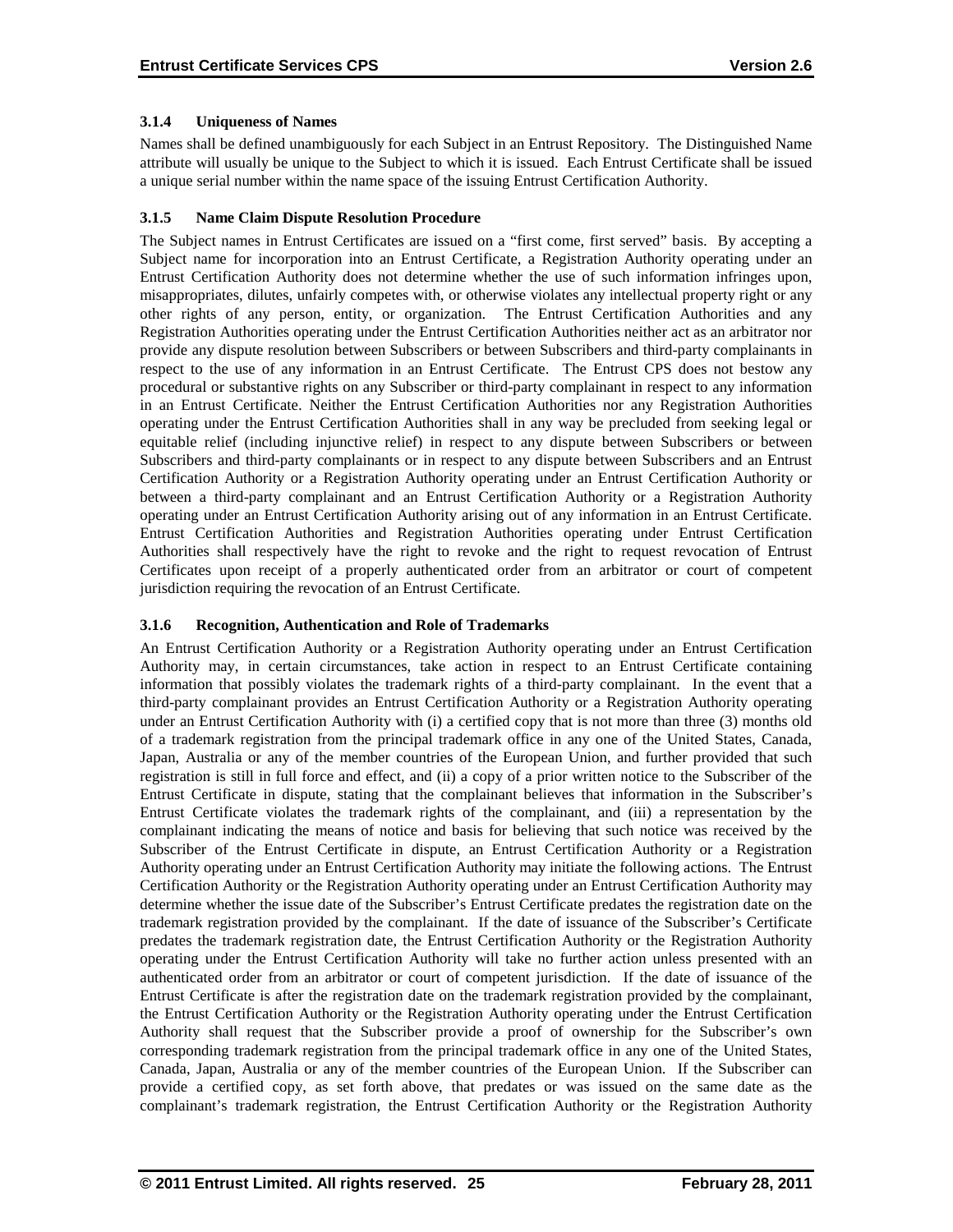### 3.1.4 Uniqueness of Names

Names shall be defined unambiguously for each Subject in an Entrust Repository. The Distinguished Name attribute will usually be unique to the Subject to which it is issued. Each Entrust Certificate shall be issued a unique serial number within the name space of the issuing Entrust Certification Authority.

### 3.1.5 Name Claim Dispute Resolution Procedure

The Subject names in Entrust Certificates are issued on a "first come, first served" basis. By accepting a Subject name for incorporation into an Entrust Certificate, a Registration Authority operating under an Entrust Certification Authority does not determine whether the use of such information infringes upon, misappropriates, dilutes, unfairly competes with, or otherwise violates any intellectual property right or any other rights of any person, entity, or organization. The Entrust Certification Authorities and any Registration Authorities operating under the Entrust Certification Authorities neither act as an arbitrator nor provide any dispute resolution between Subscribers or between Subscribers and third-party complainants in respect to the use of any information in an Entrust Certificate. The Entrust CPS does not bestow any procedural or substantive rights on any Subscriber or third-party complainant in respect to any information in an Entrust Certificate. Neither the Entrust Certification Authorities nor any Registration Authorities operating under the Entrust Certification Authorities shall in any way be precluded from seeking legal or equitable relief (including injunctive relief) in respect to any dispute between Subscribers or between Subscribers and third-party complainants or in respect to any dispute between Subscribers and an Entrust Certification Authority or a Registration Authority operating under an Entrust Certification Authority or between a third-party complainant and an Entrust Certification Authority or a Registration Authority operating under an Entrust Certification Authority arising out of any information in an Entrust Certificate. Entrust Certification Authorities and Registration Authorities operating under Entrust Certification Authorities shall respectively have the right to revoke and the right to request revocation of Entrust Certificates upon receipt of a properly authenticated order from an arbitrator or court of competent jurisdiction requiring the revocation of an Entrust Certificate.

### 3.1.6 Recognition, Authentication and Role of Trademarks

An Entrust Certification Authority or a Registration Authority operating under an Entrust Certification Authority may, in certain circumstances, take action in respect to an Entrust Certificate containing information that possibly violates the trademark rights of a third-party complainant. In the event that a third-party complainant provides an Entrust Certification Authority or a Registration Authority operating under an Entrust Certification Authority with (i) a certified copy that is not more than three (3) months old of a trademark registration from the principal trademark office in any one of the United States, Canada, Japan, Australia or any of the member countries of the European Union, and further provided that such registration is still in full force and effect, and (ii) a copy of a prior written notice to the Subscriber of the Entrust Certificate in dispute, stating that the complainant believes that information in the Subscriber's Entrust Certificate violates the trademark rights of the complainant, and (iii) a representation by the complainant indicating the means of notice and basis for believing that such notice was received by the Subscriber of the Entrust Certificate in dispute, an Entrust Certification Authority or a Registration Authority operating under an Entrust Certification Authority may initiate the following actions. The Entrust Certification Authority or the Registration Authority operating under an Entrust Certification Authority may determine whether the issue date of the Subscriber's Entrust Certificate predates the registration date on the trademark registration provided by the complainant. If the date of issuance of the Subscriber's Certificate predates the trademark registration date, the Entrust Certification Authority or the Registration Authority operating under the Entrust Certification Authority will take no further action unless presented with an authenticated order from an arbitrator or court of competent jurisdiction. If the date of issuance of the Entrust Certificate is after the registration date on the trademark registration provided by the complainant, the Entrust Certification Authority or the Registration Authority operating under the Entrust Certification Authority shall request that the Subscriber provide a proof of ownership for the Subscriber's own corresponding trademark registration from the principal trademark office in any one of the United States, Canada, Japan, Australia or any of the member countries of the European Union. If the Subscriber can provide a certified copy, as set forth above, that predates or was issued on the same date as the complainant's trademark registration, the Entrust Certification Authority or the Registration Authority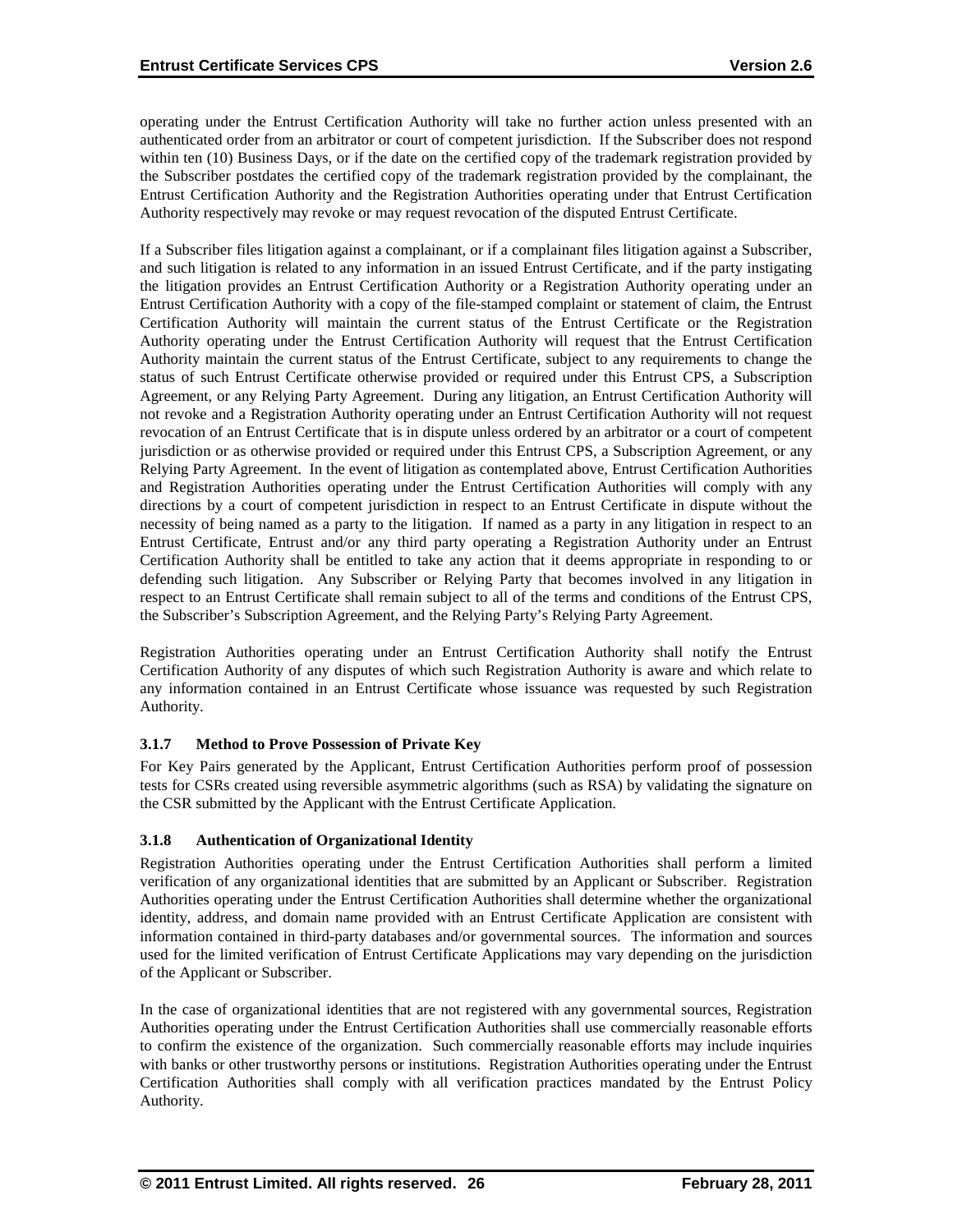operating under the Entrust Certification Authority will take no further action unless presented with an authenticated order from an arbitrator or court of competent jurisdiction. If the Subscriber does not respond within ten (10) Business Days, or if the date on the certified copy of the trademark registration provided by the Subscriber postdates the certified copy of the trademark registration provided by the complainant, the Entrust Certification Authority and the Registration Authorities operating under that Entrust Certification Authority respectively may revoke or may request revocation of the disputed Entrust Certificate.

If a Subscriber files litigation against a complainant, or if a complainant files litigation against a Subscriber, and such litigation is related to any information in an issued Entrust Certificate, and if the party instigating the litigation provides an Entrust Certification Authority or a Registration Authority operating under an Entrust Certification Authority with a copy of the file-stamped complaint or statement of claim, the Entrust Certification Authority will maintain the current status of the Entrust Certificate or the Registration Authority operating under the Entrust Certification Authority will request that the Entrust Certification Authority maintain the current status of the Entrust Certificate, subject to any requirements to change the status of such Entrust Certificate otherwise provided or required under this Entrust CPS, a Subscription Agreement, or any Relying Party Agreement. During any litigation, an Entrust Certification Authority will not revoke and a Registration Authority operating under an Entrust Certification Authority will not request revocation of an Entrust Certificate that is in dispute unless ordered by an arbitrator or a court of competent jurisdiction or as otherwise provided or required under this Entrust CPS, a Subscription Agreement, or any Relying Party Agreement. In the event of litigation as contemplated above, Entrust Certification Authorities and Registration Authorities operating under the Entrust Certification Authorities will comply with any directions by a court of competent jurisdiction in respect to an Entrust Certificate in dispute without the necessity of being named as a party to the litigation. If named as a party in any litigation in respect to an Entrust Certificate, Entrust and/or any third party operating a Registration Authority under an Entrust Certification Authority shall be entitled to take any action that it deems appropriate in responding to or defending such litigation. Any Subscriber or Relying Party that becomes involved in any litigation in respect to an Entrust Certificate shall remain subject to all of the terms and conditions of the Entrust CPS, the Subscriber's Subscription Agreement, and the Relying Party's Relying Party Agreement.

Registration Authorities operating under an Entrust Certification Authority shall notify the Entrust Certification Authority of any disputes of which such Registration Authority is aware and which relate to any information contained in an Entrust Certificate whose issuance was requested by such Registration Authority.

### 3.1.7 Method to Prove Possession of Private Key

For Key Pairs generated by the Applicant, Entrust Certification Authorities perform proof of possession tests for CSRs created using reversible asymmetric algorithms (such as RSA) by validating the signature on the CSR submitted by the Applicant with the Entrust Certificate Application.

### 3.1.8 Authentication of Organizational Identity

Registration Authorities operating under the Entrust Certification Authorities shall perform a limited verification of any organizational identities that are submitted by an Applicant or Subscriber. Registration Authorities operating under the Entrust Certification Authorities shall determine whether the organizational identity, address, and domain name provided with an Entrust Certificate Application are consistent with information contained in third-party databases and/or governmental sources. The information and sources used for the limited verification of Entrust Certificate Applications may vary depending on the jurisdiction of the Applicant or Subscriber.

In the case of organizational identities that are not registered with any governmental sources, Registration Authorities operating under the Entrust Certification Authorities shall use commercially reasonable efforts to confirm the existence of the organization. Such commercially reasonable efforts may include inquiries with banks or other trustworthy persons or institutions. Registration Authorities operating under the Entrust Certification Authorities shall comply with all verification practices mandated by the Entrust Policy Authority.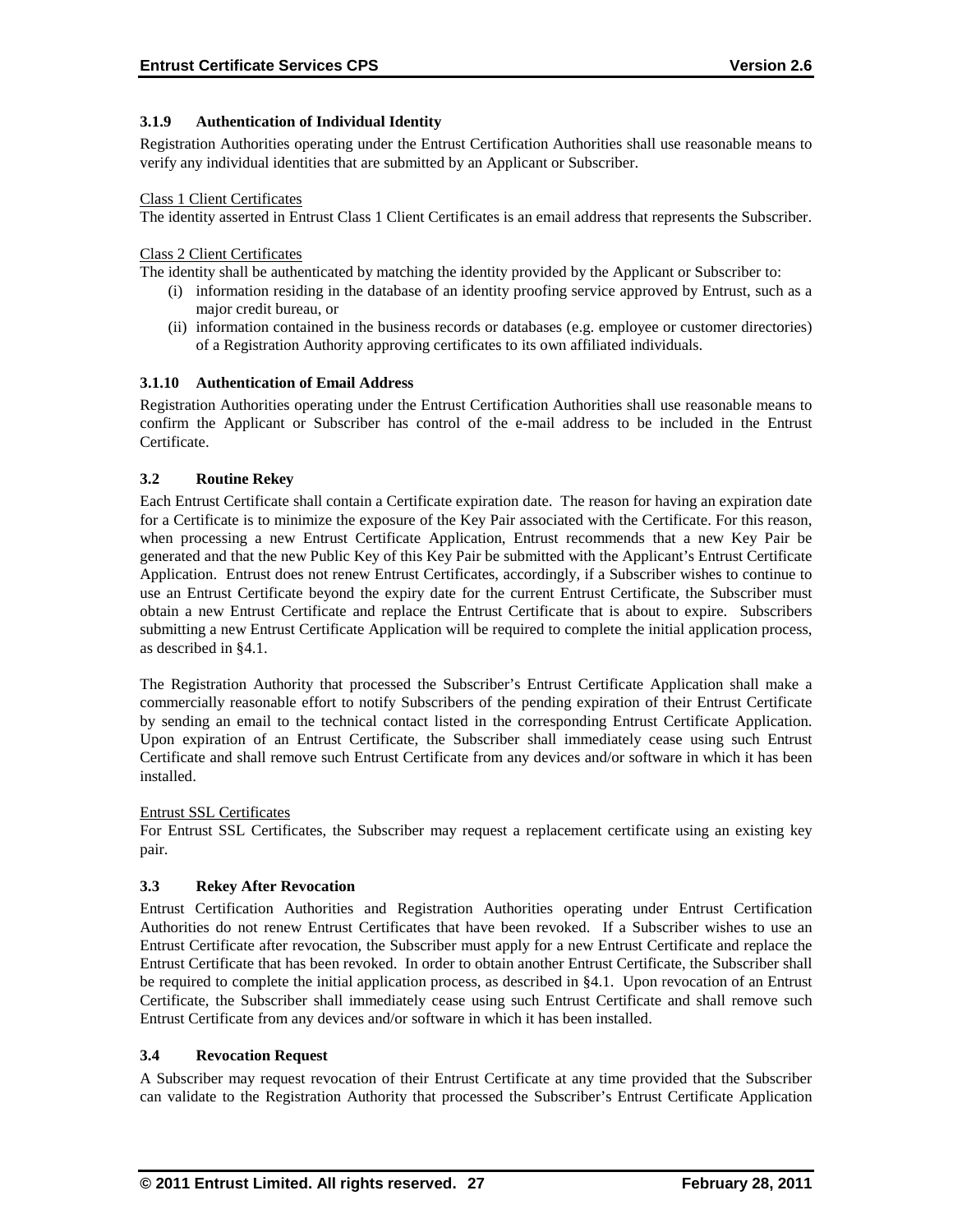### 3.1.9 Authentication of Individual Identity

Registration Authorities operating under the Entrust Certification Authorities shall use reasonable means to verify any individual identities that are submitted by an Applicant or Subscriber.

Class 1 Client Certificates

The identity asserted in Entrust Class 1 Client Certificates is an email address that represents the Subscriber.

Class 2 Client Certificates

The identity shall be authenticated by matching the identity provided by the Applicant or Subscriber to:

- (i) information residing in the database of an identity proofing service approved by Entrust, such as a major credit bureau, or
- (ii) information contained in the business records or databases (e.g. employee or customer directories) of a Registration Authority approving certificates to its own affiliated individuals.

### 3.1.10 Authentication of Email Address

Registration Authorities operating under the Entrust Certification Authorities shall use reasonable means to confirm the Applicant or Subscriber has control of the e-mail address to be included in the Entrust Certificate.

## 3.2 Routine Rekey

Each Entrust Certificate shall contain a Certificate expiration date. The reason for having an expiration date for a Certificate is to minimize the exposure of the Key Pair associated with the Certificate. For this reason, when processing a new Entrust Certificate Application, Entrust recommends that a new Key Pair be generated and that the new Public Key of this Key Pair be submitted with the Applicant's Entrust Certificate Application. Entrust does not renew Entrust Certificates, accordingly, if a Subscriber wishes to continue to use an Entrust Certificate beyond the expiry date for the current Entrust Certificate, the Subscriber must obtain a new Entrust Certificate and replace the Entrust Certificate that is about to expire. Subscribers submitting a new Entrust Certificate Application will be required to complete the initial application process, as described in §4.1.

The Registration Authority that processed the Subscriber's Entrust Certificate Application shall make a commercially reasonable effort to notify Subscribers of the pending expiration of their Entrust Certificate by sending an email to the technical contact listed in the corresponding Entrust Certificate Application. Upon expiration of an Entrust Certificate, the Subscriber shall immediately cease using such Entrust Certificate and shall remove such Entrust Certificate from any devices and/or software in which it has been installed.

Entrust SSL Certificates

For Entrust SSL Certificates, the Subscriber may request a replacement certificate using an existing key pair.

## 3.3 Rekey After Revocation

Entrust Certification Authorities and Registration Authorities operating under Entrust Certification Authorities do not renew Entrust Certificates that have been revoked. If a Subscriber wishes to use an Entrust Certificate after revocation, the Subscriber must apply for a new Entrust Certificate and replace the Entrust Certificate that has been revoked. In order to obtain another Entrust Certificate, the Subscriber shall be required to complete the initial application process, as described in §4.1. Upon revocation of an Entrust Certificate, the Subscriber shall immediately cease using such Entrust Certificate and shall remove such Entrust Certificate from any devices and/or software in which it has been installed.

## 3.4 Revocation Request

A Subscriber may request revocation of their Entrust Certificate at any time provided that the Subscriber can validate to the Registration Authority that processed the Subscriber's Entrust Certificate Application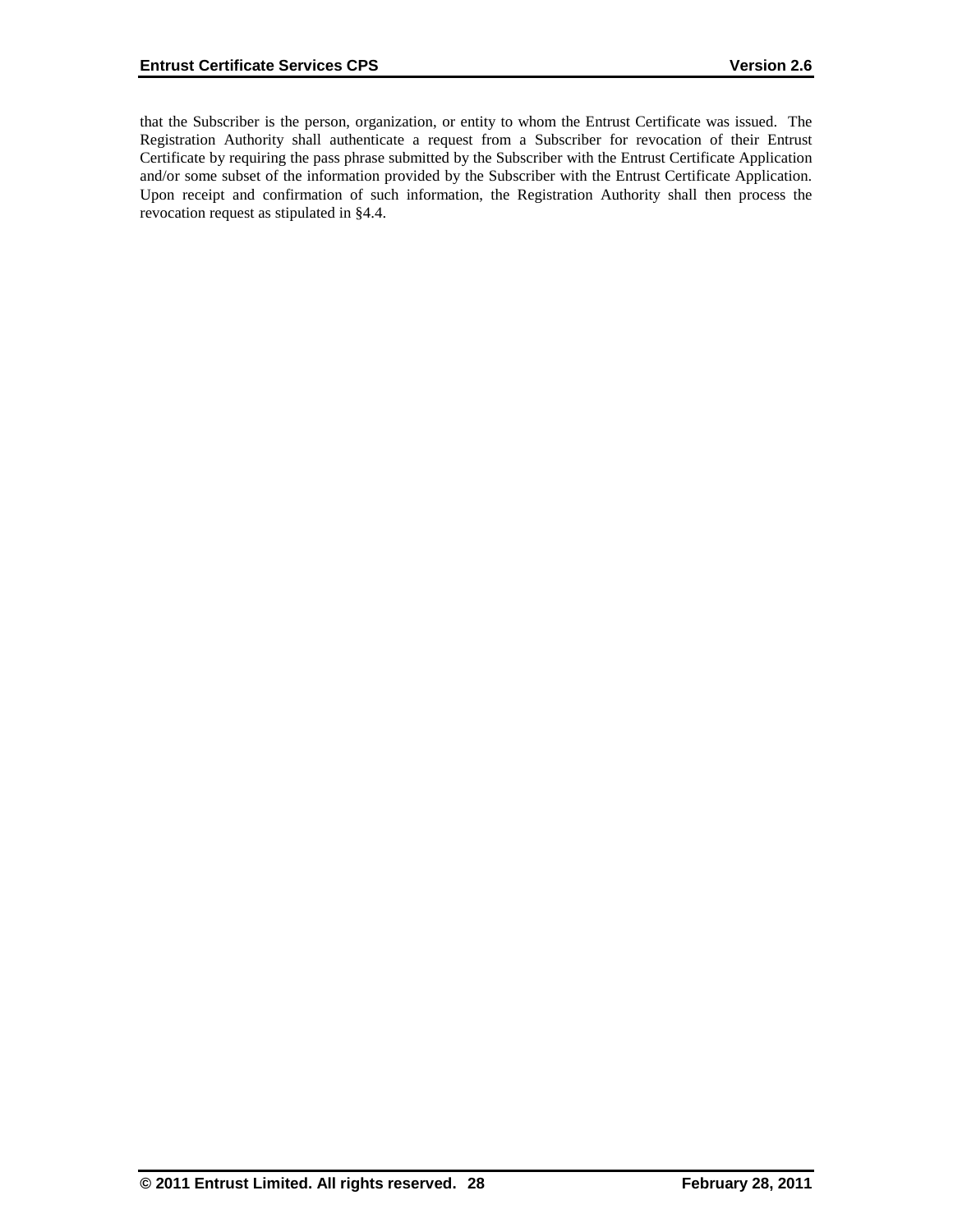that the Subscriber is the person, organization, or entity to whom the Entrust Certificate was issued. The Registration Authority shall authenticate a request from a Subscriber for revocation of their Entrust Certificate by requiring the pass phrase submitted by the Subscriber with the Entrust Certificate Application and/or some subset of the information provided by the Subscriber with the Entrust Certificate Application. Upon receipt and confirmation of such information, the Registration Authority shall then process the revocation request as stipulated in §4.4.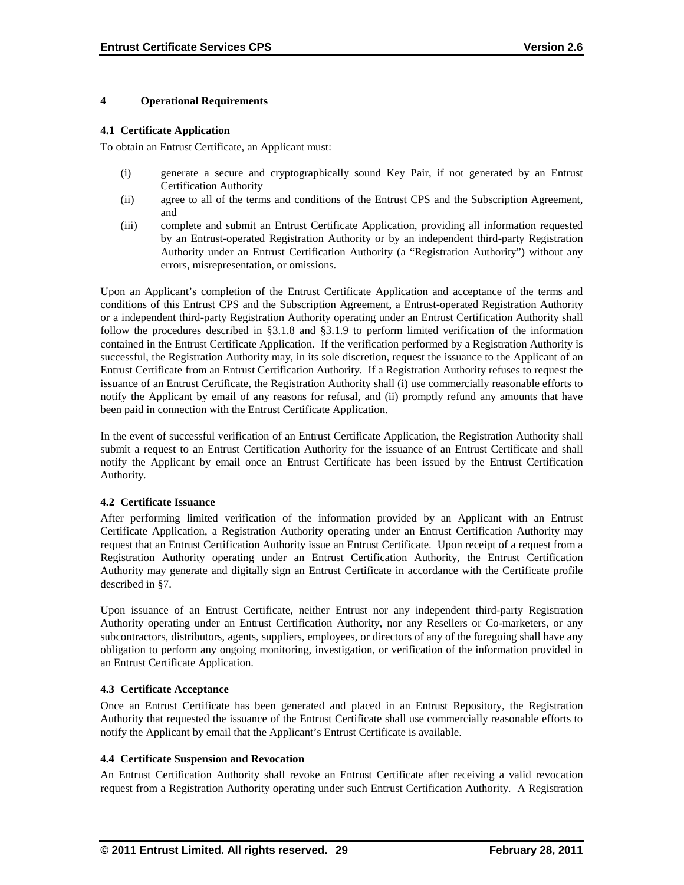# 4 Operational Requirements

## 4.1 Certificate Application

To obtain an Entrust Certificate, an Applicant must:

(i) generate a secure and cryptographically sound Key Pair, if not generated by an Entrust Certification Authority

(ii) agree to all of the terms and conditions of the Entrust CPS and the Subscription Agreement, and

(iii) complete and submit an Entrust Certificate Application, providing all information requested by an Entrust-operated Registration Authority or by an independent third-party Registration Authority under an Entrust Certification Authority (a "Registration Authority") without any errors, misrepresentation, or omissions.

Upon an Applicant's completion of the Entrust Certificate Application and acceptance of the terms and conditions of this Entrust CPS and the Subscription Agreement, a Entrust-operated Registration Authority or a independent third-party Registration Authority operating under an Entrust Certification Authority shall follow the procedures described in §3.1.8 and §3.1.9 to perform limited verification of the information contained in the Entrust Certificate Application. If the verification performed by a Registration Authority is successful, the Registration Authority may, in its sole discretion, request the issuance to the Applicant of an Entrust Certificate from an Entrust Certification Authority. If a Registration Authority refuses to request the issuance of an Entrust Certificate, the Registration Authority shall (i) use commercially reasonable efforts to notify the Applicant by email of any reasons for refusal, and (ii) promptly refund any amounts that have been paid in connection with the Entrust Certificate Application.

In the event of successful verification of an Entrust Certificate Application, the Registration Authority shall submit a request to an Entrust Certification Authority for the issuance of an Entrust Certificate and shall notify the Applicant by email once an Entrust Certificate has been issued by the Entrust Certification Authority.

## 4.2 Certificate Issuance

After performing limited verification of the information provided by an Applicant with an Entrust Certificate Application, a Registration Authority operating under an Entrust Certification Authority may request that an Entrust Certification Authority issue an Entrust Certificate. Upon receipt of a request from a Registration Authority operating under an Entrust Certification Authority, the Entrust Certification Authority may generate and digitally sign an Entrust Certificate in accordance with the Certificate profile described in §7.

Upon issuance of an Entrust Certificate, neither Entrust nor any independent third-party Registration Authority operating under an Entrust Certification Authority, nor any Resellers or Co-marketers, or any subcontractors, distributors, agents, suppliers, employees, or directors of any of the foregoing shall have any obligation to perform any ongoing monitoring, investigation, or verification of the information provided in an Entrust Certificate Application.

## 4.3 Certificate Acceptance

Once an Entrust Certificate has been generated and placed in an Entrust Repository, the Registration Authority that requested the issuance of the Entrust Certificate shall use commercially reasonable efforts to notify the Applicant by email that the Applicant's Entrust Certificate is available.

## 4.4 Certificate Suspension and Revocation

An Entrust Certification Authority shall revoke an Entrust Certificate after receiving a valid revocation request from a Registration Authority operating under such Entrust Certification Authority. A Registration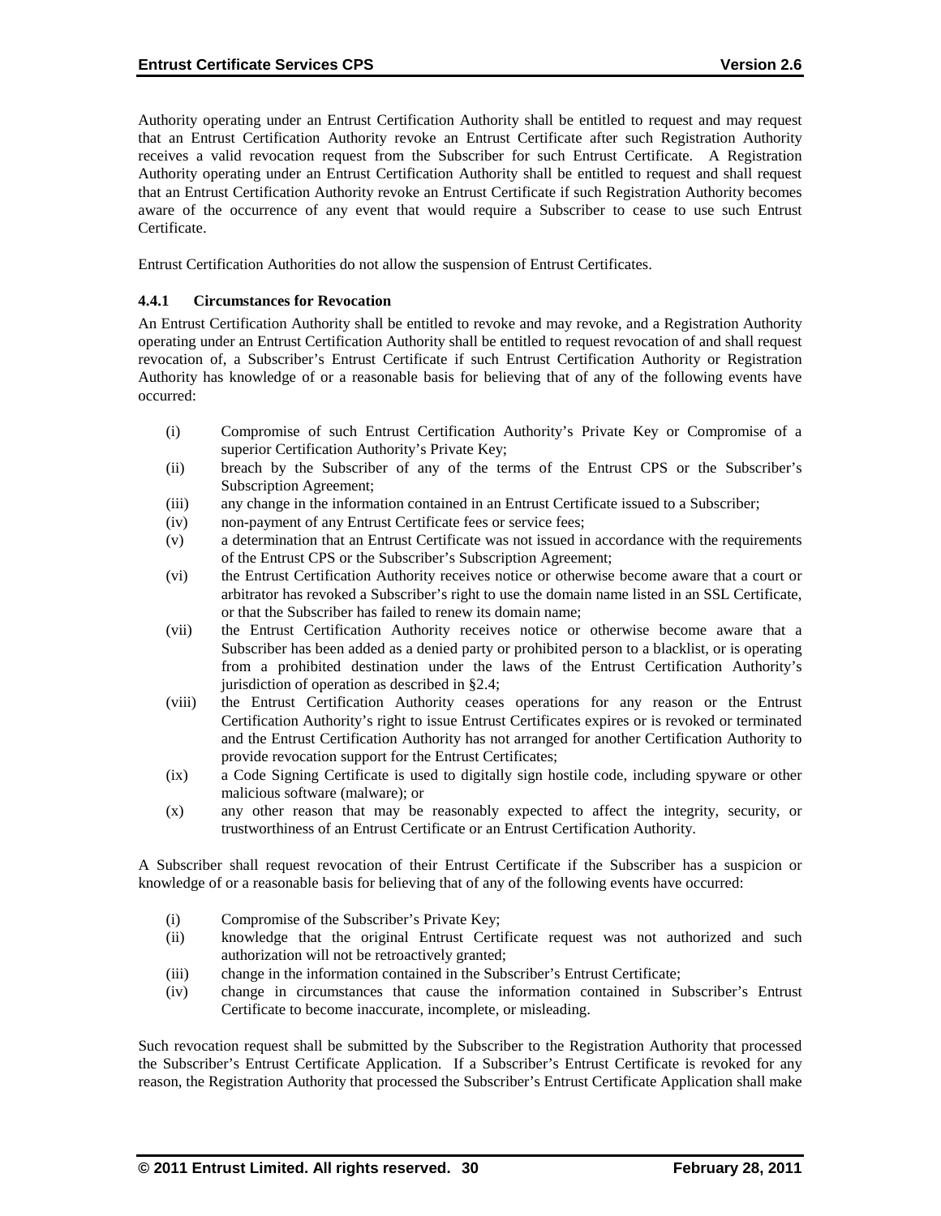Authority operating under an Entrust Certification Authority shall be entitled to request and may request that an Entrust Certification Authority revoke an Entrust Certificate after such Registration Authority receives a valid revocation request from the Subscriber for such Entrust Certificate. A Registration Authority operating under an Entrust Certification Authority shall be entitled to request and shall request that an Entrust Certification Authority revoke an Entrust Certificate if such Registration Authority becomes aware of the occurrence of any event that would require a Subscriber to cease to use such Entrust Certificate.

Entrust Certification Authorities do not allow the suspension of Entrust Certificates.

### 4.4.1 Circumstances for Revocation

An Entrust Certification Authority shall be entitled to revoke and may revoke, and a Registration Authority operating under an Entrust Certification Authority shall be entitled to request revocation of and shall request revocation of, a Subscriber's Entrust Certificate if such Entrust Certification Authority or Registration Authority has knowledge of or a reasonable basis for believing that of any of the following events have occurred:

- (i) Compromise of such Entrust Certification Authority's Private Key or Compromise of a superior Certification Authority's Private Key;
- (ii) breach by the Subscriber of any of the terms of the Entrust CPS or the Subscriber's Subscription Agreement;
- (iii) any change in the information contained in an Entrust Certificate issued to a Subscriber;
- (iv) non-payment of any Entrust Certificate fees or service fees;
- (v) a determination that an Entrust Certificate was not issued in accordance with the requirements of the Entrust CPS or the Subscriber's Subscription Agreement;
- (vi) the Entrust Certification Authority receives notice or otherwise become aware that a court or arbitrator has revoked a Subscriber's right to use the domain name listed in an SSL Certificate, or that the Subscriber has failed to renew its domain name;
- (vii) the Entrust Certification Authority receives notice or otherwise become aware that a Subscriber has been added as a denied party or prohibited person to a blacklist, or is operating from a prohibited destination under the laws of the Entrust Certification Authority's jurisdiction of operation as described in §2.4;
- (viii) the Entrust Certification Authority ceases operations for any reason or the Entrust Certification Authority's right to issue Entrust Certificates expires or is revoked or terminated and the Entrust Certification Authority has not arranged for another Certification Authority to provide revocation support for the Entrust Certificates;
- (ix) a Code Signing Certificate is used to digitally sign hostile code, including spyware or other malicious software (malware); or
- (x) any other reason that may be reasonably expected to affect the integrity, security, or trustworthiness of an Entrust Certificate or an Entrust Certification Authority.

A Subscriber shall request revocation of their Entrust Certificate if the Subscriber has a suspicion or knowledge of or a reasonable basis for believing that of any of the following events have occurred:

- (i) Compromise of the Subscriber's Private Key;
- (ii) knowledge that the original Entrust Certificate request was not authorized and such authorization will not be retroactively granted;
- (iii) change in the information contained in the Subscriber's Entrust Certificate;
- (iv) change in circumstances that cause the information contained in Subscriber's Entrust Certificate to become inaccurate, incomplete, or misleading.

Such revocation request shall be submitted by the Subscriber to the Registration Authority that processed the Subscriber's Entrust Certificate Application. If a Subscriber's Entrust Certificate is revoked for any reason, the Registration Authority that processed the Subscriber's Entrust Certificate Application shall make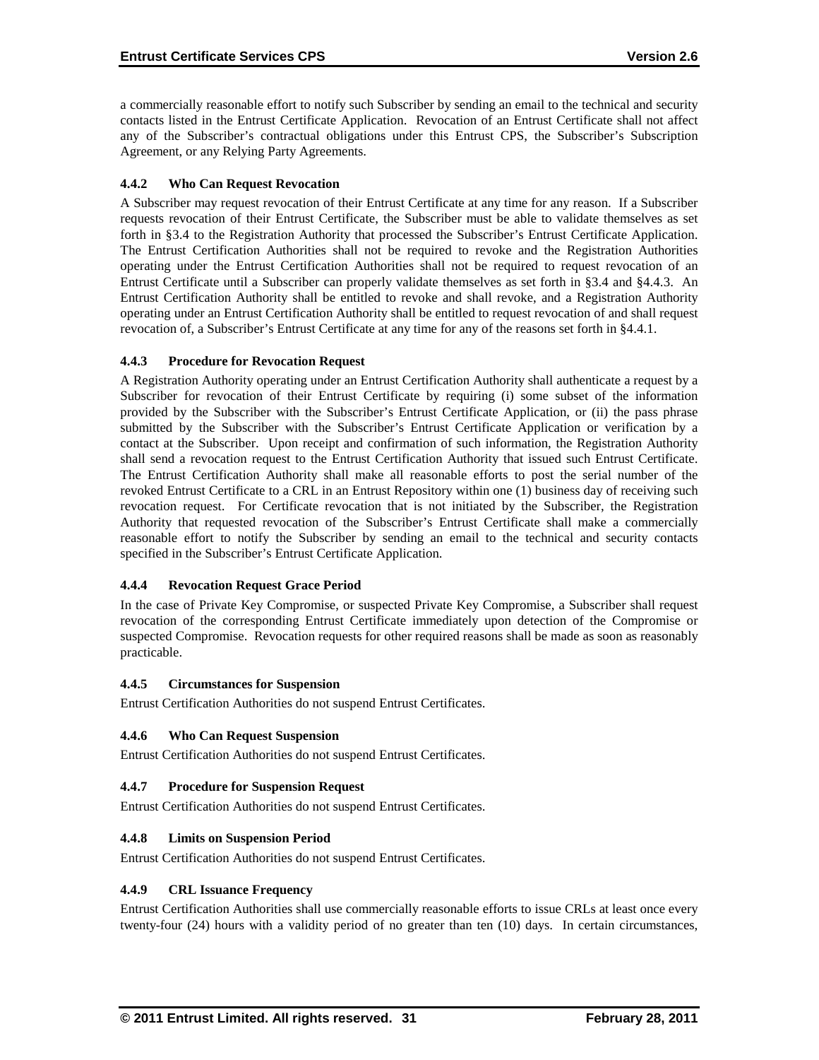a commercially reasonable effort to notify such Subscriber by sending an email to the technical and security contacts listed in the Entrust Certificate Application. Revocation of an Entrust Certificate shall not affect any of the Subscriber's contractual obligations under this Entrust CPS, the Subscriber's Subscription Agreement, or any Relying Party Agreements.

### 4.4.2 Who Can Request Revocation

A Subscriber may request revocation of their Entrust Certificate at any time for any reason. If a Subscriber requests revocation of their Entrust Certificate, the Subscriber must be able to validate themselves as set forth in §3.4 to the Registration Authority that processed the Subscriber's Entrust Certificate Application. The Entrust Certification Authorities shall not be required to revoke and the Registration Authorities operating under the Entrust Certification Authorities shall not be required to request revocation of an Entrust Certificate until a Subscriber can properly validate themselves as set forth in §3.4 and §4.4.3. An Entrust Certification Authority shall be entitled to revoke and shall revoke, and a Registration Authority operating under an Entrust Certification Authority shall be entitled to request revocation of and shall request revocation of, a Subscriber's Entrust Certificate at any time for any of the reasons set forth in §4.4.1.

### 4.4.3 Procedure for Revocation Request

A Registration Authority operating under an Entrust Certification Authority shall authenticate a request by a Subscriber for revocation of their Entrust Certificate by requiring (i) some subset of the information provided by the Subscriber with the Subscriber's Entrust Certificate Application, or (ii) the pass phrase submitted by the Subscriber with the Subscriber's Entrust Certificate Application or verification by a contact at the Subscriber. Upon receipt and confirmation of such information, the Registration Authority shall send a revocation request to the Entrust Certification Authority that issued such Entrust Certificate. The Entrust Certification Authority shall make all reasonable efforts to post the serial number of the revoked Entrust Certificate to a CRL in an Entrust Repository within one (1) business day of receiving such revocation request. For Certificate revocation that is not initiated by the Subscriber, the Registration Authority that requested revocation of the Subscriber's Entrust Certificate shall make a commercially reasonable effort to notify the Subscriber by sending an email to the technical and security contacts specified in the Subscriber's Entrust Certificate Application.

### 4.4.4 Revocation Request Grace Period

In the case of Private Key Compromise, or suspected Private Key Compromise, a Subscriber shall request revocation of the corresponding Entrust Certificate immediately upon detection of the Compromise or suspected Compromise. Revocation requests for other required reasons shall be made as soon as reasonably practicable.

### 4.4.5 Circumstances for Suspension

Entrust Certification Authorities do not suspend Entrust Certificates.

### 4.4.6 Who Can Request Suspension

Entrust Certification Authorities do not suspend Entrust Certificates.

### 4.4.7 Procedure for Suspension Request

Entrust Certification Authorities do not suspend Entrust Certificates.

### 4.4.8 Limits on Suspension Period

Entrust Certification Authorities do not suspend Entrust Certificates.

### 4.4.9 CRL Issuance Frequency

Entrust Certification Authorities shall use commercially reasonable efforts to issue CRLs at least once every twenty-four (24) hours with a validity period of no greater than ten (10) days. In certain circumstances,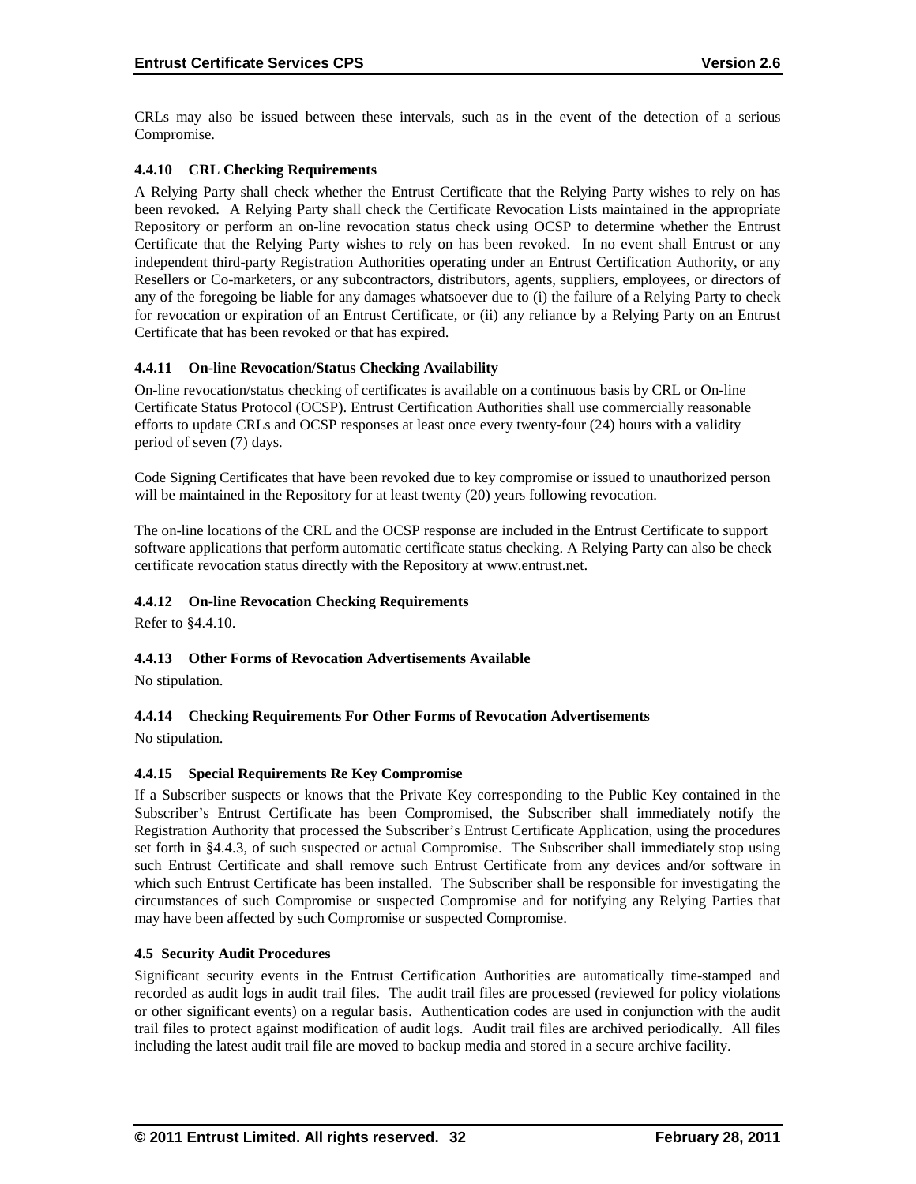CRLs may also be issued between these intervals, such as in the event of the detection of a serious Compromise.

#### 4.4.10 CRL Checking Requirements

A Relying Party shall check whether the Entrust Certificate that the Relying Party wishes to rely on has been revoked. A Relying Party shall check the Certificate Revocation Lists maintained in the appropriate Repository or perform an on-line revocation status check using OCSP to determine whether the Entrust Certificate that the Relying Party wishes to rely on has been revoked. In no event shall Entrust or any independent third-party Registration Authorities operating under an Entrust Certification Authority, or any Resellers or Co-marketers, or any subcontractors, distributors, agents, suppliers, employees, or directors of any of the foregoing be liable for any damages whatsoever due to (i) the failure of a Relying Party to check for revocation or expiration of an Entrust Certificate, or (ii) any reliance by a Relying Party on an Entrust Certificate that has been revoked or that has expired.

#### 4.4.11 On-line Revocation/Status Checking Availability

On-line revocation/status checking of certificates is available on a continuous basis by CRL or On-line Certificate Status Protocol (OCSP). Entrust Certification Authorities shall use commercially reasonable efforts to update CRLs and OCSP responses at least once every twenty-four (24) hours with a validity period of seven (7) days.

Code Signing Certificates that have been revoked due to key compromise or issued to unauthorized person will be maintained in the Repository for at least twenty (20) years following revocation.

The on-line locations of the CRL and the OCSP response are included in the Entrust Certificate to support software applications that perform automatic certificate status checking. A Relying Party can also be check certificate revocation status directly with the Repository at www.entrust.net.

#### 4.4.12 On-line Revocation Checking Requirements

Refer to §4.4.10.

#### 4.4.13 Other Forms of Revocation Advertisements Available

No stipulation.

#### 4.4.14 Checking Requirements For Other Forms of Revocation Advertisements

No stipulation.

#### 4.4.15 Special Requirements Re Key Compromise

If a Subscriber suspects or knows that the Private Key corresponding to the Public Key contained in the Subscriber's Entrust Certificate has been Compromised, the Subscriber shall immediately notify the Registration Authority that processed the Subscriber's Entrust Certificate Application, using the procedures set forth in §4.4.3, of such suspected or actual Compromise. The Subscriber shall immediately stop using such Entrust Certificate and shall remove such Entrust Certificate from any devices and/or software in which such Entrust Certificate has been installed. The Subscriber shall be responsible for investigating the circumstances of such Compromise or suspected Compromise and for notifying any Relying Parties that may have been affected by such Compromise or suspected Compromise.

### 4.5 Security Audit Procedures

Significant security events in the Entrust Certification Authorities are automatically time-stamped and recorded as audit logs in audit trail files. The audit trail files are processed (reviewed for policy violations or other significant events) on a regular basis. Authentication codes are used in conjunction with the audit trail files to protect against modification of audit logs. Audit trail files are archived periodically. All files including the latest audit trail file are moved to backup media and stored in a secure archive facility.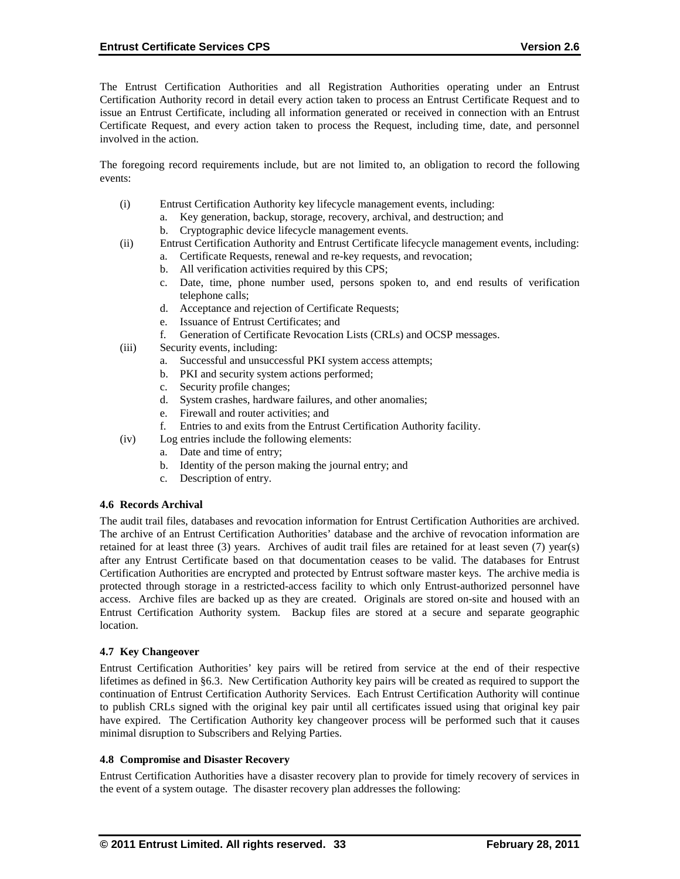The Entrust Certification Authorities and all Registration Authorities operating under an Entrust Certification Authority record in detail every action taken to process an Entrust Certificate Request and to issue an Entrust Certificate, including all information generated or received in connection with an Entrust Certificate Request, and every action taken to process the Request, including time, date, and personnel involved in the action.

The foregoing record requirements include, but are not limited to, an obligation to record the following events:

(i) Entrust Certification Authority key lifecycle management events, including:
   a. Key generation, backup, storage, recovery, archival, and destruction; and
   b. Cryptographic device lifecycle management events.

(ii) Entrust Certification Authority and Entrust Certificate lifecycle management events, including:
   a. Certificate Requests, renewal and re-key requests, and revocation;
   b. All verification activities required by this CPS;
   c. Date, time, phone number used, persons spoken to, and end results of verification telephone calls;
   d. Acceptance and rejection of Certificate Requests;
   e. Issuance of Entrust Certificates; and
   f. Generation of Certificate Revocation Lists (CRLs) and OCSP messages.

(iii) Security events, including:
   a. Successful and unsuccessful PKI system access attempts;
   b. PKI and security system actions performed;
   c. Security profile changes;
   d. System crashes, hardware failures, and other anomalies;
   e. Firewall and router activities; and
   f. Entries to and exits from the Entrust Certification Authority facility.

(iv) Log entries include the following elements:
   a. Date and time of entry;
   b. Identity of the person making the journal entry; and
   c. Description of entry.

#### 4.6 Records Archival

The audit trail files, databases and revocation information for Entrust Certification Authorities are archived. The archive of an Entrust Certification Authorities' database and the archive of revocation information are retained for at least three (3) years. Archives of audit trail files are retained for at least seven (7) year(s) after any Entrust Certificate based on that documentation ceases to be valid. The databases for Entrust Certification Authorities are encrypted and protected by Entrust software master keys. The archive media is protected through storage in a restricted-access facility to which only Entrust-authorized personnel have access. Archive files are backed up as they are created. Originals are stored on-site and housed with an Entrust Certification Authority system. Backup files are stored at a secure and separate geographic location.

#### 4.7 Key Changeover

Entrust Certification Authorities' key pairs will be retired from service at the end of their respective lifetimes as defined in §6.3. New Certification Authority key pairs will be created as required to support the continuation of Entrust Certification Authority Services. Each Entrust Certification Authority will continue to publish CRLs signed with the original key pair until all certificates issued using that original key pair have expired. The Certification Authority key changeover process will be performed such that it causes minimal disruption to Subscribers and Relying Parties.

#### 4.8 Compromise and Disaster Recovery

Entrust Certification Authorities have a disaster recovery plan to provide for timely recovery of services in the event of a system outage. The disaster recovery plan addresses the following: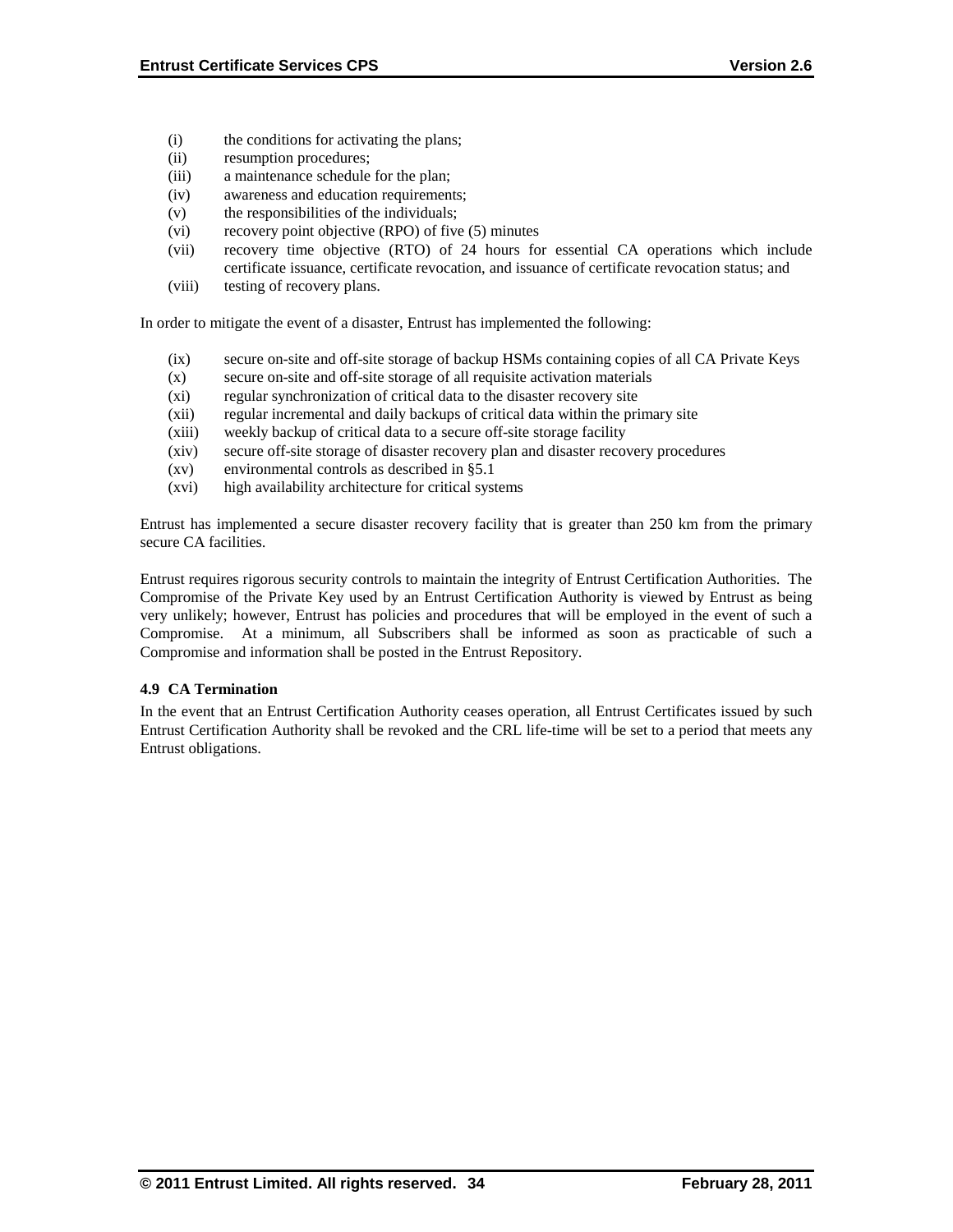(i) the conditions for activating the plans;
(ii) resumption procedures;
(iii) a maintenance schedule for the plan;
(iv) awareness and education requirements;
(v) the responsibilities of the individuals;
(vi) recovery point objective (RPO) of five (5) minutes
(vii) recovery time objective (RTO) of 24 hours for essential CA operations which include certificate issuance, certificate revocation, and issuance of certificate revocation status; and
(viii) testing of recovery plans.

In order to mitigate the event of a disaster, Entrust has implemented the following:

(ix) secure on-site and off-site storage of backup HSMs containing copies of all CA Private Keys
(x) secure on-site and off-site storage of all requisite activation materials
(xi) regular synchronization of critical data to the disaster recovery site
(xii) regular incremental and daily backups of critical data within the primary site
(xiii) weekly backup of critical data to a secure off-site storage facility
(xiv) secure off-site storage of disaster recovery plan and disaster recovery procedures
(xv) environmental controls as described in §5.1
(xvi) high availability architecture for critical systems

Entrust has implemented a secure disaster recovery facility that is greater than 250 km from the primary secure CA facilities.

Entrust requires rigorous security controls to maintain the integrity of Entrust Certification Authorities. The Compromise of the Private Key used by an Entrust Certification Authority is viewed by Entrust as being very unlikely; however, Entrust has policies and procedures that will be employed in the event of such a Compromise. At a minimum, all Subscribers shall be informed as soon as practicable of such a Compromise and information shall be posted in the Entrust Repository.

#### 4.9 CA Termination

In the event that an Entrust Certification Authority ceases operation, all Entrust Certificates issued by such Entrust Certification Authority shall be revoked and the CRL life-time will be set to a period that meets any Entrust obligations.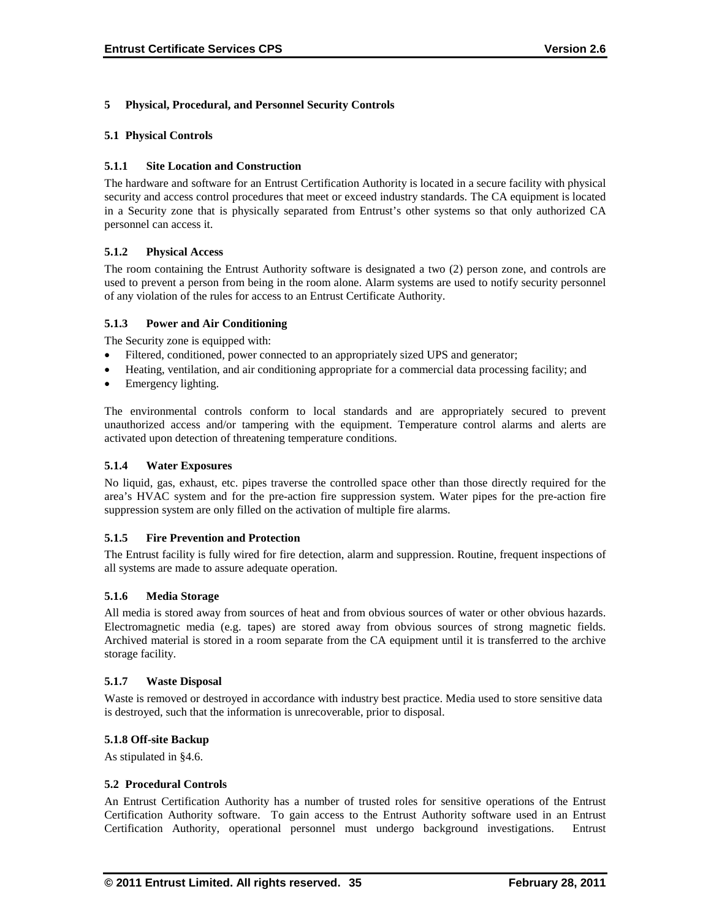# 5 Physical, Procedural, and Personnel Security Controls

## 5.1 Physical Controls

### 5.1.1 Site Location and Construction

The hardware and software for an Entrust Certification Authority is located in a secure facility with physical security and access control procedures that meet or exceed industry standards. The CA equipment is located in a Security zone that is physically separated from Entrust's other systems so that only authorized CA personnel can access it.

### 5.1.2 Physical Access

The room containing the Entrust Authority software is designated a two (2) person zone, and controls are used to prevent a person from being in the room alone. Alarm systems are used to notify security personnel of any violation of the rules for access to an Entrust Certificate Authority.

### 5.1.3 Power and Air Conditioning

The Security zone is equipped with:

- Filtered, conditioned, power connected to an appropriately sized UPS and generator;
- Heating, ventilation, and air conditioning appropriate for a commercial data processing facility; and
- Emergency lighting.

The environmental controls conform to local standards and are appropriately secured to prevent unauthorized access and/or tampering with the equipment. Temperature control alarms and alerts are activated upon detection of threatening temperature conditions.

### 5.1.4 Water Exposures

No liquid, gas, exhaust, etc. pipes traverse the controlled space other than those directly required for the area's HVAC system and for the pre-action fire suppression system. Water pipes for the pre-action fire suppression system are only filled on the activation of multiple fire alarms.

### 5.1.5 Fire Prevention and Protection

The Entrust facility is fully wired for fire detection, alarm and suppression. Routine, frequent inspections of all systems are made to assure adequate operation.

### 5.1.6 Media Storage

All media is stored away from sources of heat and from obvious sources of water or other obvious hazards. Electromagnetic media (e.g. tapes) are stored away from obvious sources of strong magnetic fields. Archived material is stored in a room separate from the CA equipment until it is transferred to the archive storage facility.

### 5.1.7 Waste Disposal

Waste is removed or destroyed in accordance with industry best practice. Media used to store sensitive data is destroyed, such that the information is unrecoverable, prior to disposal.

### 5.1.8 Off-site Backup

As stipulated in §4.6.

## 5.2 Procedural Controls

An Entrust Certification Authority has a number of trusted roles for sensitive operations of the Entrust Certification Authority software. To gain access to the Entrust Authority software used in an Entrust Certification Authority, operational personnel must undergo background investigations. Entrust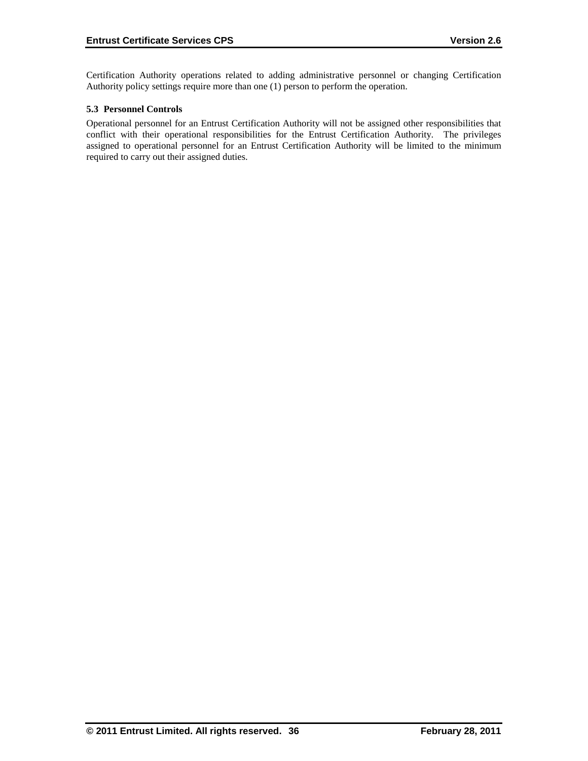Certification Authority operations related to adding administrative personnel or changing Certification Authority policy settings require more than one (1) person to perform the operation.

### 5.3 Personnel Controls

Operational personnel for an Entrust Certification Authority will not be assigned other responsibilities that conflict with their operational responsibilities for the Entrust Certification Authority. The privileges assigned to operational personnel for an Entrust Certification Authority will be limited to the minimum required to carry out their assigned duties.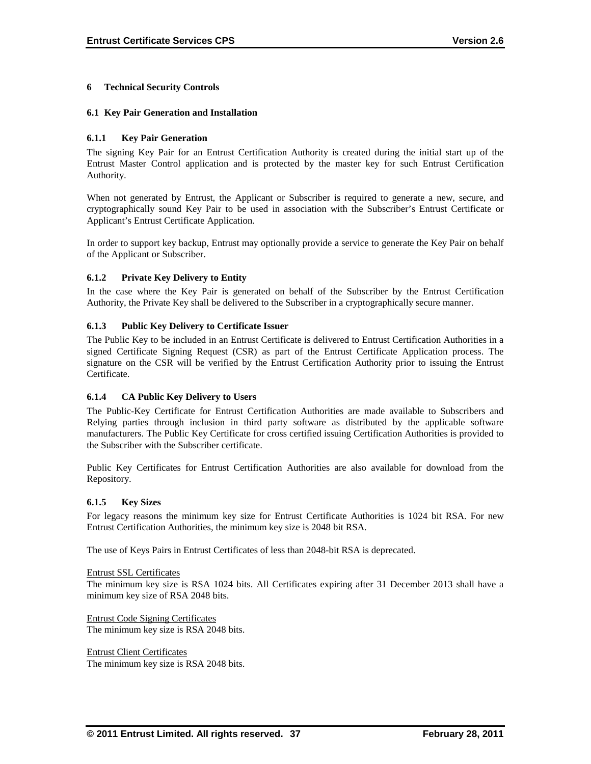# 6 Technical Security Controls

## 6.1 Key Pair Generation and Installation

### 6.1.1 Key Pair Generation

The signing Key Pair for an Entrust Certification Authority is created during the initial start up of the Entrust Master Control application and is protected by the master key for such Entrust Certification Authority.

When not generated by Entrust, the Applicant or Subscriber is required to generate a new, secure, and cryptographically sound Key Pair to be used in association with the Subscriber's Entrust Certificate or Applicant's Entrust Certificate Application.

In order to support key backup, Entrust may optionally provide a service to generate the Key Pair on behalf of the Applicant or Subscriber.

### 6.1.2 Private Key Delivery to Entity

In the case where the Key Pair is generated on behalf of the Subscriber by the Entrust Certification Authority, the Private Key shall be delivered to the Subscriber in a cryptographically secure manner.

### 6.1.3 Public Key Delivery to Certificate Issuer

The Public Key to be included in an Entrust Certificate is delivered to Entrust Certification Authorities in a signed Certificate Signing Request (CSR) as part of the Entrust Certificate Application process. The signature on the CSR will be verified by the Entrust Certification Authority prior to issuing the Entrust Certificate.

### 6.1.4 CA Public Key Delivery to Users

The Public-Key Certificate for Entrust Certification Authorities are made available to Subscribers and Relying parties through inclusion in third party software as distributed by the applicable software manufacturers. The Public Key Certificate for cross certified issuing Certification Authorities is provided to the Subscriber with the Subscriber certificate.

Public Key Certificates for Entrust Certification Authorities are also available for download from the Repository.

### 6.1.5 Key Sizes

For legacy reasons the minimum key size for Entrust Certificate Authorities is 1024 bit RSA. For new Entrust Certification Authorities, the minimum key size is 2048 bit RSA.

The use of Keys Pairs in Entrust Certificates of less than 2048-bit RSA is deprecated.

<u>Entrust SSL Certificates</u>
The minimum key size is RSA 1024 bits. All Certificates expiring after 31 December 2013 shall have a minimum key size of RSA 2048 bits.

<u>Entrust Code Signing Certificates</u>
The minimum key size is RSA 2048 bits.

<u>Entrust Client Certificates</u>
The minimum key size is RSA 2048 bits.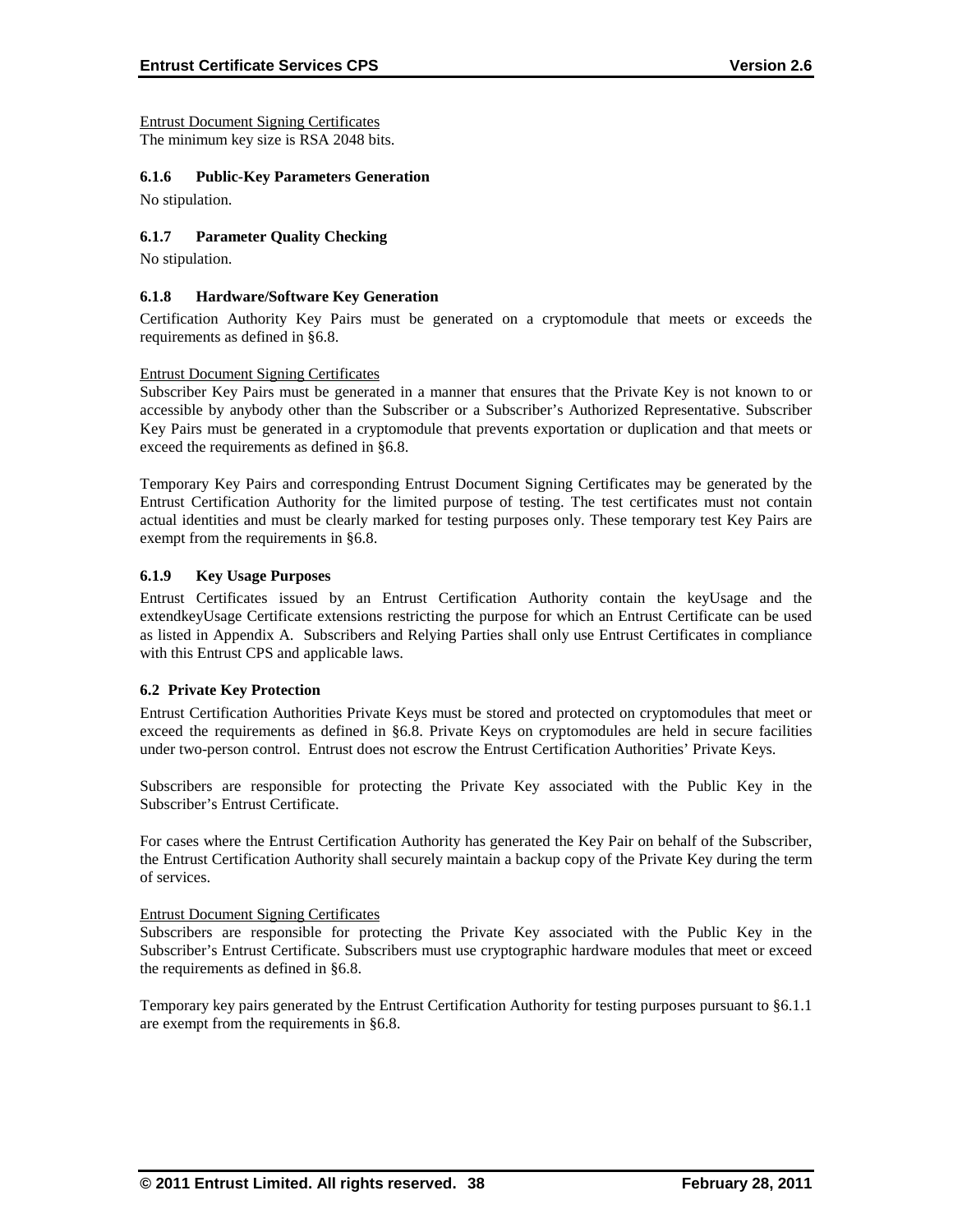Entrust Document Signing Certificates

The minimum key size is RSA 2048 bits.

#### 6.1.6 Public-Key Parameters Generation

No stipulation.

#### 6.1.7 Parameter Quality Checking

No stipulation.

#### 6.1.8 Hardware/Software Key Generation

Certification Authority Key Pairs must be generated on a cryptomodule that meets or exceeds the requirements as defined in §6.8.

Entrust Document Signing Certificates

Subscriber Key Pairs must be generated in a manner that ensures that the Private Key is not known to or accessible by anybody other than the Subscriber or a Subscriber's Authorized Representative. Subscriber Key Pairs must be generated in a cryptomodule that prevents exportation or duplication and that meets or exceed the requirements as defined in §6.8.

Temporary Key Pairs and corresponding Entrust Document Signing Certificates may be generated by the Entrust Certification Authority for the limited purpose of testing. The test certificates must not contain actual identities and must be clearly marked for testing purposes only. These temporary test Key Pairs are exempt from the requirements in §6.8.

#### 6.1.9 Key Usage Purposes

Entrust Certificates issued by an Entrust Certification Authority contain the keyUsage and the extendkeyUsage Certificate extensions restricting the purpose for which an Entrust Certificate can be used as listed in Appendix A. Subscribers and Relying Parties shall only use Entrust Certificates in compliance with this Entrust CPS and applicable laws.

### 6.2 Private Key Protection

Entrust Certification Authorities Private Keys must be stored and protected on cryptomodules that meet or exceed the requirements as defined in §6.8. Private Keys on cryptomodules are held in secure facilities under two-person control. Entrust does not escrow the Entrust Certification Authorities' Private Keys.

Subscribers are responsible for protecting the Private Key associated with the Public Key in the Subscriber's Entrust Certificate.

For cases where the Entrust Certification Authority has generated the Key Pair on behalf of the Subscriber, the Entrust Certification Authority shall securely maintain a backup copy of the Private Key during the term of services.

Entrust Document Signing Certificates

Subscribers are responsible for protecting the Private Key associated with the Public Key in the Subscriber's Entrust Certificate. Subscribers must use cryptographic hardware modules that meet or exceed the requirements as defined in §6.8.

Temporary key pairs generated by the Entrust Certification Authority for testing purposes pursuant to §6.1.1 are exempt from the requirements in §6.8.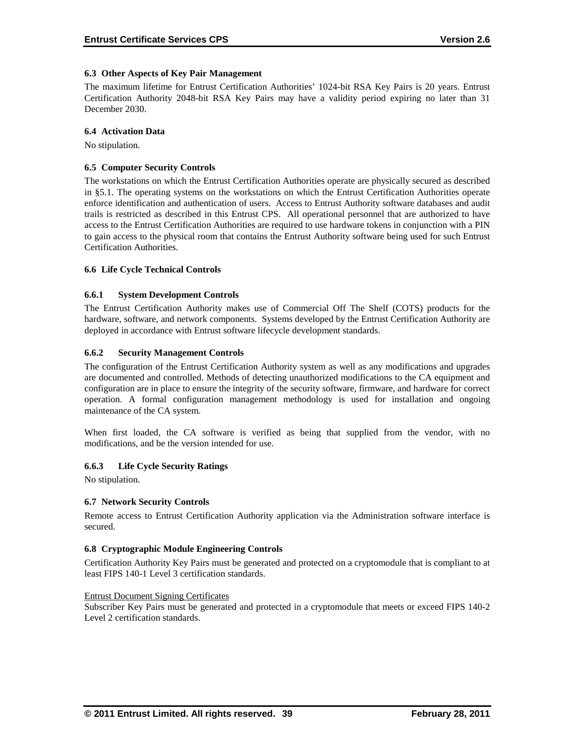### 6.3 Other Aspects of Key Pair Management

The maximum lifetime for Entrust Certification Authorities' 1024-bit RSA Key Pairs is 20 years. Entrust Certification Authority 2048-bit RSA Key Pairs may have a validity period expiring no later than 31 December 2030.

### 6.4 Activation Data

No stipulation.

### 6.5 Computer Security Controls

The workstations on which the Entrust Certification Authorities operate are physically secured as described in §5.1. The operating systems on the workstations on which the Entrust Certification Authorities operate enforce identification and authentication of users. Access to Entrust Authority software databases and audit trails is restricted as described in this Entrust CPS. All operational personnel that are authorized to have access to the Entrust Certification Authorities are required to use hardware tokens in conjunction with a PIN to gain access to the physical room that contains the Entrust Authority software being used for such Entrust Certification Authorities.

### 6.6 Life Cycle Technical Controls

#### 6.6.1 System Development Controls

The Entrust Certification Authority makes use of Commercial Off The Shelf (COTS) products for the hardware, software, and network components. Systems developed by the Entrust Certification Authority are deployed in accordance with Entrust software lifecycle development standards.

#### 6.6.2 Security Management Controls

The configuration of the Entrust Certification Authority system as well as any modifications and upgrades are documented and controlled. Methods of detecting unauthorized modifications to the CA equipment and configuration are in place to ensure the integrity of the security software, firmware, and hardware for correct operation. A formal configuration management methodology is used for installation and ongoing maintenance of the CA system.

When first loaded, the CA software is verified as being that supplied from the vendor, with no modifications, and be the version intended for use.

#### 6.6.3 Life Cycle Security Ratings

No stipulation.

### 6.7 Network Security Controls

Remote access to Entrust Certification Authority application via the Administration software interface is secured.

### 6.8 Cryptographic Module Engineering Controls

Certification Authority Key Pairs must be generated and protected on a cryptomodule that is compliant to at least FIPS 140-1 Level 3 certification standards.

Entrust Document Signing Certificates
Subscriber Key Pairs must be generated and protected in a cryptomodule that meets or exceed FIPS 140-2 Level 2 certification standards.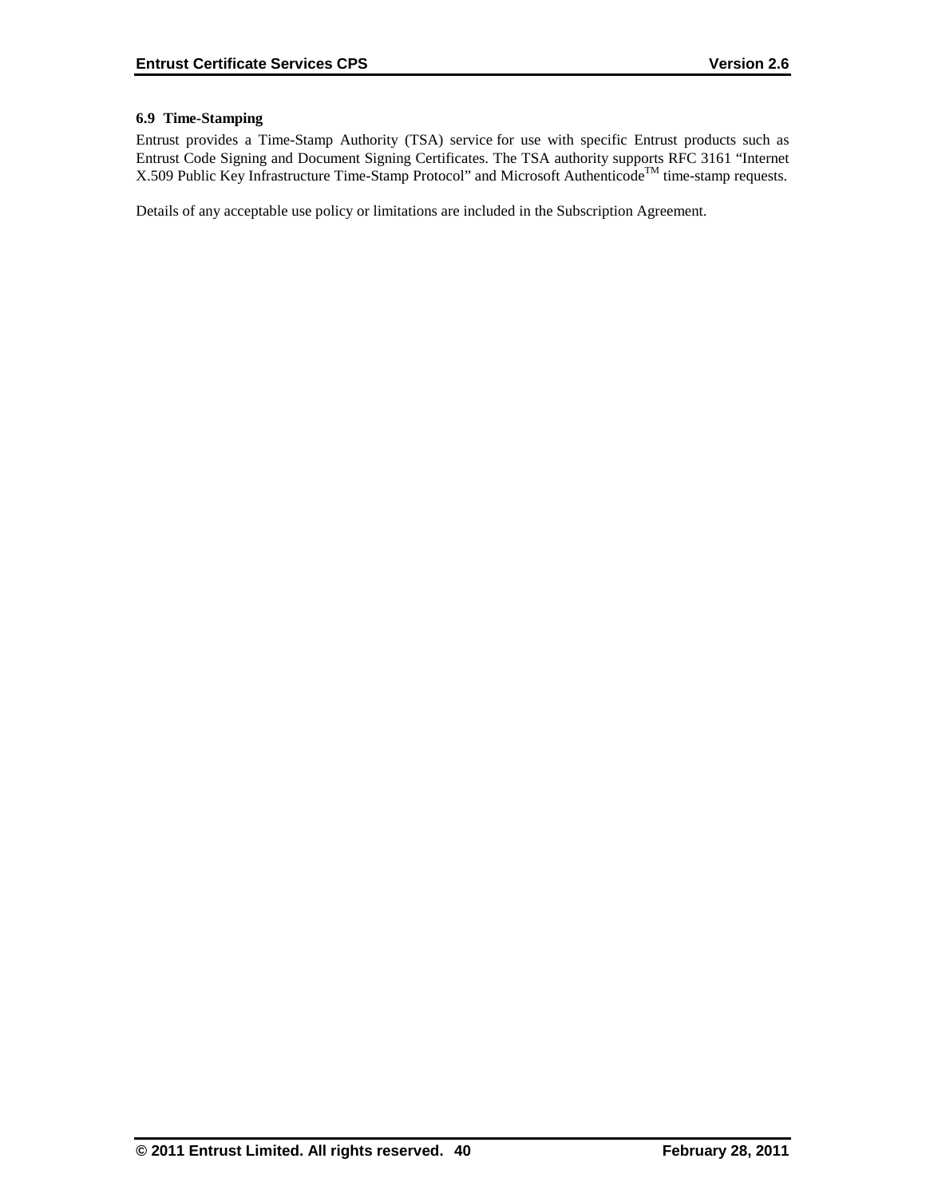### 6.9 Time-Stamping

Entrust provides a Time-Stamp Authority (TSA) service for use with specific Entrust products such as Entrust Code Signing and Document Signing Certificates. The TSA authority supports RFC 3161 "Internet X.509 Public Key Infrastructure Time-Stamp Protocol" and Microsoft Authenticode™ time-stamp requests.

Details of any acceptable use policy or limitations are included in the Subscription Agreement.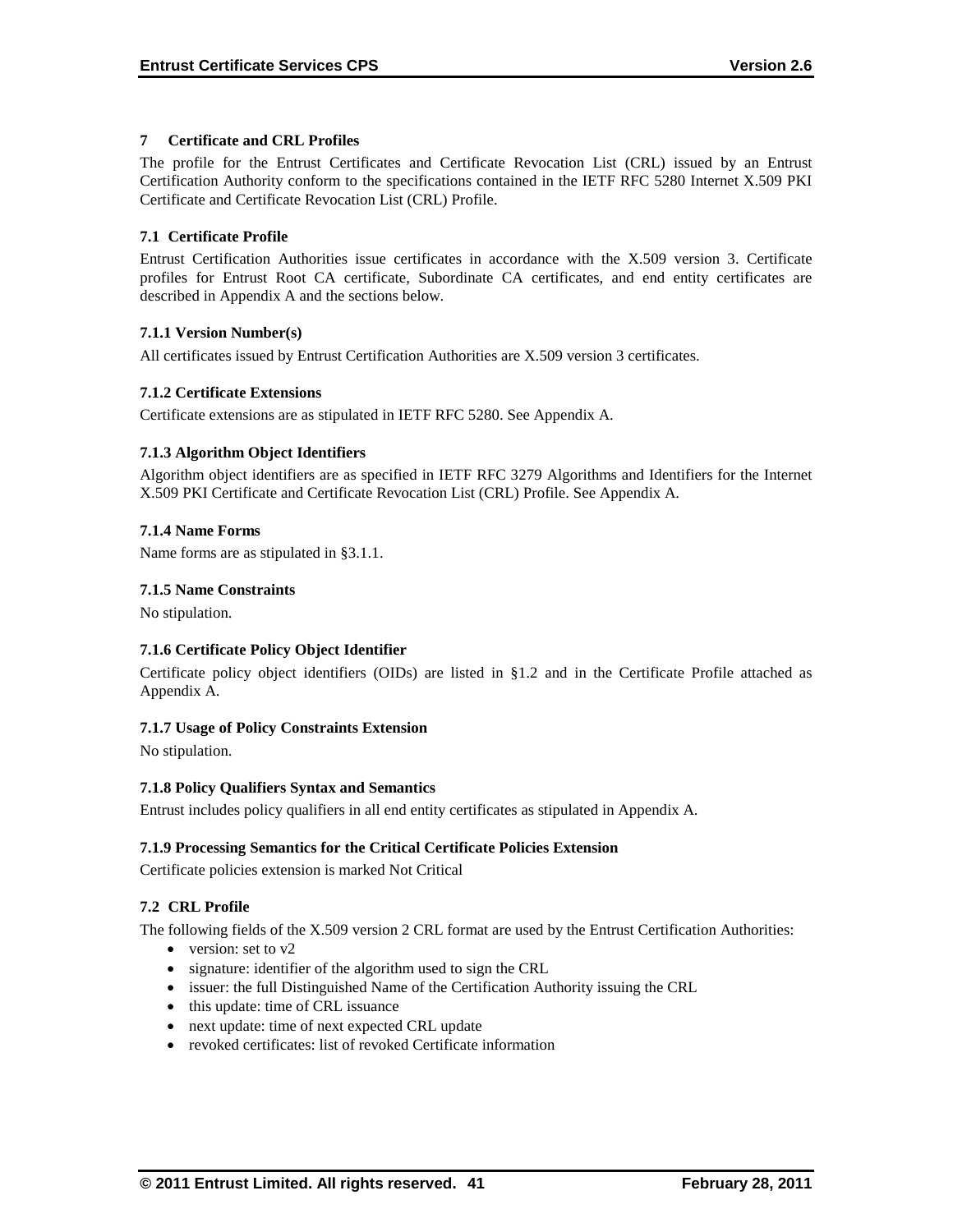# 7 Certificate and CRL Profiles

The profile for the Entrust Certificates and Certificate Revocation List (CRL) issued by an Entrust Certification Authority conform to the specifications contained in the IETF RFC 5280 Internet X.509 PKI Certificate and Certificate Revocation List (CRL) Profile.

## 7.1 Certificate Profile

Entrust Certification Authorities issue certificates in accordance with the X.509 version 3. Certificate profiles for Entrust Root CA certificate, Subordinate CA certificates, and end entity certificates are described in Appendix A and the sections below.

### 7.1.1 Version Number(s)

All certificates issued by Entrust Certification Authorities are X.509 version 3 certificates.

### 7.1.2 Certificate Extensions

Certificate extensions are as stipulated in IETF RFC 5280. See Appendix A.

### 7.1.3 Algorithm Object Identifiers

Algorithm object identifiers are as specified in IETF RFC 3279 Algorithms and Identifiers for the Internet X.509 PKI Certificate and Certificate Revocation List (CRL) Profile. See Appendix A.

### 7.1.4 Name Forms

Name forms are as stipulated in §3.1.1.

### 7.1.5 Name Constraints

No stipulation.

### 7.1.6 Certificate Policy Object Identifier

Certificate policy object identifiers (OIDs) are listed in §1.2 and in the Certificate Profile attached as Appendix A.

### 7.1.7 Usage of Policy Constraints Extension

No stipulation.

### 7.1.8 Policy Qualifiers Syntax and Semantics

Entrust includes policy qualifiers in all end entity certificates as stipulated in Appendix A.

### 7.1.9 Processing Semantics for the Critical Certificate Policies Extension

Certificate policies extension is marked Not Critical

## 7.2 CRL Profile

The following fields of the X.509 version 2 CRL format are used by the Entrust Certification Authorities:

- version: set to v2
- signature: identifier of the algorithm used to sign the CRL
- issuer: the full Distinguished Name of the Certification Authority issuing the CRL
- this update: time of CRL issuance
- next update: time of next expected CRL update
- revoked certificates: list of revoked Certificate information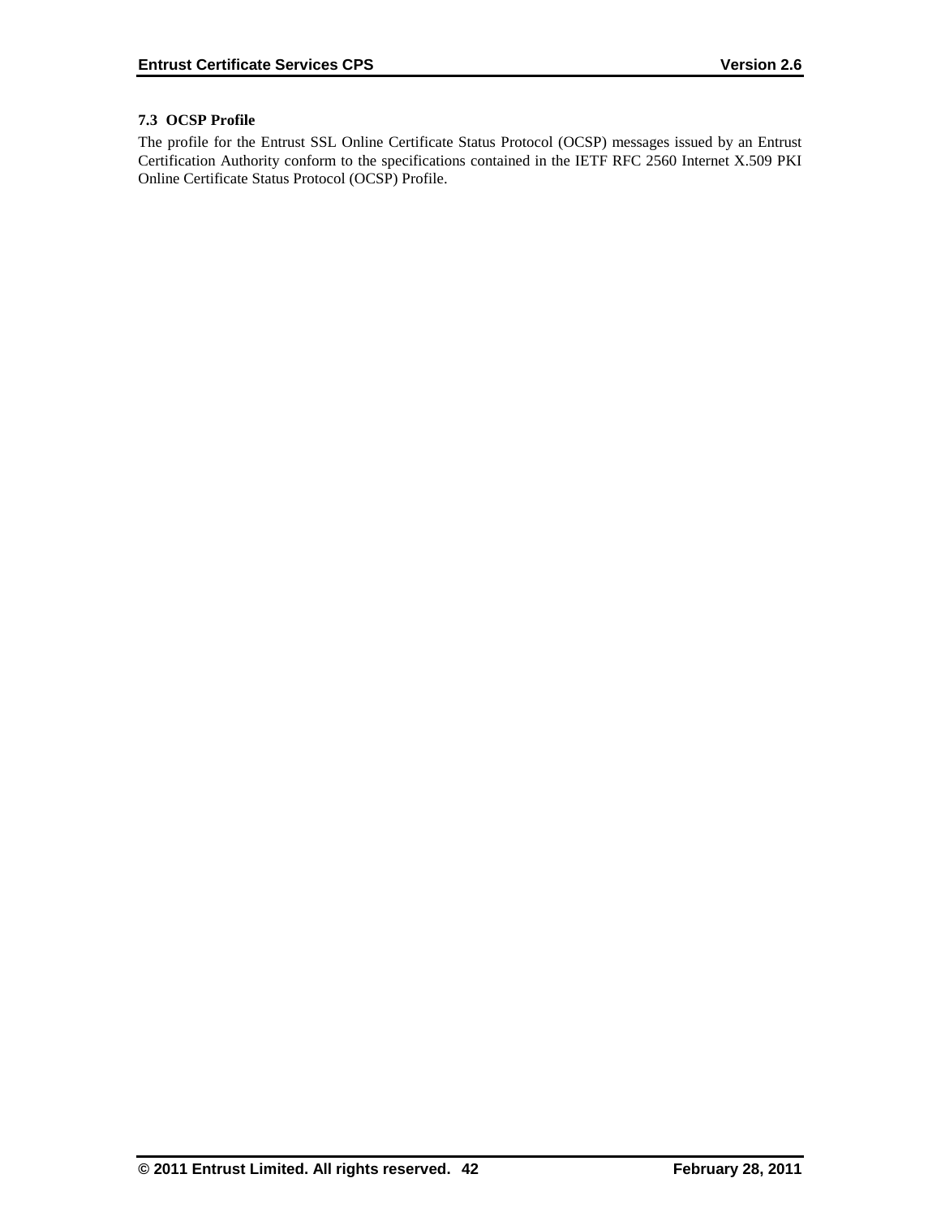### 7.3 OCSP Profile

The profile for the Entrust SSL Online Certificate Status Protocol (OCSP) messages issued by an Entrust Certification Authority conform to the specifications contained in the IETF RFC 2560 Internet X.509 PKI Online Certificate Status Protocol (OCSP) Profile.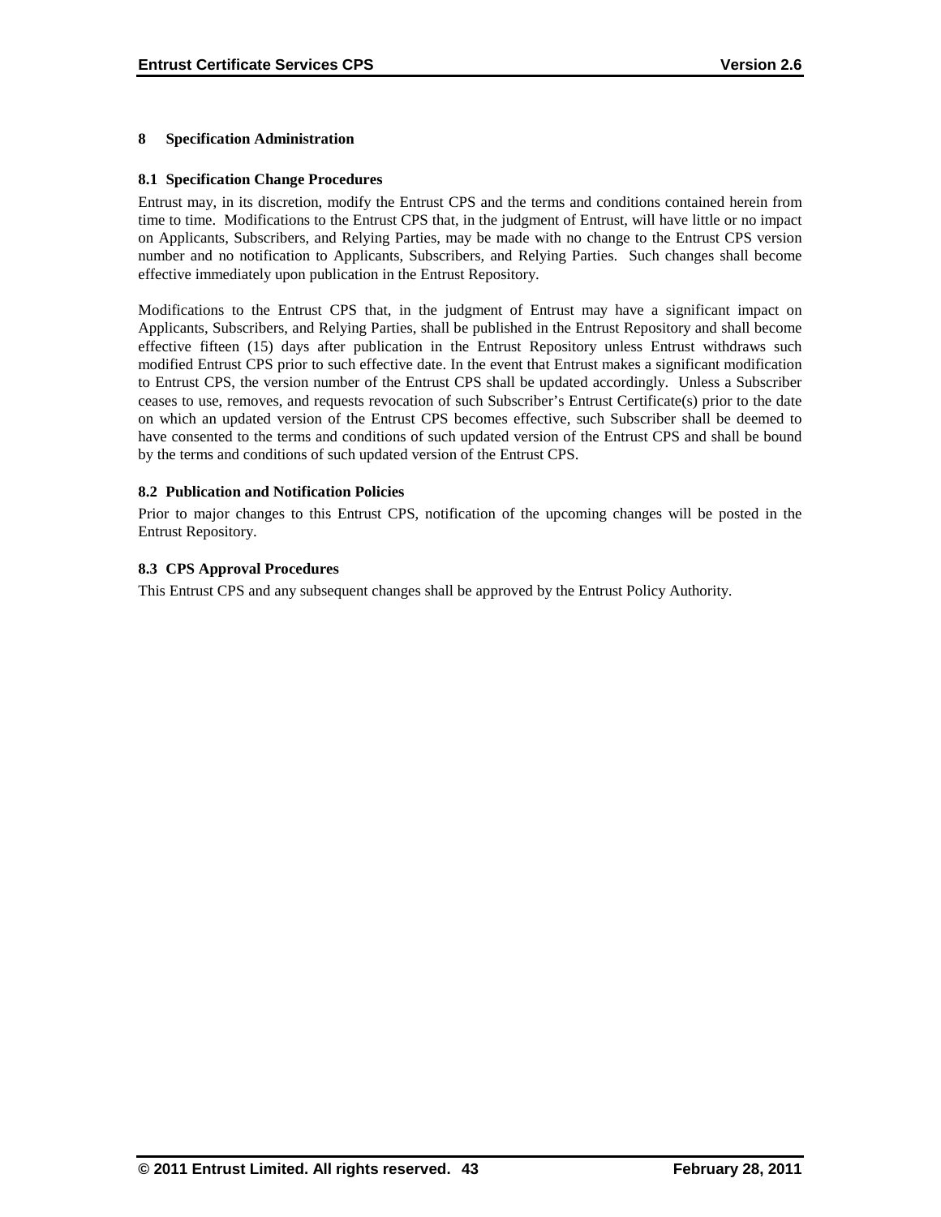# 8 Specification Administration

## 8.1 Specification Change Procedures

Entrust may, in its discretion, modify the Entrust CPS and the terms and conditions contained herein from time to time. Modifications to the Entrust CPS that, in the judgment of Entrust, will have little or no impact on Applicants, Subscribers, and Relying Parties, may be made with no change to the Entrust CPS version number and no notification to Applicants, Subscribers, and Relying Parties. Such changes shall become effective immediately upon publication in the Entrust Repository.

Modifications to the Entrust CPS that, in the judgment of Entrust may have a significant impact on Applicants, Subscribers, and Relying Parties, shall be published in the Entrust Repository and shall become effective fifteen (15) days after publication in the Entrust Repository unless Entrust withdraws such modified Entrust CPS prior to such effective date. In the event that Entrust makes a significant modification to Entrust CPS, the version number of the Entrust CPS shall be updated accordingly. Unless a Subscriber ceases to use, removes, and requests revocation of such Subscriber's Entrust Certificate(s) prior to the date on which an updated version of the Entrust CPS becomes effective, such Subscriber shall be deemed to have consented to the terms and conditions of such updated version of the Entrust CPS and shall be bound by the terms and conditions of such updated version of the Entrust CPS.

## 8.2 Publication and Notification Policies

Prior to major changes to this Entrust CPS, notification of the upcoming changes will be posted in the Entrust Repository.

## 8.3 CPS Approval Procedures

This Entrust CPS and any subsequent changes shall be approved by the Entrust Policy Authority.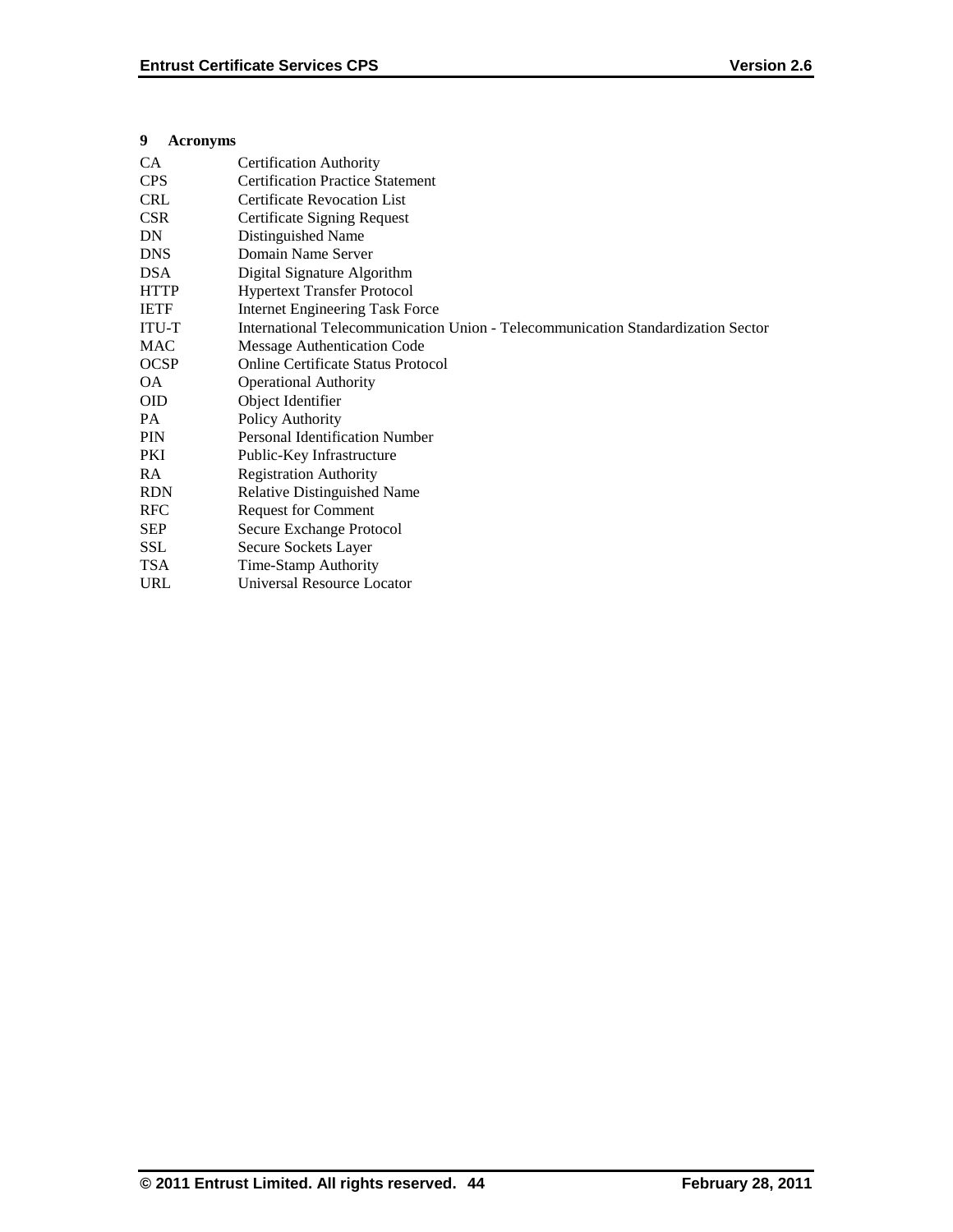# 9 Acronyms

| | |
|---|---|
| CA | Certification Authority |
| CPS | Certification Practice Statement |
| CRL | Certificate Revocation List |
| CSR | Certificate Signing Request |
| DN | Distinguished Name |
| DNS | Domain Name Server |
| DSA | Digital Signature Algorithm |
| HTTP | Hypertext Transfer Protocol |
| IETF | Internet Engineering Task Force |
| ITU-T | International Telecommunication Union - Telecommunication Standardization Sector |
| MAC | Message Authentication Code |
| OCSP | Online Certificate Status Protocol |
| OA | Operational Authority |
| OID | Object Identifier |
| PA | Policy Authority |
| PIN | Personal Identification Number |
| PKI | Public-Key Infrastructure |
| RA | Registration Authority |
| RDN | Relative Distinguished Name |
| RFC | Request for Comment |
| SEP | Secure Exchange Protocol |
| SSL | Secure Sockets Layer |
| TSA | Time-Stamp Authority |
| URL | Universal Resource Locator |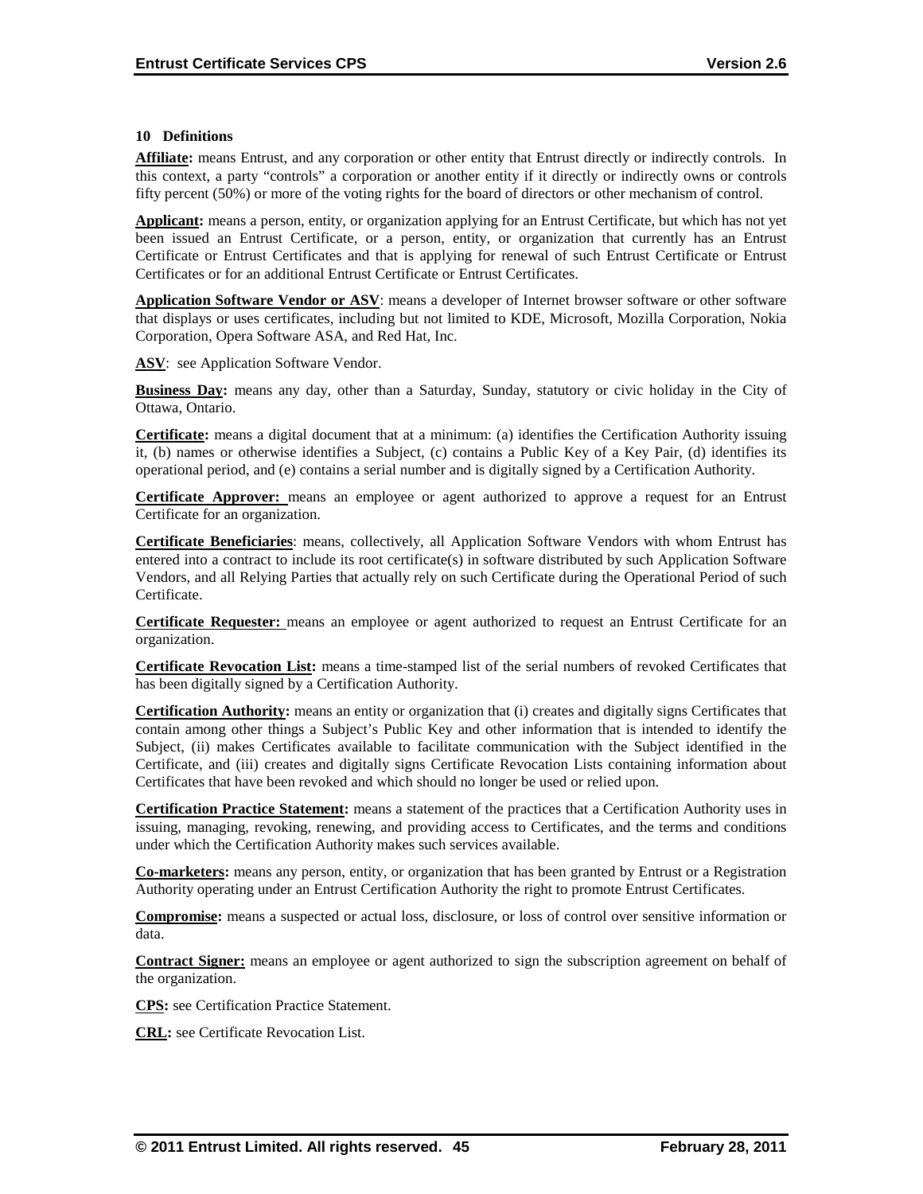## 10 Definitions

**Affiliate:** means Entrust, and any corporation or other entity that Entrust directly or indirectly controls. In this context, a party "controls" a corporation or another entity if it directly or indirectly owns or controls fifty percent (50%) or more of the voting rights for the board of directors or other mechanism of control.

**Applicant:** means a person, entity, or organization applying for an Entrust Certificate, but which has not yet been issued an Entrust Certificate, or a person, entity, or organization that currently has an Entrust Certificate or Entrust Certificates and that is applying for renewal of such Entrust Certificate or Entrust Certificates or for an additional Entrust Certificate or Entrust Certificates.

**Application Software Vendor or ASV**: means a developer of Internet browser software or other software that displays or uses certificates, including but not limited to KDE, Microsoft, Mozilla Corporation, Nokia Corporation, Opera Software ASA, and Red Hat, Inc.

**ASV**: see Application Software Vendor.

**Business Day:** means any day, other than a Saturday, Sunday, statutory or civic holiday in the City of Ottawa, Ontario.

**Certificate:** means a digital document that at a minimum: (a) identifies the Certification Authority issuing it, (b) names or otherwise identifies a Subject, (c) contains a Public Key of a Key Pair, (d) identifies its operational period, and (e) contains a serial number and is digitally signed by a Certification Authority.

**Certificate Approver:** means an employee or agent authorized to approve a request for an Entrust Certificate for an organization.

**Certificate Beneficiaries**: means, collectively, all Application Software Vendors with whom Entrust has entered into a contract to include its root certificate(s) in software distributed by such Application Software Vendors, and all Relying Parties that actually rely on such Certificate during the Operational Period of such Certificate.

**Certificate Requester:** means an employee or agent authorized to request an Entrust Certificate for an organization.

**Certificate Revocation List:** means a time-stamped list of the serial numbers of revoked Certificates that has been digitally signed by a Certification Authority.

**Certification Authority:** means an entity or organization that (i) creates and digitally signs Certificates that contain among other things a Subject's Public Key and other information that is intended to identify the Subject, (ii) makes Certificates available to facilitate communication with the Subject identified in the Certificate, and (iii) creates and digitally signs Certificate Revocation Lists containing information about Certificates that have been revoked and which should no longer be used or relied upon.

**Certification Practice Statement:** means a statement of the practices that a Certification Authority uses in issuing, managing, revoking, renewing, and providing access to Certificates, and the terms and conditions under which the Certification Authority makes such services available.

**Co-marketers:** means any person, entity, or organization that has been granted by Entrust or a Registration Authority operating under an Entrust Certification Authority the right to promote Entrust Certificates.

**Compromise:** means a suspected or actual loss, disclosure, or loss of control over sensitive information or data.

**Contract Signer:** means an employee or agent authorized to sign the subscription agreement on behalf of the organization.

**CPS:** see Certification Practice Statement.

**CRL:** see Certificate Revocation List.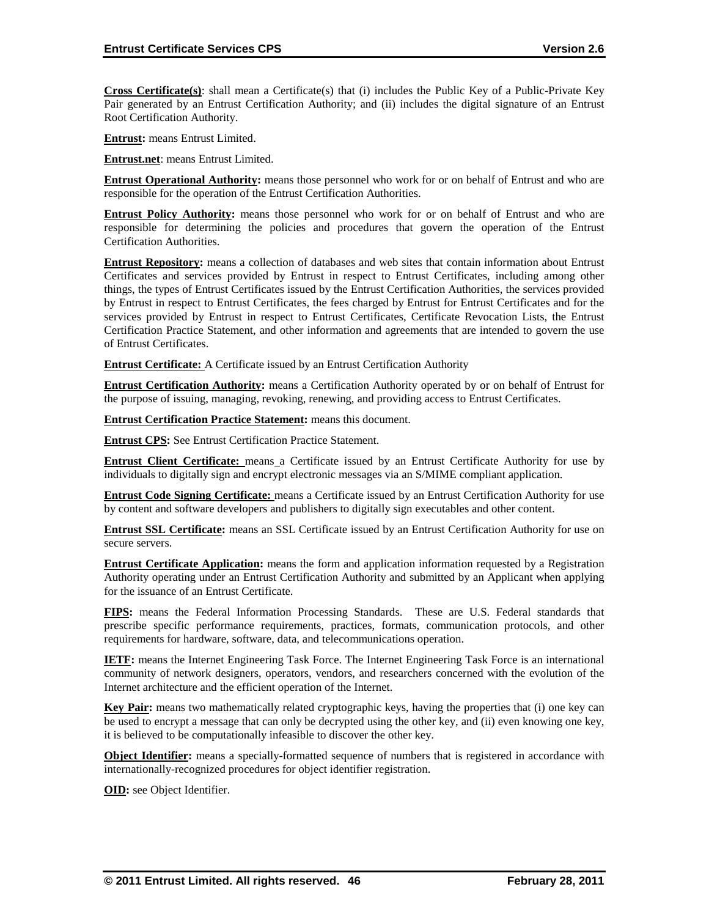**Cross Certificate(s)**: shall mean a Certificate(s) that (i) includes the Public Key of a Public-Private Key Pair generated by an Entrust Certification Authority; and (ii) includes the digital signature of an Entrust Root Certification Authority.

**Entrust:** means Entrust Limited.

**Entrust.net**: means Entrust Limited.

**Entrust Operational Authority:** means those personnel who work for or on behalf of Entrust and who are responsible for the operation of the Entrust Certification Authorities.

**Entrust Policy Authority:** means those personnel who work for or on behalf of Entrust and who are responsible for determining the policies and procedures that govern the operation of the Entrust Certification Authorities.

**Entrust Repository:** means a collection of databases and web sites that contain information about Entrust Certificates and services provided by Entrust in respect to Entrust Certificates, including among other things, the types of Entrust Certificates issued by the Entrust Certification Authorities, the services provided by Entrust in respect to Entrust Certificates, the fees charged by Entrust for Entrust Certificates and for the services provided by Entrust in respect to Entrust Certificates, Certificate Revocation Lists, the Entrust Certification Practice Statement, and other information and agreements that are intended to govern the use of Entrust Certificates.

**Entrust Certificate:** A Certificate issued by an Entrust Certification Authority

**Entrust Certification Authority:** means a Certification Authority operated by or on behalf of Entrust for the purpose of issuing, managing, revoking, renewing, and providing access to Entrust Certificates.

**Entrust Certification Practice Statement:** means this document.

**Entrust CPS:** See Entrust Certification Practice Statement.

**Entrust Client Certificate:** means a Certificate issued by an Entrust Certificate Authority for use by individuals to digitally sign and encrypt electronic messages via an S/MIME compliant application.

**Entrust Code Signing Certificate:** means a Certificate issued by an Entrust Certification Authority for use by content and software developers and publishers to digitally sign executables and other content.

**Entrust SSL Certificate:** means an SSL Certificate issued by an Entrust Certification Authority for use on secure servers.

**Entrust Certificate Application:** means the form and application information requested by a Registration Authority operating under an Entrust Certification Authority and submitted by an Applicant when applying for the issuance of an Entrust Certificate.

**FIPS:** means the Federal Information Processing Standards. These are U.S. Federal standards that prescribe specific performance requirements, practices, formats, communication protocols, and other requirements for hardware, software, data, and telecommunications operation.

**IETF:** means the Internet Engineering Task Force. The Internet Engineering Task Force is an international community of network designers, operators, vendors, and researchers concerned with the evolution of the Internet architecture and the efficient operation of the Internet.

**Key Pair:** means two mathematically related cryptographic keys, having the properties that (i) one key can be used to encrypt a message that can only be decrypted using the other key, and (ii) even knowing one key, it is believed to be computationally infeasible to discover the other key.

**Object Identifier:** means a specially-formatted sequence of numbers that is registered in accordance with internationally-recognized procedures for object identifier registration.

**OID:** see Object Identifier.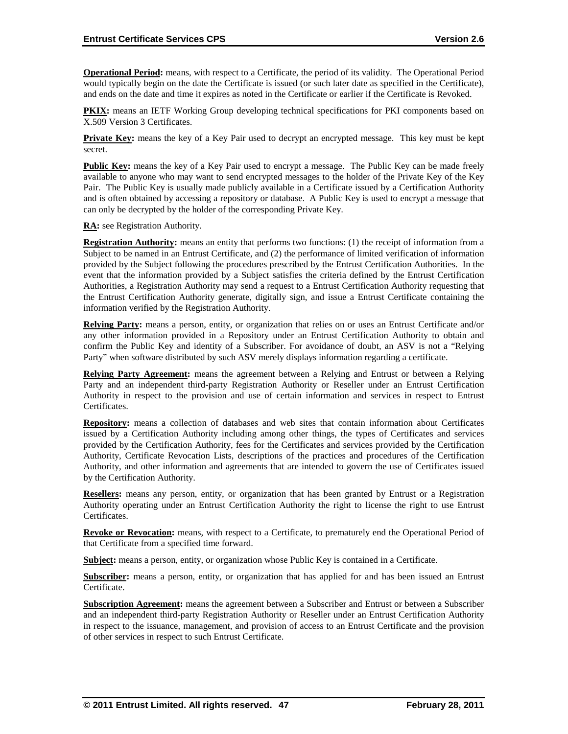**Operational Period:** means, with respect to a Certificate, the period of its validity. The Operational Period would typically begin on the date the Certificate is issued (or such later date as specified in the Certificate), and ends on the date and time it expires as noted in the Certificate or earlier if the Certificate is Revoked.

**PKIX:** means an IETF Working Group developing technical specifications for PKI components based on X.509 Version 3 Certificates.

**Private Key:** means the key of a Key Pair used to decrypt an encrypted message. This key must be kept secret.

**Public Key:** means the key of a Key Pair used to encrypt a message. The Public Key can be made freely available to anyone who may want to send encrypted messages to the holder of the Private Key of the Key Pair. The Public Key is usually made publicly available in a Certificate issued by a Certification Authority and is often obtained by accessing a repository or database. A Public Key is used to encrypt a message that can only be decrypted by the holder of the corresponding Private Key.

**RA:** see Registration Authority.

**Registration Authority:** means an entity that performs two functions: (1) the receipt of information from a Subject to be named in an Entrust Certificate, and (2) the performance of limited verification of information provided by the Subject following the procedures prescribed by the Entrust Certification Authorities. In the event that the information provided by a Subject satisfies the criteria defined by the Entrust Certification Authorities, a Registration Authority may send a request to a Entrust Certification Authority requesting that the Entrust Certification Authority generate, digitally sign, and issue a Entrust Certificate containing the information verified by the Registration Authority.

**Relying Party:** means a person, entity, or organization that relies on or uses an Entrust Certificate and/or any other information provided in a Repository under an Entrust Certification Authority to obtain and confirm the Public Key and identity of a Subscriber. For avoidance of doubt, an ASV is not a "Relying Party" when software distributed by such ASV merely displays information regarding a certificate.

**Relying Party Agreement:** means the agreement between a Relying and Entrust or between a Relying Party and an independent third-party Registration Authority or Reseller under an Entrust Certification Authority in respect to the provision and use of certain information and services in respect to Entrust Certificates.

**Repository:** means a collection of databases and web sites that contain information about Certificates issued by a Certification Authority including among other things, the types of Certificates and services provided by the Certification Authority, fees for the Certificates and services provided by the Certification Authority, Certificate Revocation Lists, descriptions of the practices and procedures of the Certification Authority, and other information and agreements that are intended to govern the use of Certificates issued by the Certification Authority.

**Resellers:** means any person, entity, or organization that has been granted by Entrust or a Registration Authority operating under an Entrust Certification Authority the right to license the right to use Entrust Certificates.

**Revoke or Revocation:** means, with respect to a Certificate, to prematurely end the Operational Period of that Certificate from a specified time forward.

**Subject:** means a person, entity, or organization whose Public Key is contained in a Certificate.

**Subscriber:** means a person, entity, or organization that has applied for and has been issued an Entrust Certificate.

**Subscription Agreement:** means the agreement between a Subscriber and Entrust or between a Subscriber and an independent third-party Registration Authority or Reseller under an Entrust Certification Authority in respect to the issuance, management, and provision of access to an Entrust Certificate and the provision of other services in respect to such Entrust Certificate.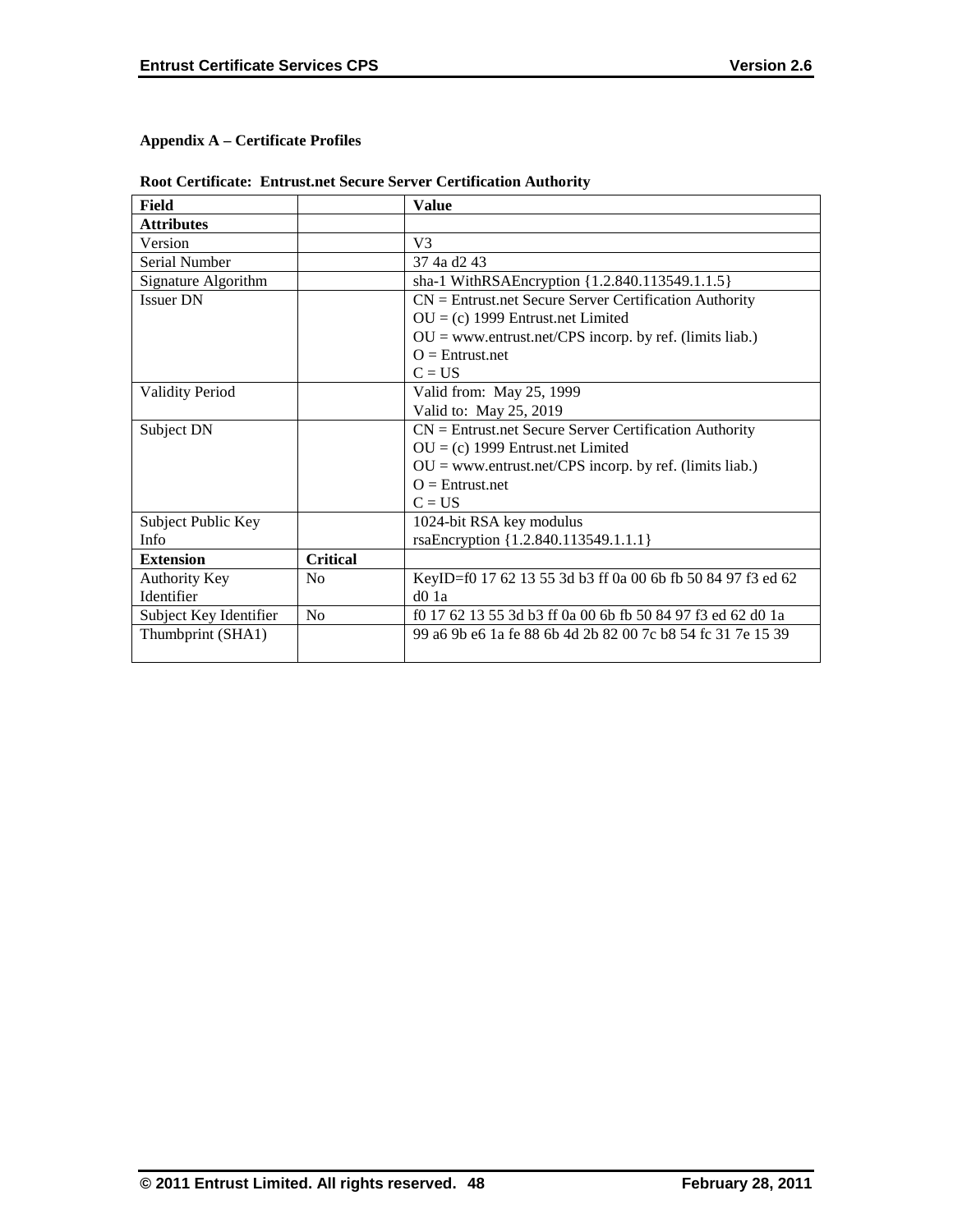**Appendix A – Certificate Profiles**

**Root Certificate: Entrust.net Secure Server Certification Authority**

| **Field** | | **Value** |
|---|---|---|
| **Attributes** | | |
| Version | | V3 |
| Serial Number | | 37 4a d2 43 |
| Signature Algorithm | | sha-1 WithRSAEncryption {1.2.840.113549.1.1.5} |
| Issuer DN | | CN = Entrust.net Secure Server Certification Authority<br>OU = (c) 1999 Entrust.net Limited<br>OU = www.entrust.net/CPS incorp. by ref. (limits liab.)<br>O = Entrust.net<br>C = US |
| Validity Period | | Valid from: May 25, 1999<br>Valid to: May 25, 2019 |
| Subject DN | | CN = Entrust.net Secure Server Certification Authority<br>OU = (c) 1999 Entrust.net Limited<br>OU = www.entrust.net/CPS incorp. by ref. (limits liab.)<br>O = Entrust.net<br>C = US |
| Subject Public Key Info | | 1024-bit RSA key modulus<br>rsaEncryption {1.2.840.113549.1.1.1} |
| **Extension** | **Critical** | |
| Authority Key Identifier | No | KeyID=f0 17 62 13 55 3d b3 ff 0a 00 6b fb 50 84 97 f3 ed 62 d0 1a |
| Subject Key Identifier | No | f0 17 62 13 55 3d b3 ff 0a 00 6b fb 50 84 97 f3 ed 62 d0 1a |
| Thumbprint (SHA1) | | 99 a6 9b e6 1a fe 88 6b 4d 2b 82 00 7c b8 54 fc 31 7e 15 39 |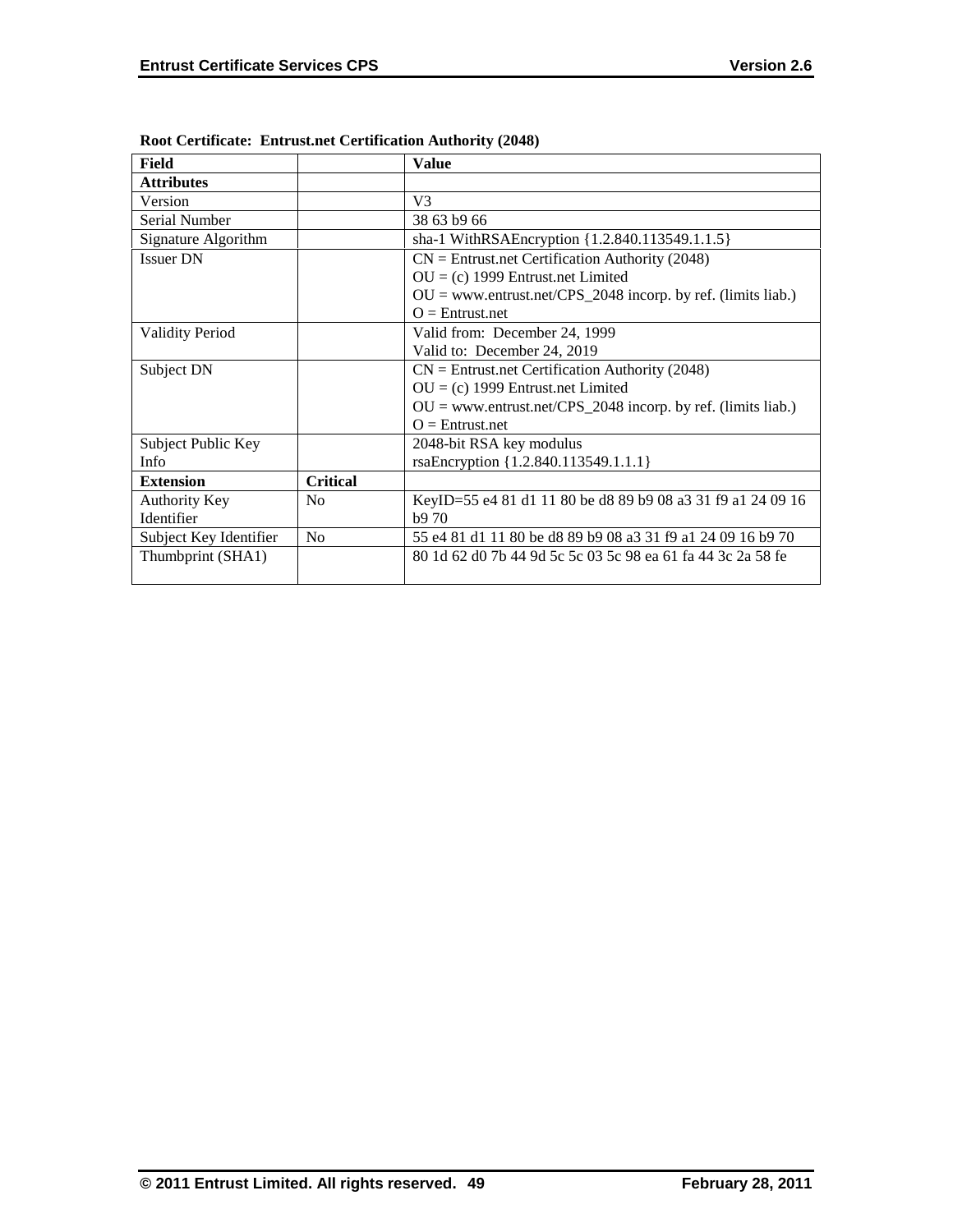**Root Certificate: Entrust.net Certification Authority (2048)**

| Field | | Value |
|---|---|---|
| **Attributes** | | |
| Version | | V3 |
| Serial Number | | 38 63 b9 66 |
| Signature Algorithm | | sha-1 WithRSAEncryption {1.2.840.113549.1.1.5} |
| Issuer DN | | CN = Entrust.net Certification Authority (2048)<br>OU = (c) 1999 Entrust.net Limited<br>OU = www.entrust.net/CPS_2048 incorp. by ref. (limits liab.)<br>O = Entrust.net |
| Validity Period | | Valid from: December 24, 1999<br>Valid to: December 24, 2019 |
| Subject DN | | CN = Entrust.net Certification Authority (2048)<br>OU = (c) 1999 Entrust.net Limited<br>OU = www.entrust.net/CPS_2048 incorp. by ref. (limits liab.)<br>O = Entrust.net |
| Subject Public Key Info | | 2048-bit RSA key modulus<br>rsaEncryption {1.2.840.113549.1.1.1} |
| **Extension** | **Critical** | |
| Authority Key Identifier | No | KeyID=55 e4 81 d1 11 80 be d8 89 b9 08 a3 31 f9 a1 24 09 16 b9 70 |
| Subject Key Identifier | No | 55 e4 81 d1 11 80 be d8 89 b9 08 a3 31 f9 a1 24 09 16 b9 70 |
| Thumbprint (SHA1) | | 80 1d 62 d0 7b 44 9d 5c 5c 03 5c 98 ea 61 fa 44 3c 2a 58 fe |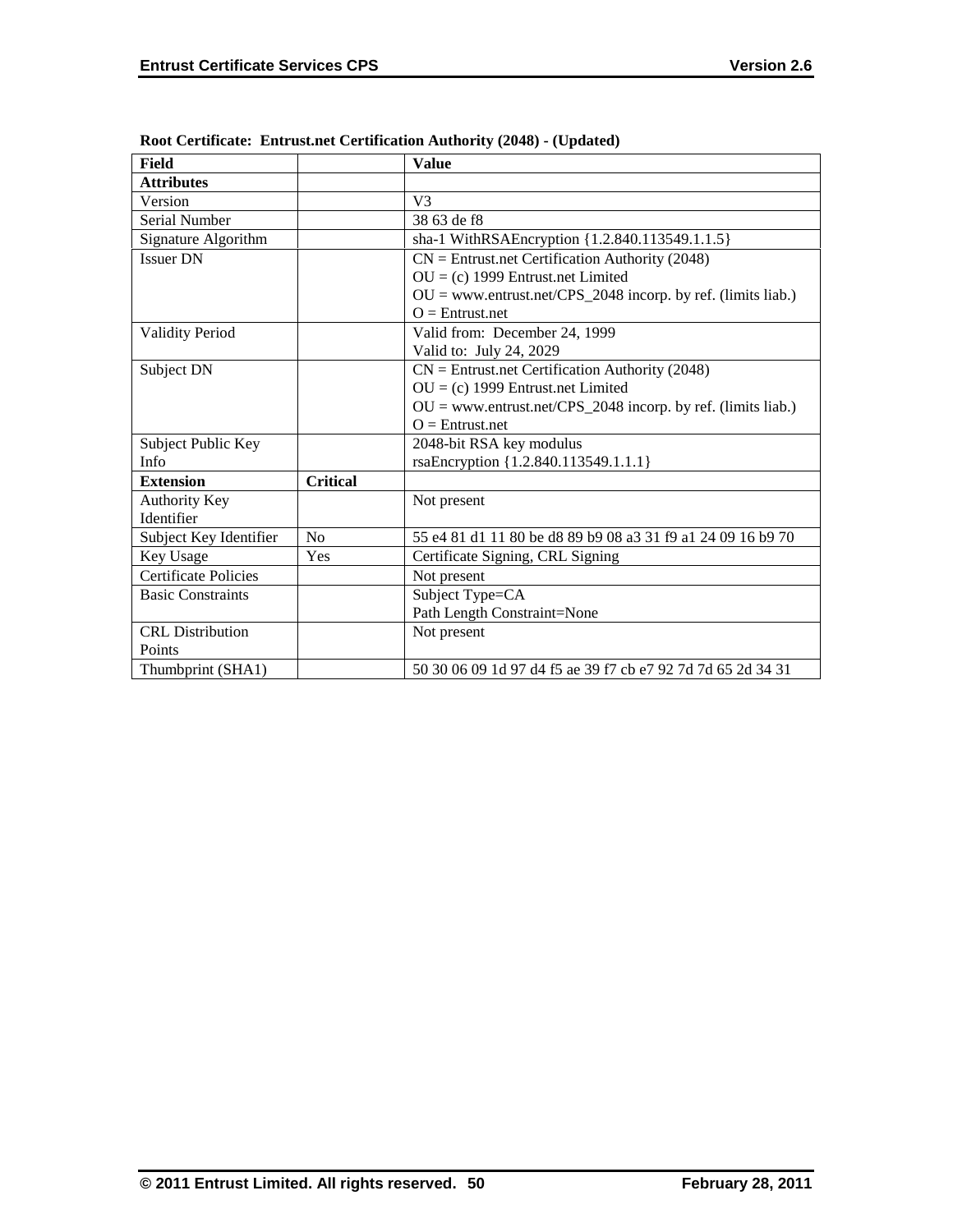**Root Certificate: Entrust.net Certification Authority (2048) - (Updated)**

| Field | | Value |
|---|---|---|
| **Attributes** | | |
| Version | | V3 |
| Serial Number | | 38 63 de f8 |
| Signature Algorithm | | sha-1 WithRSAEncryption {1.2.840.113549.1.1.5} |
| Issuer DN | | CN = Entrust.net Certification Authority (2048)<br>OU = (c) 1999 Entrust.net Limited<br>OU = www.entrust.net/CPS_2048 incorp. by ref. (limits liab.)<br>O = Entrust.net |
| Validity Period | | Valid from: December 24, 1999<br>Valid to: July 24, 2029 |
| Subject DN | | CN = Entrust.net Certification Authority (2048)<br>OU = (c) 1999 Entrust.net Limited<br>OU = www.entrust.net/CPS_2048 incorp. by ref. (limits liab.)<br>O = Entrust.net |
| Subject Public Key Info | | 2048-bit RSA key modulus<br>rsaEncryption {1.2.840.113549.1.1.1} |
| **Extension** | **Critical** | |
| Authority Key Identifier | | Not present |
| Subject Key Identifier | No | 55 e4 81 d1 11 80 be d8 89 b9 08 a3 31 f9 a1 24 09 16 b9 70 |
| Key Usage | Yes | Certificate Signing, CRL Signing |
| Certificate Policies | | Not present |
| Basic Constraints | | Subject Type=CA<br>Path Length Constraint=None |
| CRL Distribution Points | | Not present |
| Thumbprint (SHA1) | | 50 30 06 09 1d 97 d4 f5 ae 39 f7 cb e7 92 7d 7d 65 2d 34 31 |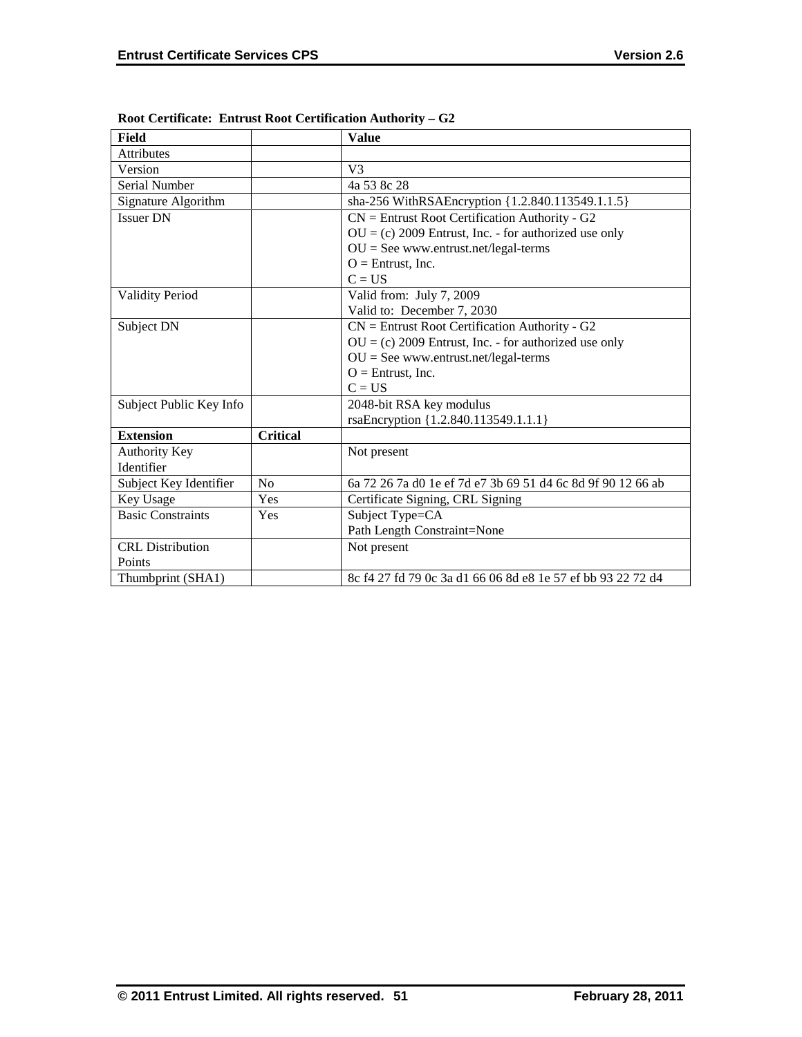**Root Certificate: Entrust Root Certification Authority – G2**

| Field | | Value |
|---|---|---|
| Attributes | | |
| Version | | V3 |
| Serial Number | | 4a 53 8c 28 |
| Signature Algorithm | | sha-256 WithRSAEncryption {1.2.840.113549.1.1.5} |
| Issuer DN | | CN = Entrust Root Certification Authority - G2<br>OU = (c) 2009 Entrust, Inc. - for authorized use only<br>OU = See www.entrust.net/legal-terms<br>O = Entrust, Inc.<br>C = US |
| Validity Period | | Valid from: July 7, 2009<br>Valid to: December 7, 2030 |
| Subject DN | | CN = Entrust Root Certification Authority - G2<br>OU = (c) 2009 Entrust, Inc. - for authorized use only<br>OU = See www.entrust.net/legal-terms<br>O = Entrust, Inc.<br>C = US |
| Subject Public Key Info | | 2048-bit RSA key modulus<br>rsaEncryption {1.2.840.113549.1.1.1} |
| **Extension** | **Critical** | |
| Authority Key Identifier | | Not present |
| Subject Key Identifier | No | 6a 72 26 7a d0 1e ef 7d e7 3b 69 51 d4 6c 8d 9f 90 12 66 ab |
| Key Usage | Yes | Certificate Signing, CRL Signing |
| Basic Constraints | Yes | Subject Type=CA<br>Path Length Constraint=None |
| CRL Distribution Points | | Not present |
| Thumbprint (SHA1) | | 8c f4 27 fd 79 0c 3a d1 66 06 8d e8 1e 57 ef bb 93 22 72 d4 |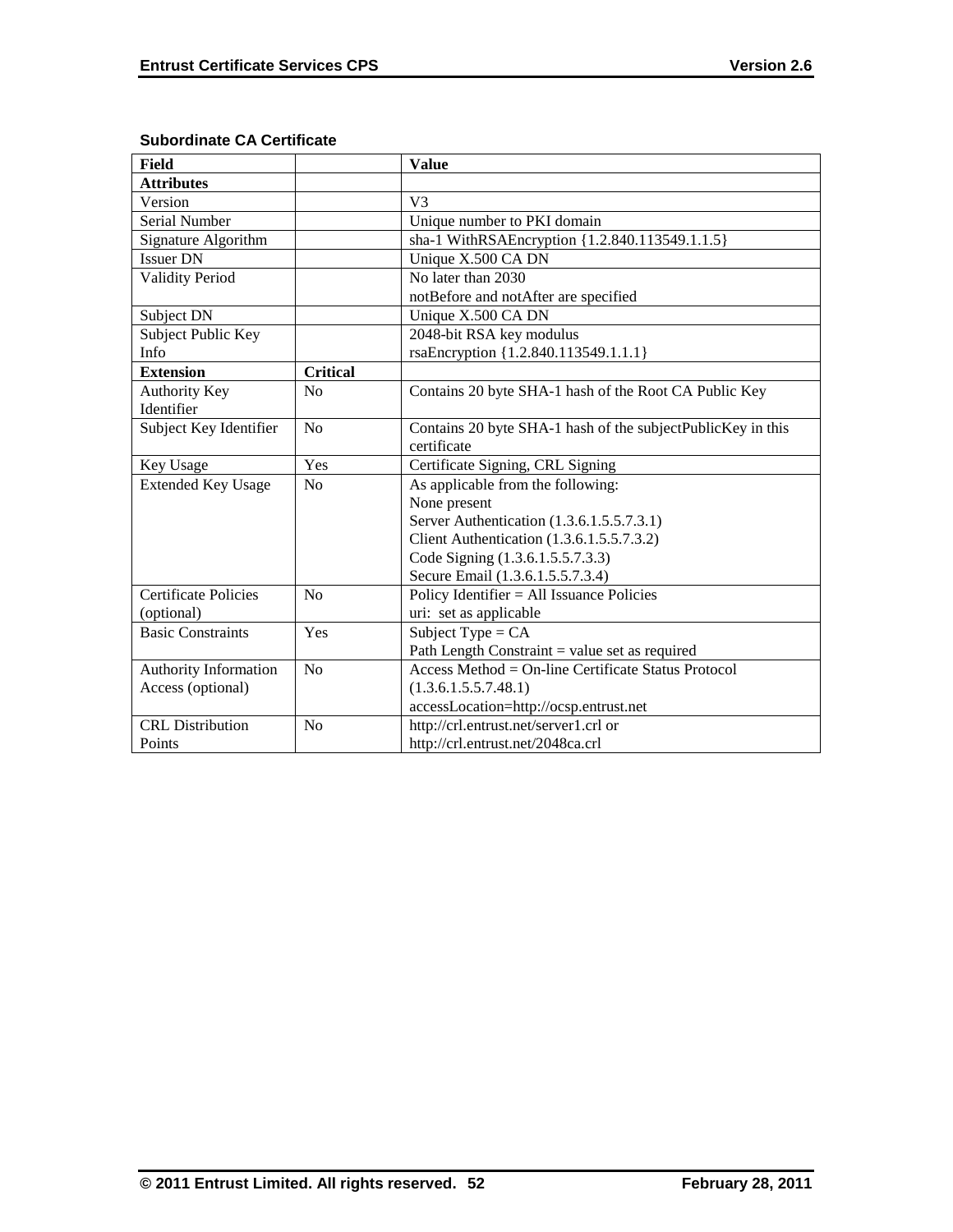**Subordinate CA Certificate**

| Field | | Value |
|---|---|---|
| **Attributes** | | |
| Version | | V3 |
| Serial Number | | Unique number to PKI domain |
| Signature Algorithm | | sha-1 WithRSAEncryption {1.2.840.113549.1.1.5} |
| Issuer DN | | Unique X.500 CA DN |
| Validity Period | | No later than 2030<br>notBefore and notAfter are specified |
| Subject DN | | Unique X.500 CA DN |
| Subject Public Key Info | | 2048-bit RSA key modulus<br>rsaEncryption {1.2.840.113549.1.1.1} |
| **Extension** | **Critical** | |
| Authority Key Identifier | No | Contains 20 byte SHA-1 hash of the Root CA Public Key |
| Subject Key Identifier | No | Contains 20 byte SHA-1 hash of the subjectPublicKey in this certificate |
| Key Usage | Yes | Certificate Signing, CRL Signing |
| Extended Key Usage | No | As applicable from the following:<br>None present<br>Server Authentication (1.3.6.1.5.5.7.3.1)<br>Client Authentication (1.3.6.1.5.5.7.3.2)<br>Code Signing (1.3.6.1.5.5.7.3.3)<br>Secure Email (1.3.6.1.5.5.7.3.4) |
| Certificate Policies (optional) | No | Policy Identifier = All Issuance Policies<br>uri: set as applicable |
| Basic Constraints | Yes | Subject Type = CA<br>Path Length Constraint = value set as required |
| Authority Information Access (optional) | No | Access Method = On-line Certificate Status Protocol (1.3.6.1.5.5.7.48.1)<br>accessLocation=http://ocsp.entrust.net |
| CRL Distribution Points | No | http://crl.entrust.net/server1.crl or<br>http://crl.entrust.net/2048ca.crl |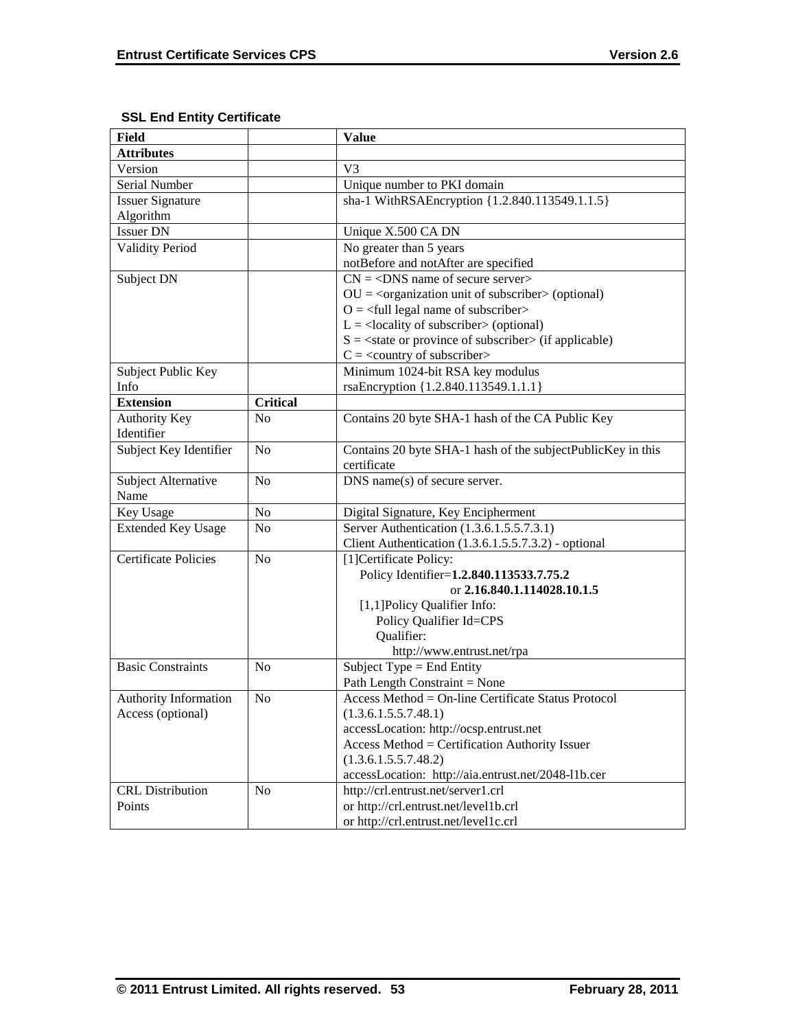**SSL End Entity Certificate**

| Field | | Value |
|---|---|---|
| **Attributes** | | |
| Version | | V3 |
| Serial Number | | Unique number to PKI domain |
| Issuer Signature Algorithm | | sha-1 WithRSAEncryption {1.2.840.113549.1.1.5} |
| Issuer DN | | Unique X.500 CA DN |
| Validity Period | | No greater than 5 years<br>notBefore and notAfter are specified |
| Subject DN | | CN = <DNS name of secure server><br>OU = <organization unit of subscriber> (optional)<br>O = <full legal name of subscriber><br>L = <locality of subscriber> (optional)<br>S = <state or province of subscriber> (if applicable)<br>C = <country of subscriber> |
| Subject Public Key Info | | Minimum 1024-bit RSA key modulus<br>rsaEncryption {1.2.840.113549.1.1.1} |
| **Extension** | **Critical** | |
| Authority Key Identifier | No | Contains 20 byte SHA-1 hash of the CA Public Key |
| Subject Key Identifier | No | Contains 20 byte SHA-1 hash of the subjectPublicKey in this certificate |
| Subject Alternative Name | No | DNS name(s) of secure server. |
| Key Usage | No | Digital Signature, Key Encipherment |
| Extended Key Usage | No | Server Authentication (1.3.6.1.5.5.7.3.1)<br>Client Authentication (1.3.6.1.5.5.7.3.2) - optional |
| Certificate Policies | No | [1]Certificate Policy:<br>Policy Identifier=**1.2.840.113533.7.75.2**<br>or **2.16.840.1.114028.10.1.5**<br>[1,1]Policy Qualifier Info:<br>Policy Qualifier Id=CPS<br>Qualifier:<br>http://www.entrust.net/rpa |
| Basic Constraints | No | Subject Type = End Entity<br>Path Length Constraint = None |
| Authority Information Access (optional) | No | Access Method = On-line Certificate Status Protocol (1.3.6.1.5.5.7.48.1)<br>accessLocation: http://ocsp.entrust.net<br>Access Method = Certification Authority Issuer (1.3.6.1.5.5.7.48.2)<br>accessLocation: http://aia.entrust.net/2048-l1b.cer |
| CRL Distribution Points | No | http://crl.entrust.net/server1.crl<br>or http://crl.entrust.net/level1b.crl<br>or http://crl.entrust.net/level1c.crl |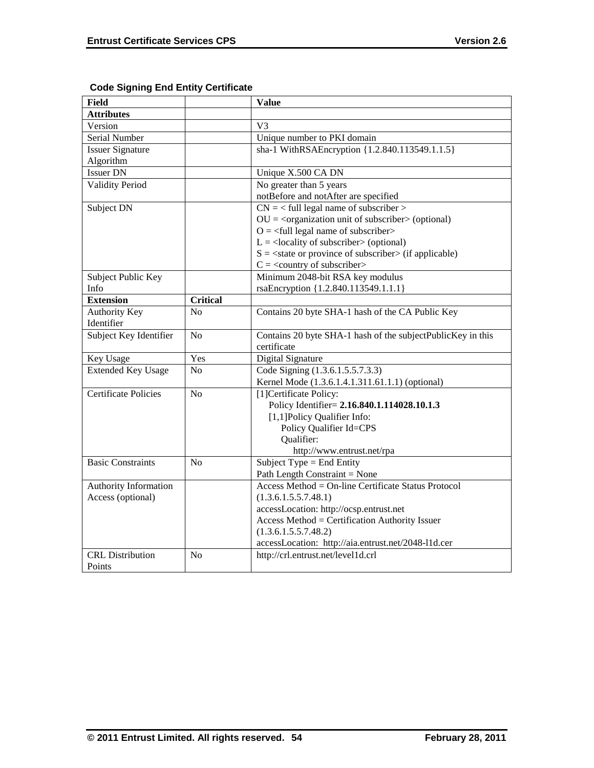**Code Signing End Entity Certificate**

| Field | | Value |
|---|---|---|
| **Attributes** | | |
| Version | | V3 |
| Serial Number | | Unique number to PKI domain |
| Issuer Signature Algorithm | | sha-1 WithRSAEncryption {1.2.840.113549.1.1.5} |
| Issuer DN | | Unique X.500 CA DN |
| Validity Period | | No greater than 5 years<br>notBefore and notAfter are specified |
| Subject DN | | CN = < full legal name of subscriber ><br>OU = <organization unit of subscriber> (optional)<br>O = <full legal name of subscriber><br>L = <locality of subscriber> (optional)<br>S = <state or province of subscriber> (if applicable)<br>C = <country of subscriber> |
| Subject Public Key Info | | Minimum 2048-bit RSA key modulus<br>rsaEncryption {1.2.840.113549.1.1.1} |
| **Extension** | **Critical** | |
| Authority Key Identifier | No | Contains 20 byte SHA-1 hash of the CA Public Key |
| Subject Key Identifier | No | Contains 20 byte SHA-1 hash of the subjectPublicKey in this certificate |
| Key Usage | Yes | Digital Signature |
| Extended Key Usage | No | Code Signing (1.3.6.1.5.5.7.3.3)<br>Kernel Mode (1.3.6.1.4.1.311.61.1.1) (optional) |
| Certificate Policies | No | [1]Certificate Policy:<br>Policy Identifier= **2.16.840.1.114028.10.1.3**<br>[1,1]Policy Qualifier Info:<br>Policy Qualifier Id=CPS<br>Qualifier:<br>http://www.entrust.net/rpa |
| Basic Constraints | No | Subject Type = End Entity<br>Path Length Constraint = None |
| Authority Information Access (optional) | | Access Method = On-line Certificate Status Protocol (1.3.6.1.5.5.7.48.1)<br>accessLocation: http://ocsp.entrust.net<br>Access Method = Certification Authority Issuer (1.3.6.1.5.5.7.48.2)<br>accessLocation: http://aia.entrust.net/2048-l1d.cer |
| CRL Distribution Points | No | http://crl.entrust.net/level1d.crl |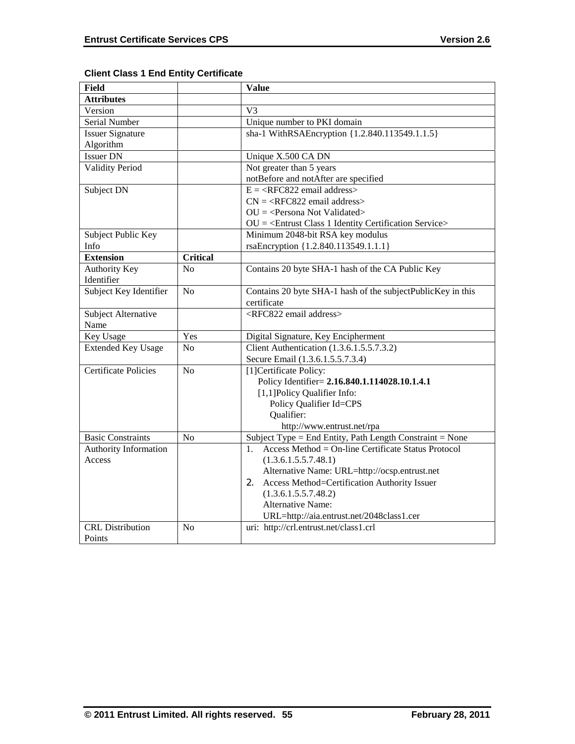**Client Class 1 End Entity Certificate**

| Field | | Value |
|---|---|---|
| **Attributes** | | |
| Version | | V3 |
| Serial Number | | Unique number to PKI domain |
| Issuer Signature Algorithm | | sha-1 WithRSAEncryption {1.2.840.113549.1.1.5} |
| Issuer DN | | Unique X.500 CA DN |
| Validity Period | | Not greater than 5 years<br>notBefore and notAfter are specified |
| Subject DN | | E = <RFC822 email address><br>CN = <RFC822 email address><br>OU = <Persona Not Validated><br>OU = <Entrust Class 1 Identity Certification Service> |
| Subject Public Key Info | | Minimum 2048-bit RSA key modulus<br>rsaEncryption {1.2.840.113549.1.1.1} |
| **Extension** | **Critical** | |
| Authority Key Identifier | No | Contains 20 byte SHA-1 hash of the CA Public Key |
| Subject Key Identifier | No | Contains 20 byte SHA-1 hash of the subjectPublicKey in this certificate |
| Subject Alternative Name | | <RFC822 email address> |
| Key Usage | Yes | Digital Signature, Key Encipherment |
| Extended Key Usage | No | Client Authentication (1.3.6.1.5.5.7.3.2)<br>Secure Email (1.3.6.1.5.5.7.3.4) |
| Certificate Policies | No | [1]Certificate Policy:<br>Policy Identifier= **2.16.840.1.114028.10.1.4.1**<br>[1,1]Policy Qualifier Info:<br>Policy Qualifier Id=CPS<br>Qualifier:<br>http://www.entrust.net/rpa |
| Basic Constraints | No | Subject Type = End Entity, Path Length Constraint = None |
| Authority Information Access | | 1. Access Method = On-line Certificate Status Protocol (1.3.6.1.5.5.7.48.1)<br>Alternative Name: URL=http://ocsp.entrust.net<br>2. Access Method=Certification Authority Issuer (1.3.6.1.5.5.7.48.2)<br>Alternative Name: URL=http://aia.entrust.net/2048class1.cer |
| CRL Distribution Points | No | uri: http://crl.entrust.net/class1.crl |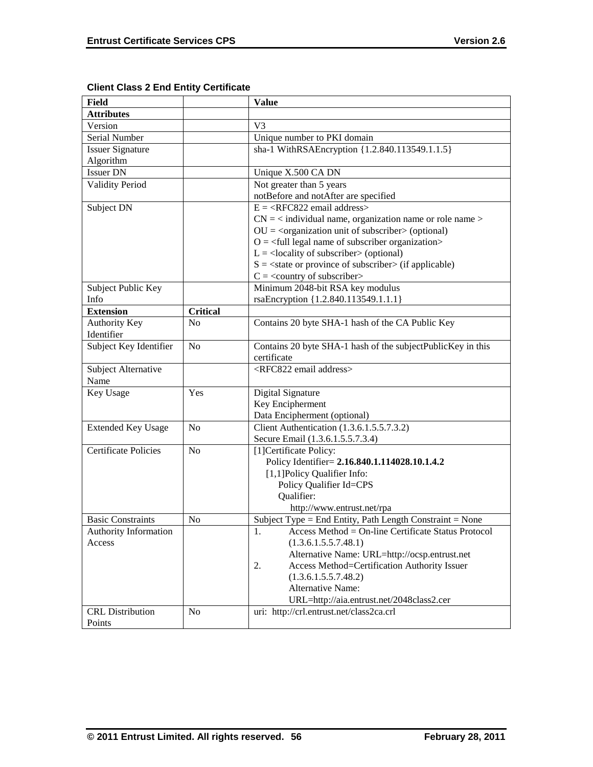**Client Class 2 End Entity Certificate**

| Field | | Value |
|---|---|---|
| **Attributes** | | |
| Version | | V3 |
| Serial Number | | Unique number to PKI domain |
| Issuer Signature Algorithm | | sha-1 WithRSAEncryption {1.2.840.113549.1.1.5} |
| Issuer DN | | Unique X.500 CA DN |
| Validity Period | | Not greater than 5 years<br>notBefore and notAfter are specified |
| Subject DN | | E = <RFC822 email address><br>CN = < individual name, organization name or role name ><br>OU = <organization unit of subscriber> (optional)<br>O = <full legal name of subscriber organization><br>L = <locality of subscriber> (optional)<br>S = <state or province of subscriber> (if applicable)<br>C = <country of subscriber> |
| Subject Public Key Info | | Minimum 2048-bit RSA key modulus<br>rsaEncryption {1.2.840.113549.1.1.1} |
| **Extension** | **Critical** | |
| Authority Key Identifier | No | Contains 20 byte SHA-1 hash of the CA Public Key |
| Subject Key Identifier | No | Contains 20 byte SHA-1 hash of the subjectPublicKey in this certificate |
| Subject Alternative Name | | <RFC822 email address> |
| Key Usage | Yes | Digital Signature<br>Key Encipherment<br>Data Encipherment (optional) |
| Extended Key Usage | No | Client Authentication (1.3.6.1.5.5.7.3.2)<br>Secure Email (1.3.6.1.5.5.7.3.4) |
| Certificate Policies | No | [1]Certificate Policy:<br>Policy Identifier= **2.16.840.1.114028.10.1.4.2**<br>[1,1]Policy Qualifier Info:<br>Policy Qualifier Id=CPS<br>Qualifier:<br>http://www.entrust.net/rpa |
| Basic Constraints | No | Subject Type = End Entity, Path Length Constraint = None |
| Authority Information Access | | 1. Access Method = On-line Certificate Status Protocol (1.3.6.1.5.5.7.48.1)<br>Alternative Name: URL=http://ocsp.entrust.net<br>2. Access Method=Certification Authority Issuer (1.3.6.1.5.5.7.48.2)<br>Alternative Name:<br>URL=http://aia.entrust.net/2048class2.cer |
| CRL Distribution Points | No | uri: http://crl.entrust.net/class2ca.crl |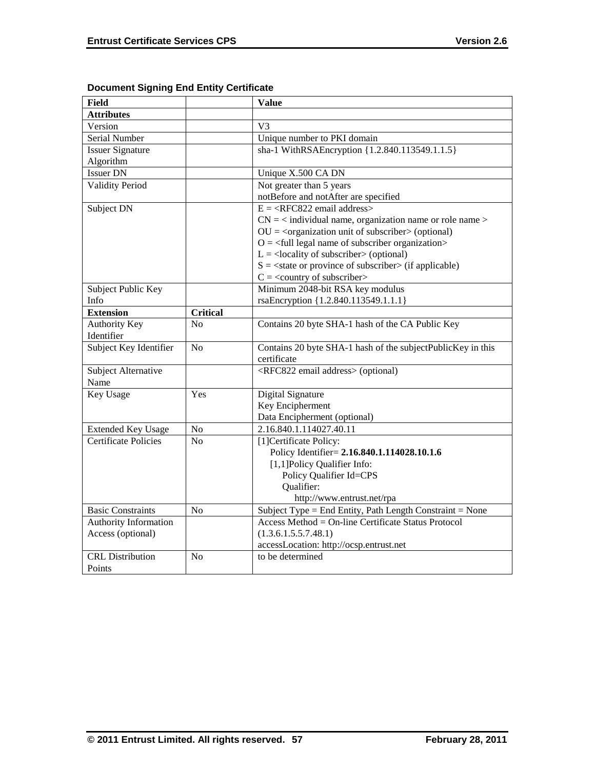**Document Signing End Entity Certificate**

| Field | | Value |
|---|---|---|
| **Attributes** | | |
| Version | | V3 |
| Serial Number | | Unique number to PKI domain |
| Issuer Signature Algorithm | | sha-1 WithRSAEncryption {1.2.840.113549.1.1.5} |
| Issuer DN | | Unique X.500 CA DN |
| Validity Period | | Not greater than 5 years<br>notBefore and notAfter are specified |
| Subject DN | | E = <RFC822 email address><br>CN = < individual name, organization name or role name ><br>OU = <organization unit of subscriber> (optional)<br>O = <full legal name of subscriber organization><br>L = <locality of subscriber> (optional)<br>S = <state or province of subscriber> (if applicable)<br>C = <country of subscriber> |
| Subject Public Key Info | | Minimum 2048-bit RSA key modulus<br>rsaEncryption {1.2.840.113549.1.1.1} |
| **Extension** | **Critical** | |
| Authority Key Identifier | No | Contains 20 byte SHA-1 hash of the CA Public Key |
| Subject Key Identifier | No | Contains 20 byte SHA-1 hash of the subjectPublicKey in this certificate |
| Subject Alternative Name | | <RFC822 email address> (optional) |
| Key Usage | Yes | Digital Signature<br>Key Encipherment<br>Data Encipherment (optional) |
| Extended Key Usage | No | 2.16.840.1.114027.40.11 |
| Certificate Policies | No | [1]Certificate Policy:<br>Policy Identifier= **2.16.840.1.114028.10.1.6**<br>[1,1]Policy Qualifier Info:<br>Policy Qualifier Id=CPS<br>Qualifier:<br>http://www.entrust.net/rpa |
| Basic Constraints | No | Subject Type = End Entity, Path Length Constraint = None |
| Authority Information Access (optional) | | Access Method = On-line Certificate Status Protocol (1.3.6.1.5.5.7.48.1)<br>accessLocation: http://ocsp.entrust.net |
| CRL Distribution Points | No | to be determined |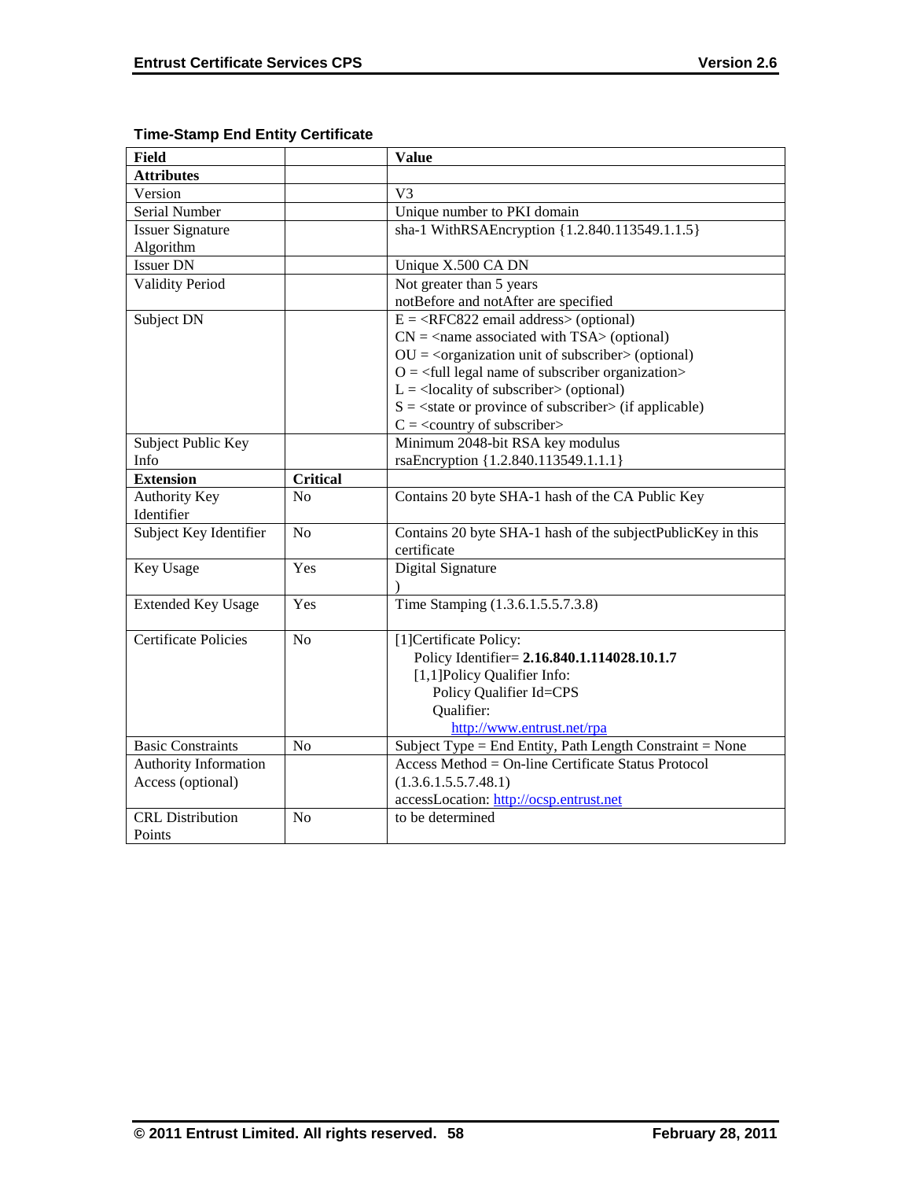**Time-Stamp End Entity Certificate**

| Field | | Value |
|---|---|---|
| **Attributes** | | |
| Version | | V3 |
| Serial Number | | Unique number to PKI domain |
| Issuer Signature Algorithm | | sha-1 WithRSAEncryption {1.2.840.113549.1.1.5} |
| Issuer DN | | Unique X.500 CA DN |
| Validity Period | | Not greater than 5 years<br>notBefore and notAfter are specified |
| Subject DN | | E = <RFC822 email address> (optional)<br>CN = <name associated with TSA> (optional)<br>OU = <organization unit of subscriber> (optional)<br>O = <full legal name of subscriber organization><br>L = <locality of subscriber> (optional)<br>S = <state or province of subscriber> (if applicable)<br>C = <country of subscriber> |
| Subject Public Key Info | | Minimum 2048-bit RSA key modulus<br>rsaEncryption {1.2.840.113549.1.1.1} |
| **Extension** | **Critical** | |
| Authority Key Identifier | No | Contains 20 byte SHA-1 hash of the CA Public Key |
| Subject Key Identifier | No | Contains 20 byte SHA-1 hash of the subjectPublicKey in this certificate |
| Key Usage | Yes | Digital Signature<br>) |
| Extended Key Usage | Yes | Time Stamping (1.3.6.1.5.5.7.3.8) |
| Certificate Policies | No | [1]Certificate Policy:<br>Policy Identifier= **2.16.840.1.114028.10.1.7**<br>[1,1]Policy Qualifier Info:<br>Policy Qualifier Id=CPS<br>Qualifier:<br>http://www.entrust.net/rpa |
| Basic Constraints | No | Subject Type = End Entity, Path Length Constraint = None |
| Authority Information Access (optional) | | Access Method = On-line Certificate Status Protocol (1.3.6.1.5.5.7.48.1)<br>accessLocation: http://ocsp.entrust.net |
| CRL Distribution Points | No | to be determined |